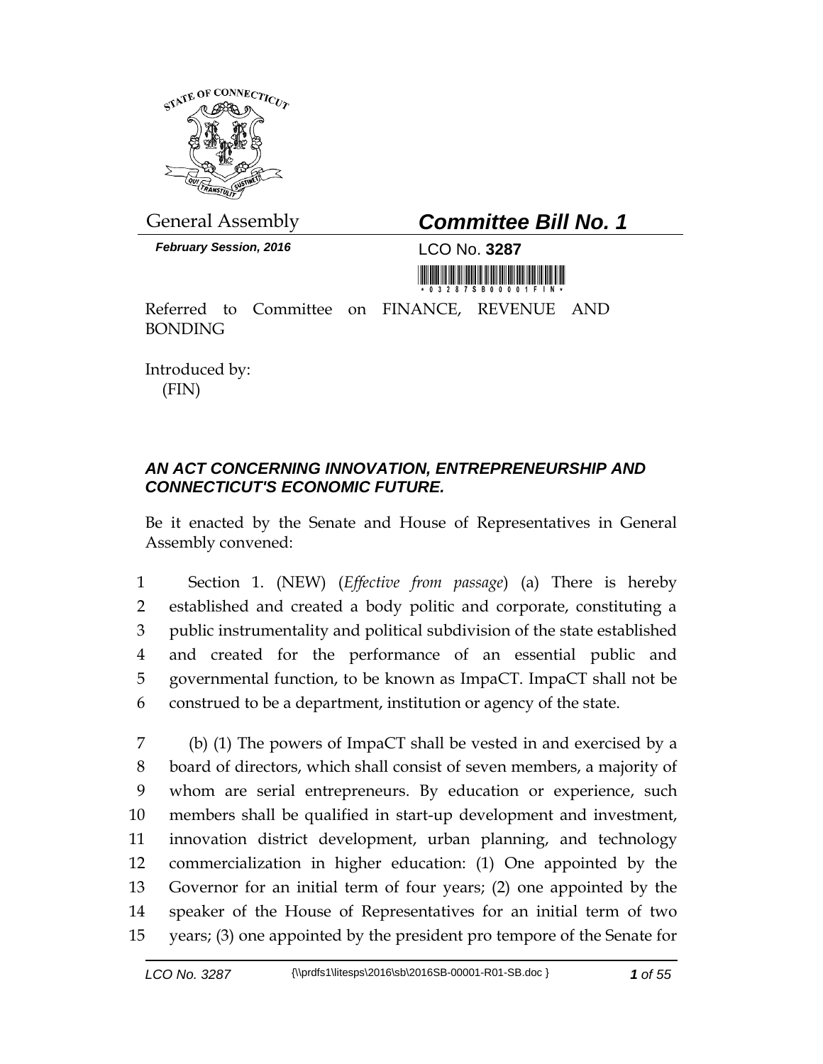General Assembly

# *Committee Bill No. 1*

***February Session, 2016***

LCO No. **3287**

Referred to Committee on FINANCE, REVENUE AND BONDING

Introduced by:
(FIN)

## *AN ACT CONCERNING INNOVATION, ENTREPRENEURSHIP AND CONNECTICUT'S ECONOMIC FUTURE.*

Be it enacted by the Senate and House of Representatives in General Assembly convened:

1 Section 1. (NEW) (*Effective from passage*) (a) There is hereby
2 established and created a body politic and corporate, constituting a
3 public instrumentality and political subdivision of the state established
4 and created for the performance of an essential public and
5 governmental function, to be known as ImpaCT. ImpaCT shall not be
6 construed to be a department, institution or agency of the state.

7 (b) (1) The powers of ImpaCT shall be vested in and exercised by a
8 board of directors, which shall consist of seven members, a majority of
9 whom are serial entrepreneurs. By education or experience, such
10 members shall be qualified in start-up development and investment,
11 innovation district development, urban planning, and technology
12 commercialization in higher education: (1) One appointed by the
13 Governor for an initial term of four years; (2) one appointed by the
14 speaker of the House of Representatives for an initial term of two
15 years; (3) one appointed by the president pro tempore of the Senate for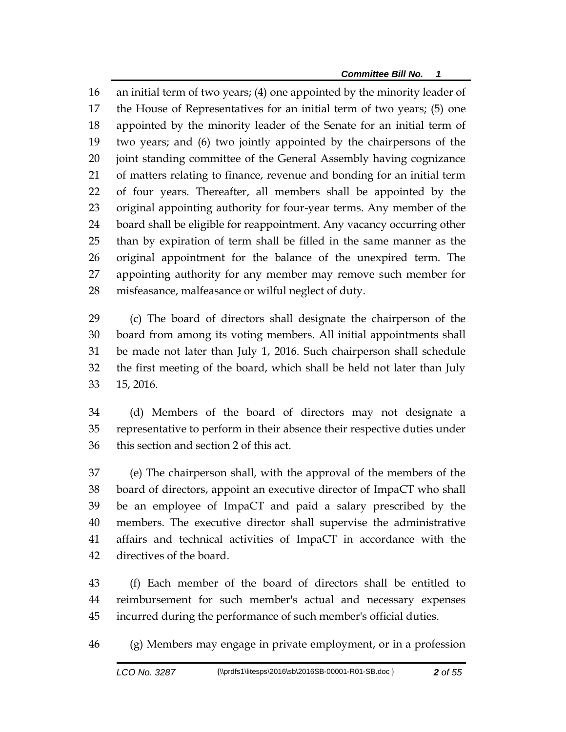an initial term of two years; (4) one appointed by the minority leader of the House of Representatives for an initial term of two years; (5) one appointed by the minority leader of the Senate for an initial term of two years; and (6) two jointly appointed by the chairpersons of the joint standing committee of the General Assembly having cognizance of matters relating to finance, revenue and bonding for an initial term of four years. Thereafter, all members shall be appointed by the original appointing authority for four-year terms. Any member of the board shall be eligible for reappointment. Any vacancy occurring other than by expiration of term shall be filled in the same manner as the original appointment for the balance of the unexpired term. The appointing authority for any member may remove such member for misfeasance, malfeasance or wilful neglect of duty.

(c) The board of directors shall designate the chairperson of the board from among its voting members. All initial appointments shall be made not later than July 1, 2016. Such chairperson shall schedule the first meeting of the board, which shall be held not later than July 15, 2016.

(d) Members of the board of directors may not designate a representative to perform in their absence their respective duties under this section and section 2 of this act.

(e) The chairperson shall, with the approval of the members of the board of directors, appoint an executive director of ImpaCT who shall be an employee of ImpaCT and paid a salary prescribed by the members. The executive director shall supervise the administrative affairs and technical activities of ImpaCT in accordance with the directives of the board.

(f) Each member of the board of directors shall be entitled to reimbursement for such member's actual and necessary expenses incurred during the performance of such member's official duties.

(g) Members may engage in private employment, or in a profession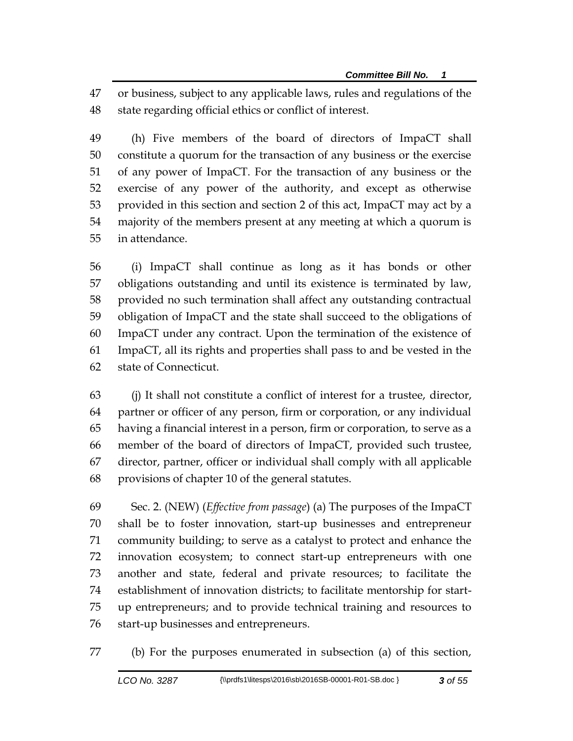or business, subject to any applicable laws, rules and regulations of the state regarding official ethics or conflict of interest.

(h) Five members of the board of directors of ImpaCT shall constitute a quorum for the transaction of any business or the exercise of any power of ImpaCT. For the transaction of any business or the exercise of any power of the authority, and except as otherwise provided in this section and section 2 of this act, ImpaCT may act by a majority of the members present at any meeting at which a quorum is in attendance.

(i) ImpaCT shall continue as long as it has bonds or other obligations outstanding and until its existence is terminated by law, provided no such termination shall affect any outstanding contractual obligation of ImpaCT and the state shall succeed to the obligations of ImpaCT under any contract. Upon the termination of the existence of ImpaCT, all its rights and properties shall pass to and be vested in the state of Connecticut.

(j) It shall not constitute a conflict of interest for a trustee, director, partner or officer of any person, firm or corporation, or any individual having a financial interest in a person, firm or corporation, to serve as a member of the board of directors of ImpaCT, provided such trustee, director, partner, officer or individual shall comply with all applicable provisions of chapter 10 of the general statutes.

Sec. 2. (NEW) (*Effective from passage*) (a) The purposes of the ImpaCT shall be to foster innovation, start-up businesses and entrepreneur community building; to serve as a catalyst to protect and enhance the innovation ecosystem; to connect start-up entrepreneurs with one another and state, federal and private resources; to facilitate the establishment of innovation districts; to facilitate mentorship for start-up entrepreneurs; and to provide technical training and resources to start-up businesses and entrepreneurs.

(b) For the purposes enumerated in subsection (a) of this section,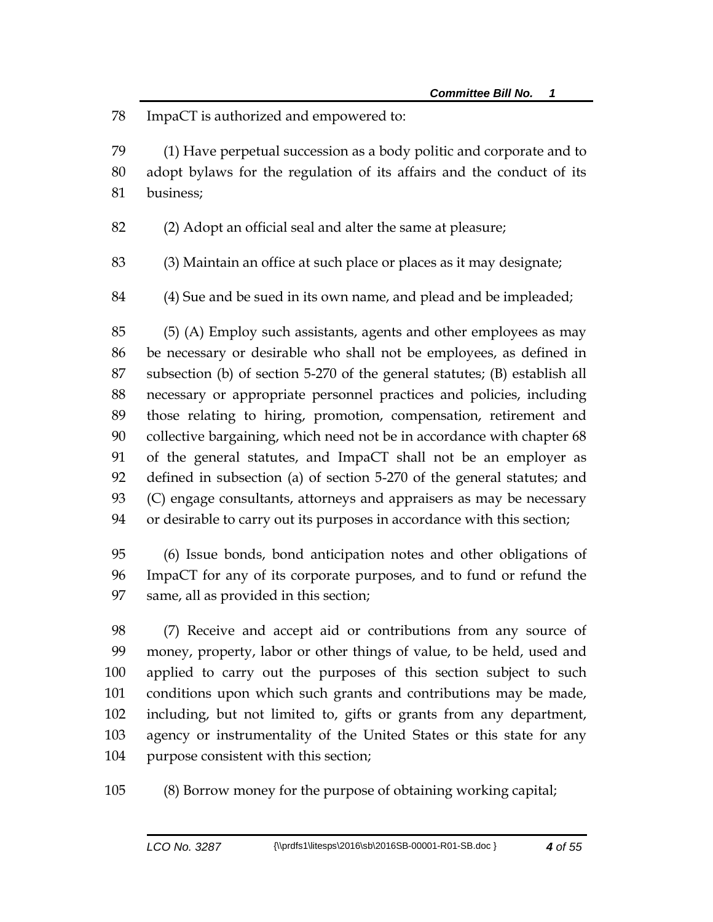ImpaCT is authorized and empowered to:

(1) Have perpetual succession as a body politic and corporate and to adopt bylaws for the regulation of its affairs and the conduct of its business;

(2) Adopt an official seal and alter the same at pleasure;

(3) Maintain an office at such place or places as it may designate;

(4) Sue and be sued in its own name, and plead and be impleaded;

(5) (A) Employ such assistants, agents and other employees as may be necessary or desirable who shall not be employees, as defined in subsection (b) of section 5-270 of the general statutes; (B) establish all necessary or appropriate personnel practices and policies, including those relating to hiring, promotion, compensation, retirement and collective bargaining, which need not be in accordance with chapter 68 of the general statutes, and ImpaCT shall not be an employer as defined in subsection (a) of section 5-270 of the general statutes; and (C) engage consultants, attorneys and appraisers as may be necessary or desirable to carry out its purposes in accordance with this section;

(6) Issue bonds, bond anticipation notes and other obligations of ImpaCT for any of its corporate purposes, and to fund or refund the same, all as provided in this section;

(7) Receive and accept aid or contributions from any source of money, property, labor or other things of value, to be held, used and applied to carry out the purposes of this section subject to such conditions upon which such grants and contributions may be made, including, but not limited to, gifts or grants from any department, agency or instrumentality of the United States or this state for any purpose consistent with this section;

(8) Borrow money for the purpose of obtaining working capital;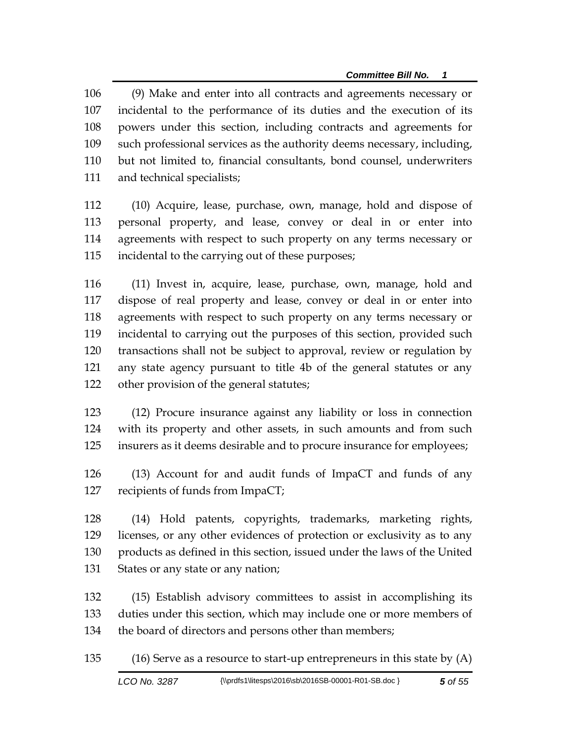(9) Make and enter into all contracts and agreements necessary or incidental to the performance of its duties and the execution of its powers under this section, including contracts and agreements for such professional services as the authority deems necessary, including, but not limited to, financial consultants, bond counsel, underwriters and technical specialists;

(10) Acquire, lease, purchase, own, manage, hold and dispose of personal property, and lease, convey or deal in or enter into agreements with respect to such property on any terms necessary or incidental to the carrying out of these purposes;

(11) Invest in, acquire, lease, purchase, own, manage, hold and dispose of real property and lease, convey or deal in or enter into agreements with respect to such property on any terms necessary or incidental to carrying out the purposes of this section, provided such transactions shall not be subject to approval, review or regulation by any state agency pursuant to title 4b of the general statutes or any other provision of the general statutes;

(12) Procure insurance against any liability or loss in connection with its property and other assets, in such amounts and from such insurers as it deems desirable and to procure insurance for employees;

(13) Account for and audit funds of ImpaCT and funds of any recipients of funds from ImpaCT;

(14) Hold patents, copyrights, trademarks, marketing rights, licenses, or any other evidences of protection or exclusivity as to any products as defined in this section, issued under the laws of the United States or any state or any nation;

(15) Establish advisory committees to assist in accomplishing its duties under this section, which may include one or more members of the board of directors and persons other than members;

(16) Serve as a resource to start-up entrepreneurs in this state by (A)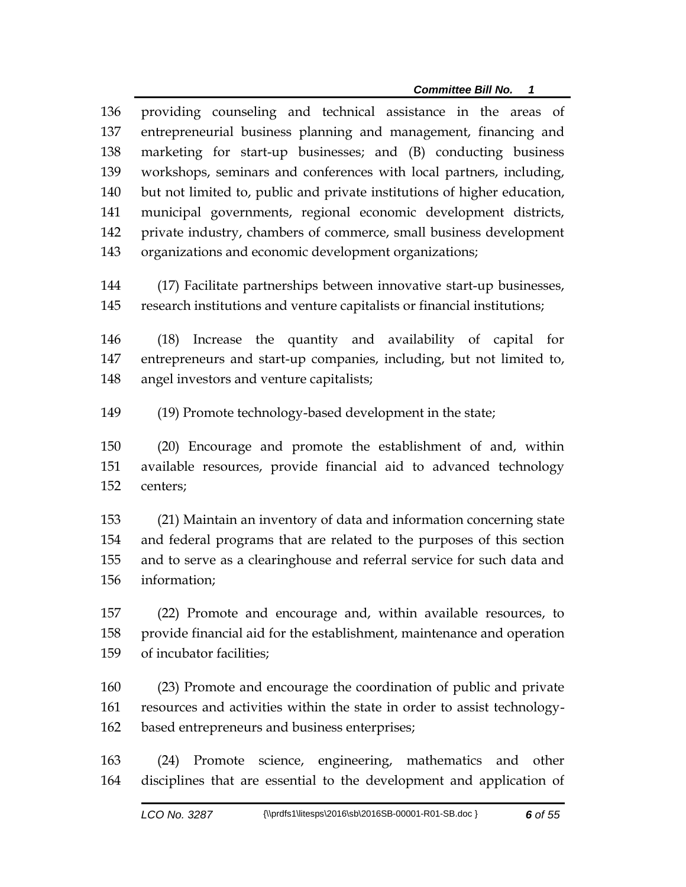providing counseling and technical assistance in the areas of entrepreneurial business planning and management, financing and marketing for start-up businesses; and (B) conducting business workshops, seminars and conferences with local partners, including, but not limited to, public and private institutions of higher education, municipal governments, regional economic development districts, private industry, chambers of commerce, small business development organizations and economic development organizations;

(17) Facilitate partnerships between innovative start-up businesses, research institutions and venture capitalists or financial institutions;

(18) Increase the quantity and availability of capital for entrepreneurs and start-up companies, including, but not limited to, angel investors and venture capitalists;

(19) Promote technology-based development in the state;

(20) Encourage and promote the establishment of and, within available resources, provide financial aid to advanced technology centers;

(21) Maintain an inventory of data and information concerning state and federal programs that are related to the purposes of this section and to serve as a clearinghouse and referral service for such data and information;

(22) Promote and encourage and, within available resources, to provide financial aid for the establishment, maintenance and operation of incubator facilities;

(23) Promote and encourage the coordination of public and private resources and activities within the state in order to assist technology-based entrepreneurs and business enterprises;

(24) Promote science, engineering, mathematics and other disciplines that are essential to the development and application of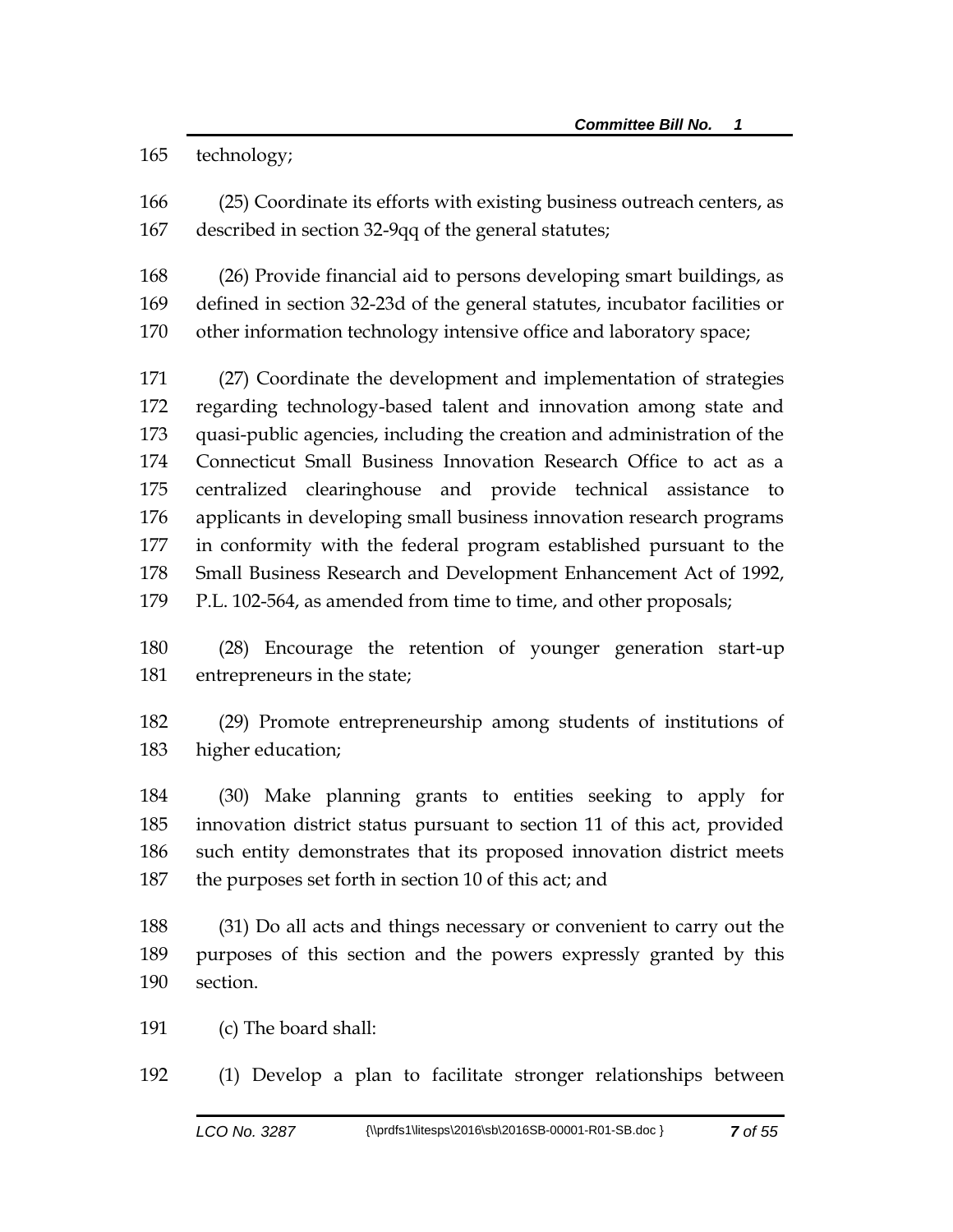technology;

(25) Coordinate its efforts with existing business outreach centers, as described in section 32-9qq of the general statutes;

(26) Provide financial aid to persons developing smart buildings, as defined in section 32-23d of the general statutes, incubator facilities or other information technology intensive office and laboratory space;

(27) Coordinate the development and implementation of strategies regarding technology-based talent and innovation among state and quasi-public agencies, including the creation and administration of the Connecticut Small Business Innovation Research Office to act as a centralized clearinghouse and provide technical assistance to applicants in developing small business innovation research programs in conformity with the federal program established pursuant to the Small Business Research and Development Enhancement Act of 1992, P.L. 102-564, as amended from time to time, and other proposals;

(28) Encourage the retention of younger generation start-up entrepreneurs in the state;

(29) Promote entrepreneurship among students of institutions of higher education;

(30) Make planning grants to entities seeking to apply for innovation district status pursuant to section 11 of this act, provided such entity demonstrates that its proposed innovation district meets the purposes set forth in section 10 of this act; and

(31) Do all acts and things necessary or convenient to carry out the purposes of this section and the powers expressly granted by this section.

(c) The board shall:

(1) Develop a plan to facilitate stronger relationships between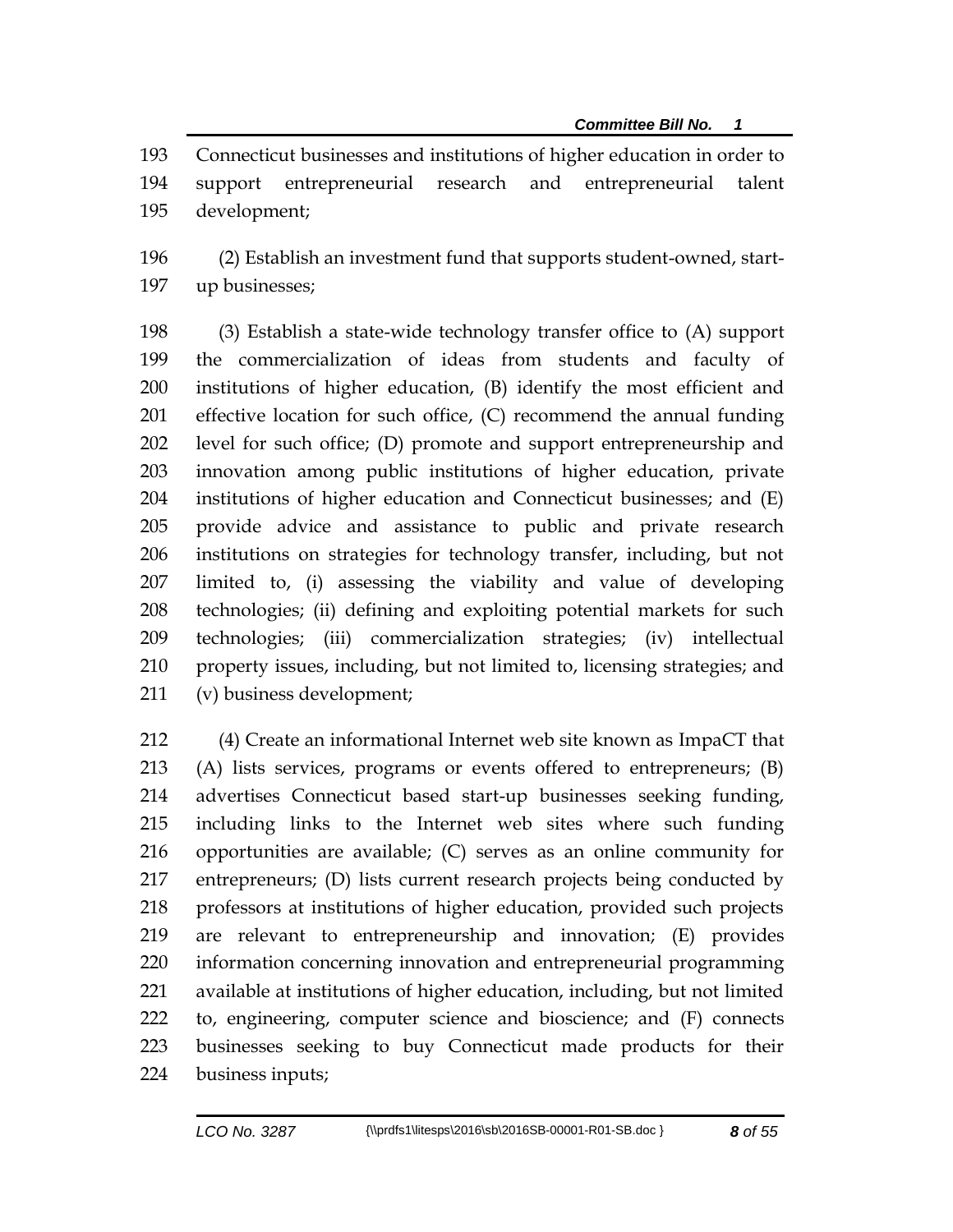Connecticut businesses and institutions of higher education in order to support entrepreneurial research and entrepreneurial talent development;

(2) Establish an investment fund that supports student-owned, start-up businesses;

(3) Establish a state-wide technology transfer office to (A) support the commercialization of ideas from students and faculty of institutions of higher education, (B) identify the most efficient and effective location for such office, (C) recommend the annual funding level for such office; (D) promote and support entrepreneurship and innovation among public institutions of higher education, private institutions of higher education and Connecticut businesses; and (E) provide advice and assistance to public and private research institutions on strategies for technology transfer, including, but not limited to, (i) assessing the viability and value of developing technologies; (ii) defining and exploiting potential markets for such technologies; (iii) commercialization strategies; (iv) intellectual property issues, including, but not limited to, licensing strategies; and (v) business development;

(4) Create an informational Internet web site known as ImpaCT that (A) lists services, programs or events offered to entrepreneurs; (B) advertises Connecticut based start-up businesses seeking funding, including links to the Internet web sites where such funding opportunities are available; (C) serves as an online community for entrepreneurs; (D) lists current research projects being conducted by professors at institutions of higher education, provided such projects are relevant to entrepreneurship and innovation; (E) provides information concerning innovation and entrepreneurial programming available at institutions of higher education, including, but not limited to, engineering, computer science and bioscience; and (F) connects businesses seeking to buy Connecticut made products for their business inputs;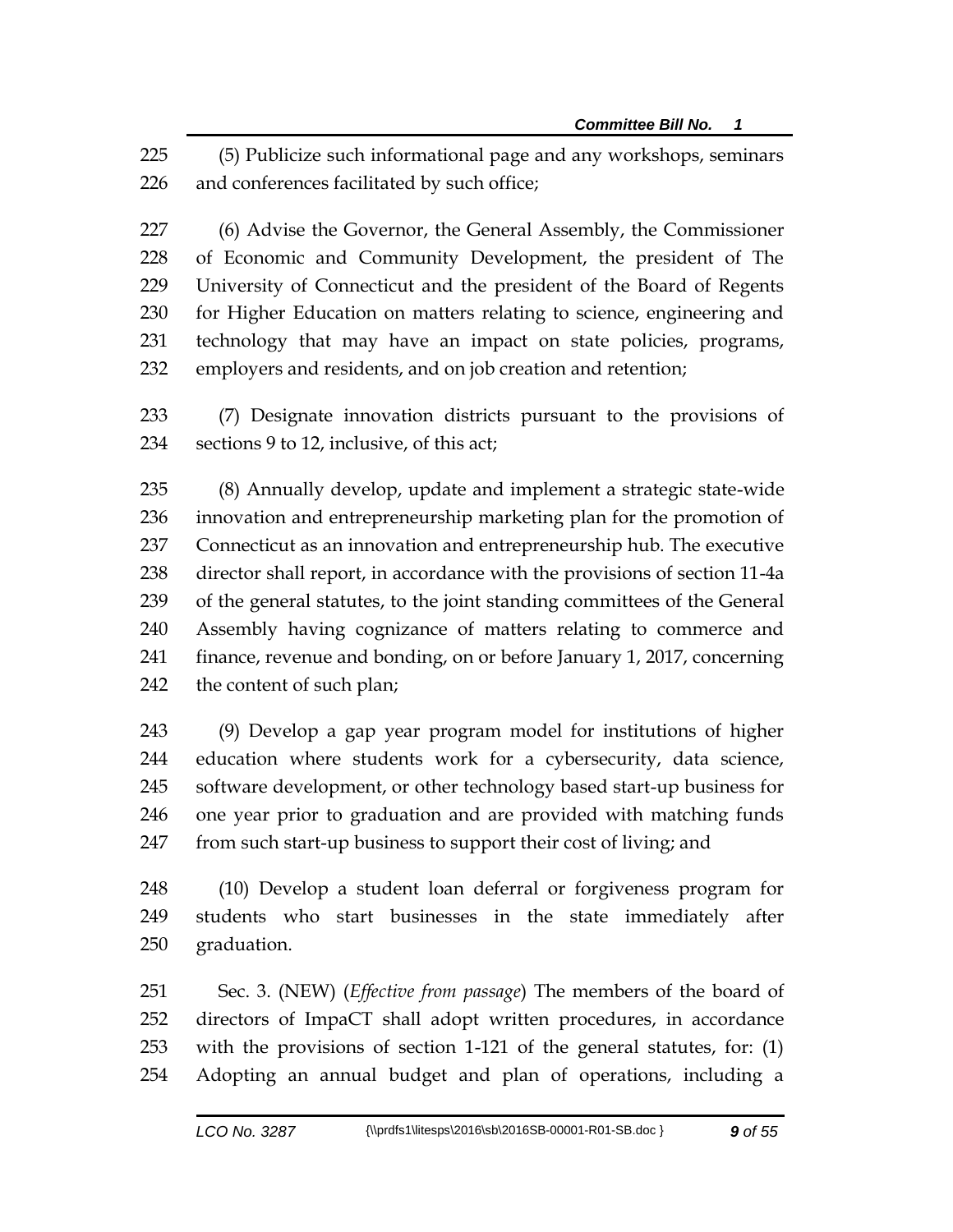(5) Publicize such informational page and any workshops, seminars and conferences facilitated by such office;

(6) Advise the Governor, the General Assembly, the Commissioner of Economic and Community Development, the president of The University of Connecticut and the president of the Board of Regents for Higher Education on matters relating to science, engineering and technology that may have an impact on state policies, programs, employers and residents, and on job creation and retention;

(7) Designate innovation districts pursuant to the provisions of sections 9 to 12, inclusive, of this act;

(8) Annually develop, update and implement a strategic state-wide innovation and entrepreneurship marketing plan for the promotion of Connecticut as an innovation and entrepreneurship hub. The executive director shall report, in accordance with the provisions of section 11-4a of the general statutes, to the joint standing committees of the General Assembly having cognizance of matters relating to commerce and finance, revenue and bonding, on or before January 1, 2017, concerning the content of such plan;

(9) Develop a gap year program model for institutions of higher education where students work for a cybersecurity, data science, software development, or other technology based start-up business for one year prior to graduation and are provided with matching funds from such start-up business to support their cost of living; and

(10) Develop a student loan deferral or forgiveness program for students who start businesses in the state immediately after graduation.

Sec. 3. (NEW) (*Effective from passage*) The members of the board of directors of ImpaCT shall adopt written procedures, in accordance with the provisions of section 1-121 of the general statutes, for: (1) Adopting an annual budget and plan of operations, including a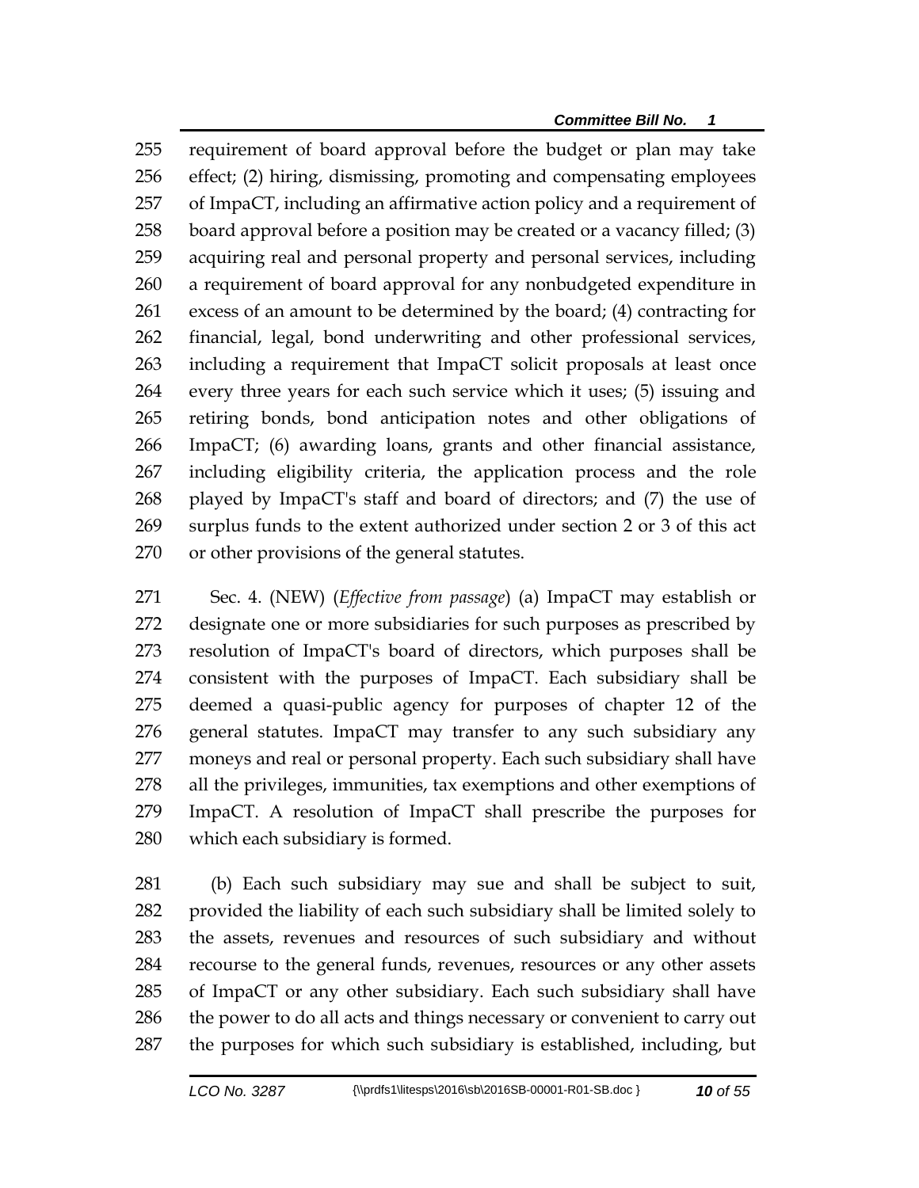requirement of board approval before the budget or plan may take effect; (2) hiring, dismissing, promoting and compensating employees of ImpaCT, including an affirmative action policy and a requirement of board approval before a position may be created or a vacancy filled; (3) acquiring real and personal property and personal services, including a requirement of board approval for any nonbudgeted expenditure in excess of an amount to be determined by the board; (4) contracting for financial, legal, bond underwriting and other professional services, including a requirement that ImpaCT solicit proposals at least once every three years for each such service which it uses; (5) issuing and retiring bonds, bond anticipation notes and other obligations of ImpaCT; (6) awarding loans, grants and other financial assistance, including eligibility criteria, the application process and the role played by ImpaCT's staff and board of directors; and (7) the use of surplus funds to the extent authorized under section 2 or 3 of this act or other provisions of the general statutes.

Sec. 4. (NEW) (*Effective from passage*) (a) ImpaCT may establish or designate one or more subsidiaries for such purposes as prescribed by resolution of ImpaCT's board of directors, which purposes shall be consistent with the purposes of ImpaCT. Each subsidiary shall be deemed a quasi-public agency for purposes of chapter 12 of the general statutes. ImpaCT may transfer to any such subsidiary any moneys and real or personal property. Each such subsidiary shall have all the privileges, immunities, tax exemptions and other exemptions of ImpaCT. A resolution of ImpaCT shall prescribe the purposes for which each subsidiary is formed.

(b) Each such subsidiary may sue and shall be subject to suit, provided the liability of each such subsidiary shall be limited solely to the assets, revenues and resources of such subsidiary and without recourse to the general funds, revenues, resources or any other assets of ImpaCT or any other subsidiary. Each such subsidiary shall have the power to do all acts and things necessary or convenient to carry out the purposes for which such subsidiary is established, including, but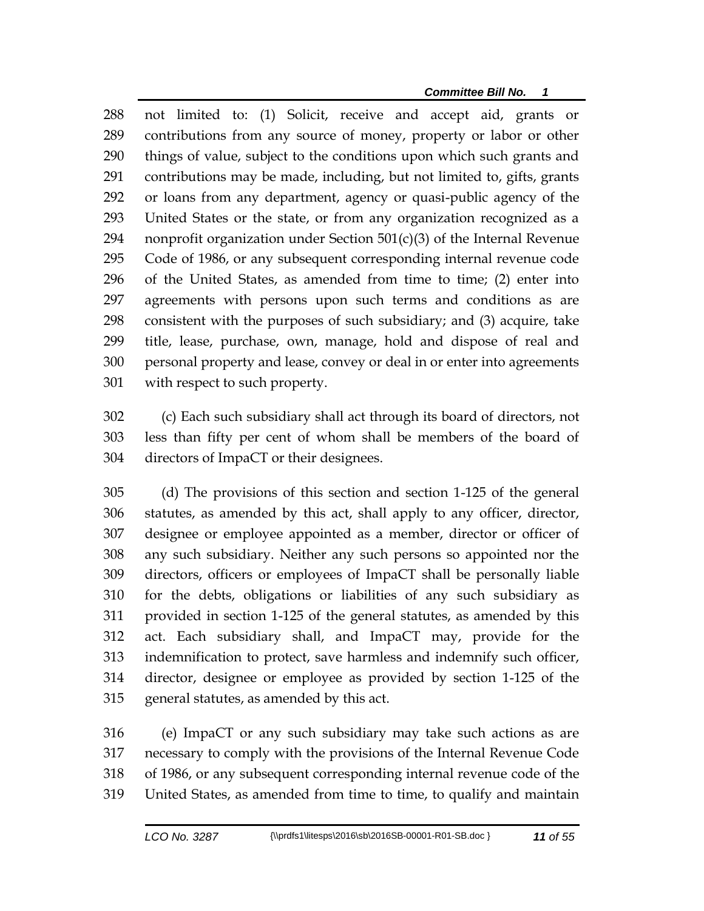not limited to: (1) Solicit, receive and accept aid, grants or contributions from any source of money, property or labor or other things of value, subject to the conditions upon which such grants and contributions may be made, including, but not limited to, gifts, grants or loans from any department, agency or quasi-public agency of the United States or the state, or from any organization recognized as a nonprofit organization under Section 501(c)(3) of the Internal Revenue Code of 1986, or any subsequent corresponding internal revenue code of the United States, as amended from time to time; (2) enter into agreements with persons upon such terms and conditions as are consistent with the purposes of such subsidiary; and (3) acquire, take title, lease, purchase, own, manage, hold and dispose of real and personal property and lease, convey or deal in or enter into agreements with respect to such property.

(c) Each such subsidiary shall act through its board of directors, not less than fifty per cent of whom shall be members of the board of directors of ImpaCT or their designees.

(d) The provisions of this section and section 1-125 of the general statutes, as amended by this act, shall apply to any officer, director, designee or employee appointed as a member, director or officer of any such subsidiary. Neither any such persons so appointed nor the directors, officers or employees of ImpaCT shall be personally liable for the debts, obligations or liabilities of any such subsidiary as provided in section 1-125 of the general statutes, as amended by this act. Each subsidiary shall, and ImpaCT may, provide for the indemnification to protect, save harmless and indemnify such officer, director, designee or employee as provided by section 1-125 of the general statutes, as amended by this act.

(e) ImpaCT or any such subsidiary may take such actions as are necessary to comply with the provisions of the Internal Revenue Code of 1986, or any subsequent corresponding internal revenue code of the United States, as amended from time to time, to qualify and maintain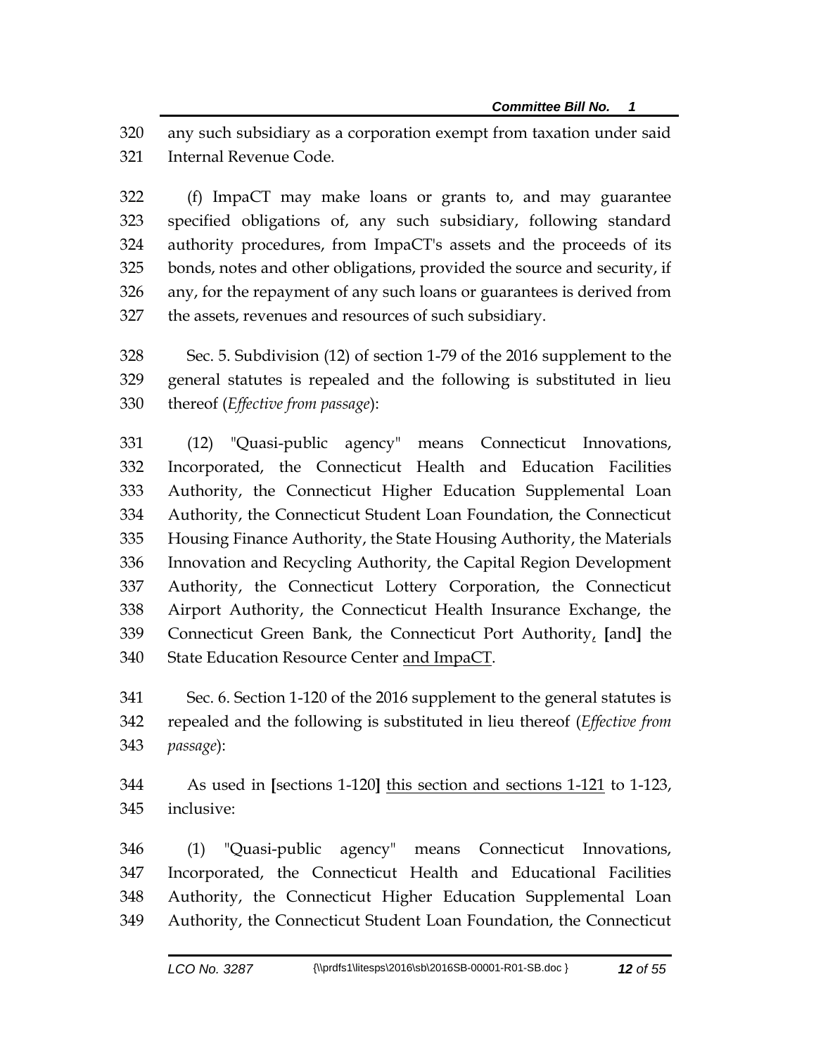320 any such subsidiary as a corporation exempt from taxation under said
321 Internal Revenue Code.

322 (f) ImpaCT may make loans or grants to, and may guarantee
323 specified obligations of, any such subsidiary, following standard
324 authority procedures, from ImpaCT's assets and the proceeds of its
325 bonds, notes and other obligations, provided the source and security, if
326 any, for the repayment of any such loans or guarantees is derived from
327 the assets, revenues and resources of such subsidiary.

328 Sec. 5. Subdivision (12) of section 1-79 of the 2016 supplement to the
329 general statutes is repealed and the following is substituted in lieu
330 thereof (*Effective from passage*):

331 (12) "Quasi-public agency" means Connecticut Innovations,
332 Incorporated, the Connecticut Health and Education Facilities
333 Authority, the Connecticut Higher Education Supplemental Loan
334 Authority, the Connecticut Student Loan Foundation, the Connecticut
335 Housing Finance Authority, the State Housing Authority, the Materials
336 Innovation and Recycling Authority, the Capital Region Development
337 Authority, the Connecticut Lottery Corporation, the Connecticut
338 Airport Authority, the Connecticut Health Insurance Exchange, the
339 Connecticut Green Bank, the Connecticut Port Authority<u>,</u> **[**and**]** the
340 State Education Resource Center <u>and ImpaCT</u>.

341 Sec. 6. Section 1-120 of the 2016 supplement to the general statutes is
342 repealed and the following is substituted in lieu thereof (*Effective from*
343 *passage*):

344 As used in **[**sections 1-120**]** <u>this section and sections 1-121</u> to 1-123,
345 inclusive:

346 (1) "Quasi-public agency" means Connecticut Innovations,
347 Incorporated, the Connecticut Health and Educational Facilities
348 Authority, the Connecticut Higher Education Supplemental Loan
349 Authority, the Connecticut Student Loan Foundation, the Connecticut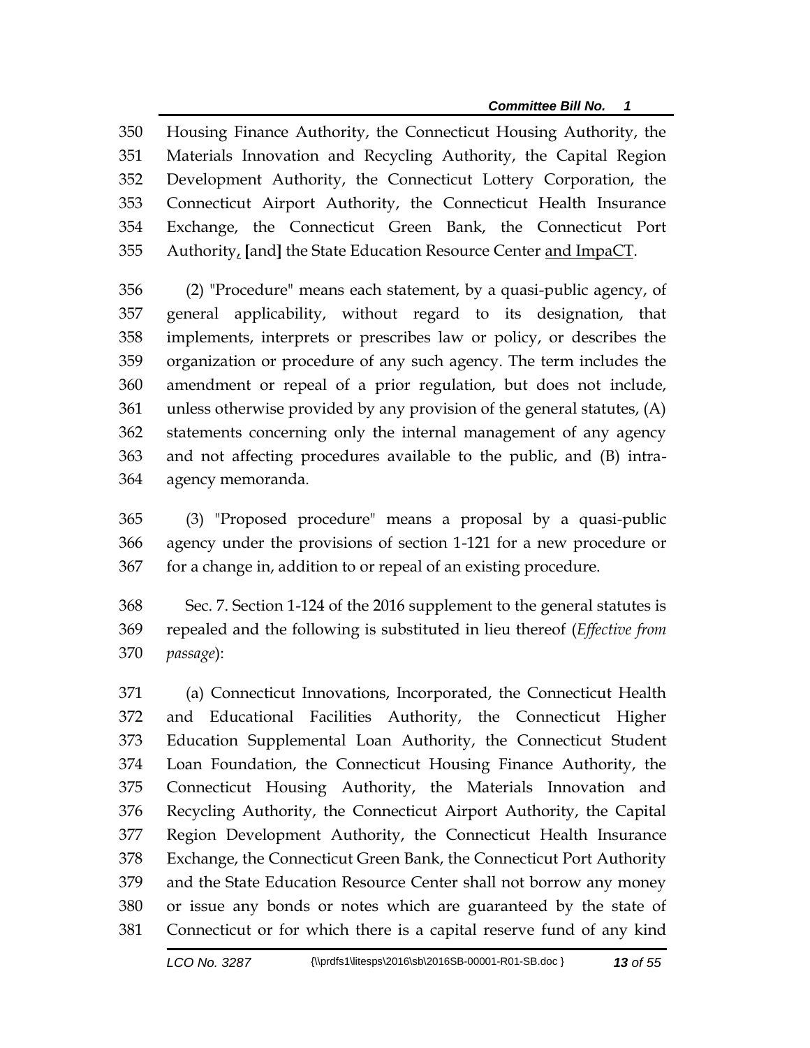Housing Finance Authority, the Connecticut Housing Authority, the Materials Innovation and Recycling Authority, the Capital Region Development Authority, the Connecticut Lottery Corporation, the Connecticut Airport Authority, the Connecticut Health Insurance Exchange, the Connecticut Green Bank, the Connecticut Port Authority, [and] the State Education Resource Center and ImpaCT.

(2) "Procedure" means each statement, by a quasi-public agency, of general applicability, without regard to its designation, that implements, interprets or prescribes law or policy, or describes the organization or procedure of any such agency. The term includes the amendment or repeal of a prior regulation, but does not include, unless otherwise provided by any provision of the general statutes, (A) statements concerning only the internal management of any agency and not affecting procedures available to the public, and (B) intra-agency memoranda.

(3) "Proposed procedure" means a proposal by a quasi-public agency under the provisions of section 1-121 for a new procedure or for a change in, addition to or repeal of an existing procedure.

Sec. 7. Section 1-124 of the 2016 supplement to the general statutes is repealed and the following is substituted in lieu thereof (*Effective from passage*):

(a) Connecticut Innovations, Incorporated, the Connecticut Health and Educational Facilities Authority, the Connecticut Higher Education Supplemental Loan Authority, the Connecticut Student Loan Foundation, the Connecticut Housing Finance Authority, the Connecticut Housing Authority, the Materials Innovation and Recycling Authority, the Connecticut Airport Authority, the Capital Region Development Authority, the Connecticut Health Insurance Exchange, the Connecticut Green Bank, the Connecticut Port Authority and the State Education Resource Center shall not borrow any money or issue any bonds or notes which are guaranteed by the state of Connecticut or for which there is a capital reserve fund of any kind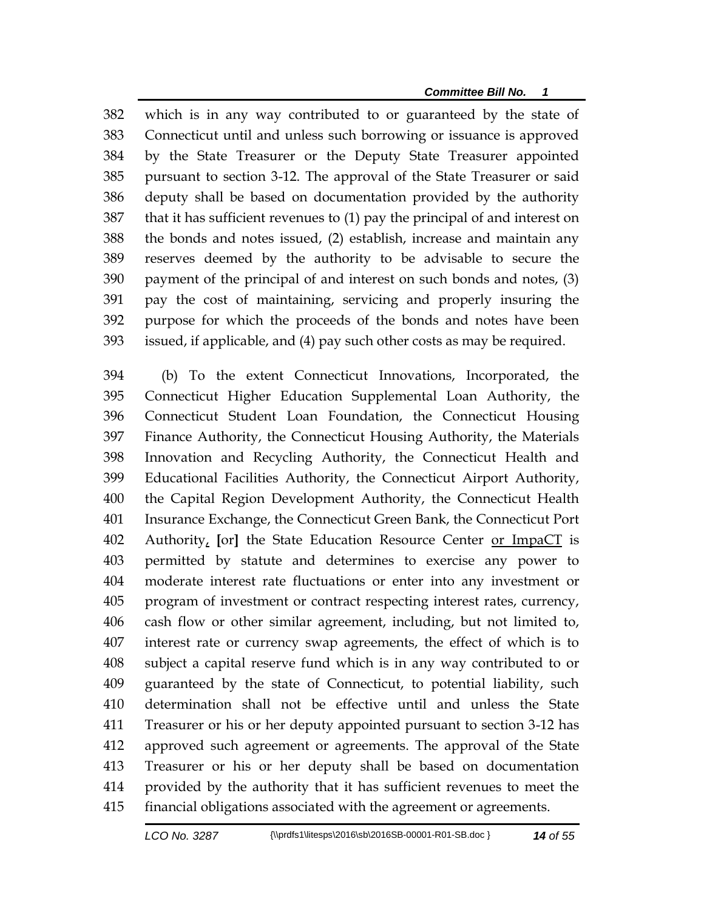382 which is in any way contributed to or guaranteed by the state of
383 Connecticut until and unless such borrowing or issuance is approved
384 by the State Treasurer or the Deputy State Treasurer appointed
385 pursuant to section 3-12. The approval of the State Treasurer or said
386 deputy shall be based on documentation provided by the authority
387 that it has sufficient revenues to (1) pay the principal of and interest on
388 the bonds and notes issued, (2) establish, increase and maintain any
389 reserves deemed by the authority to be advisable to secure the
390 payment of the principal of and interest on such bonds and notes, (3)
391 pay the cost of maintaining, servicing and properly insuring the
392 purpose for which the proceeds of the bonds and notes have been
393 issued, if applicable, and (4) pay such other costs as may be required.

394 (b) To the extent Connecticut Innovations, Incorporated, the
395 Connecticut Higher Education Supplemental Loan Authority, the
396 Connecticut Student Loan Foundation, the Connecticut Housing
397 Finance Authority, the Connecticut Housing Authority, the Materials
398 Innovation and Recycling Authority, the Connecticut Health and
399 Educational Facilities Authority, the Connecticut Airport Authority,
400 the Capital Region Development Authority, the Connecticut Health
401 Insurance Exchange, the Connecticut Green Bank, the Connecticut Port
402 Authority<u>,</u> **[**or**]** the State Education Resource Center <u>or ImpaCT</u> is
403 permitted by statute and determines to exercise any power to
404 moderate interest rate fluctuations or enter into any investment or
405 program of investment or contract respecting interest rates, currency,
406 cash flow or other similar agreement, including, but not limited to,
407 interest rate or currency swap agreements, the effect of which is to
408 subject a capital reserve fund which is in any way contributed to or
409 guaranteed by the state of Connecticut, to potential liability, such
410 determination shall not be effective until and unless the State
411 Treasurer or his or her deputy appointed pursuant to section 3-12 has
412 approved such agreement or agreements. The approval of the State
413 Treasurer or his or her deputy shall be based on documentation
414 provided by the authority that it has sufficient revenues to meet the
415 financial obligations associated with the agreement or agreements.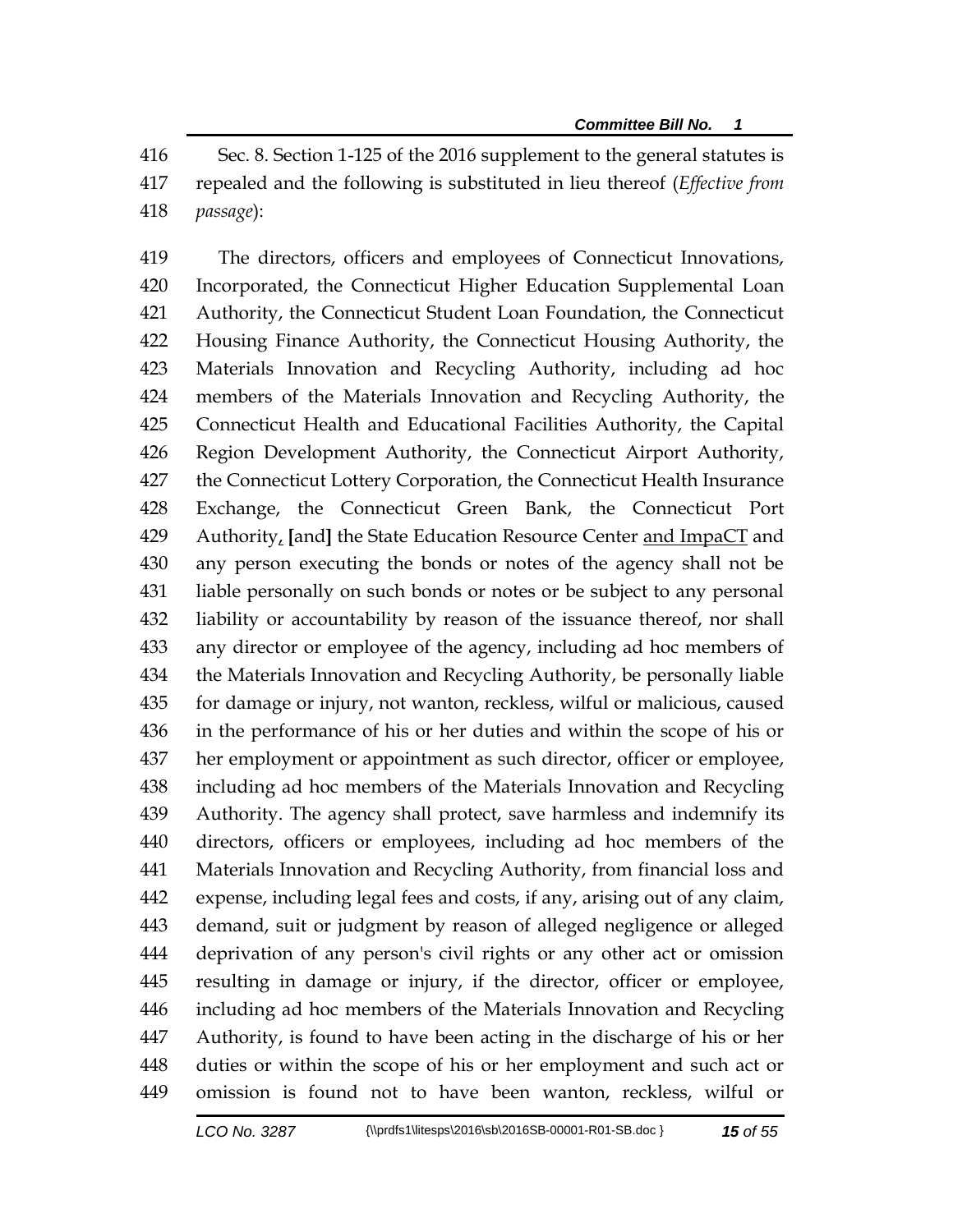416 Sec. 8. Section 1-125 of the 2016 supplement to the general statutes is
417 repealed and the following is substituted in lieu thereof (*Effective from*
418 *passage*):

419 The directors, officers and employees of Connecticut Innovations,
420 Incorporated, the Connecticut Higher Education Supplemental Loan
421 Authority, the Connecticut Student Loan Foundation, the Connecticut
422 Housing Finance Authority, the Connecticut Housing Authority, the
423 Materials Innovation and Recycling Authority, including ad hoc
424 members of the Materials Innovation and Recycling Authority, the
425 Connecticut Health and Educational Facilities Authority, the Capital
426 Region Development Authority, the Connecticut Airport Authority,
427 the Connecticut Lottery Corporation, the Connecticut Health Insurance
428 Exchange, the Connecticut Green Bank, the Connecticut Port
429 Authority, **[**and**]** the State Education Resource Center <u>and ImpaCT</u> and
430 any person executing the bonds or notes of the agency shall not be
431 liable personally on such bonds or notes or be subject to any personal
432 liability or accountability by reason of the issuance thereof, nor shall
433 any director or employee of the agency, including ad hoc members of
434 the Materials Innovation and Recycling Authority, be personally liable
435 for damage or injury, not wanton, reckless, wilful or malicious, caused
436 in the performance of his or her duties and within the scope of his or
437 her employment or appointment as such director, officer or employee,
438 including ad hoc members of the Materials Innovation and Recycling
439 Authority. The agency shall protect, save harmless and indemnify its
440 directors, officers or employees, including ad hoc members of the
441 Materials Innovation and Recycling Authority, from financial loss and
442 expense, including legal fees and costs, if any, arising out of any claim,
443 demand, suit or judgment by reason of alleged negligence or alleged
444 deprivation of any person's civil rights or any other act or omission
445 resulting in damage or injury, if the director, officer or employee,
446 including ad hoc members of the Materials Innovation and Recycling
447 Authority, is found to have been acting in the discharge of his or her
448 duties or within the scope of his or her employment and such act or
449 omission is found not to have been wanton, reckless, wilful or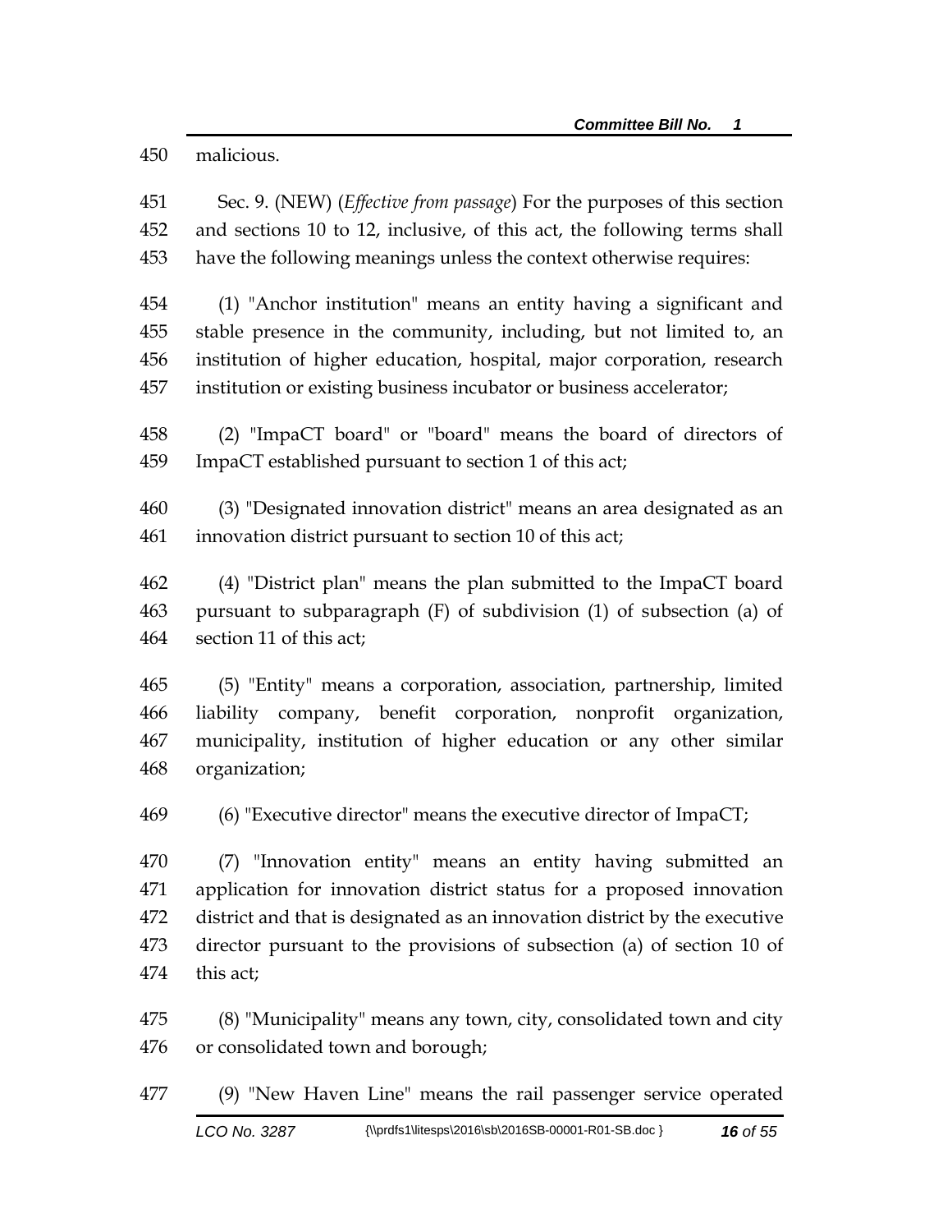malicious.

Sec. 9. (NEW) (*Effective from passage*) For the purposes of this section and sections 10 to 12, inclusive, of this act, the following terms shall have the following meanings unless the context otherwise requires:

(1) "Anchor institution" means an entity having a significant and stable presence in the community, including, but not limited to, an institution of higher education, hospital, major corporation, research institution or existing business incubator or business accelerator;

(2) "ImpaCT board" or "board" means the board of directors of ImpaCT established pursuant to section 1 of this act;

(3) "Designated innovation district" means an area designated as an innovation district pursuant to section 10 of this act;

(4) "District plan" means the plan submitted to the ImpaCT board pursuant to subparagraph (F) of subdivision (1) of subsection (a) of section 11 of this act;

(5) "Entity" means a corporation, association, partnership, limited liability company, benefit corporation, nonprofit organization, municipality, institution of higher education or any other similar organization;

(6) "Executive director" means the executive director of ImpaCT;

(7) "Innovation entity" means an entity having submitted an application for innovation district status for a proposed innovation district and that is designated as an innovation district by the executive director pursuant to the provisions of subsection (a) of section 10 of this act;

(8) "Municipality" means any town, city, consolidated town and city or consolidated town and borough;

(9) "New Haven Line" means the rail passenger service operated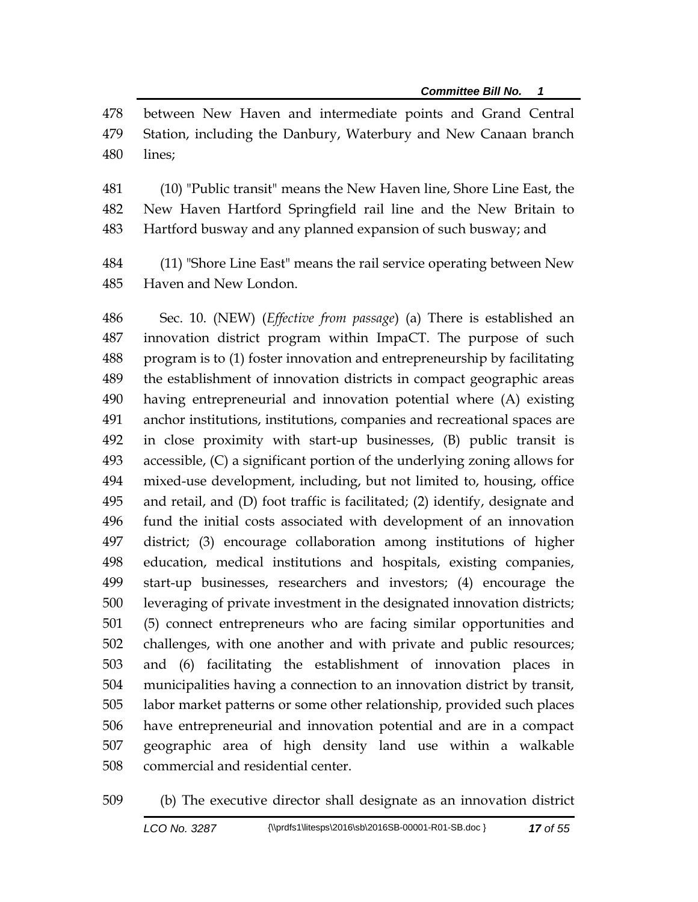between New Haven and intermediate points and Grand Central Station, including the Danbury, Waterbury and New Canaan branch lines;

(10) "Public transit" means the New Haven line, Shore Line East, the New Haven Hartford Springfield rail line and the New Britain to Hartford busway and any planned expansion of such busway; and

(11) "Shore Line East" means the rail service operating between New Haven and New London.

Sec. 10. (NEW) (*Effective from passage*) (a) There is established an innovation district program within ImpaCT. The purpose of such program is to (1) foster innovation and entrepreneurship by facilitating the establishment of innovation districts in compact geographic areas having entrepreneurial and innovation potential where (A) existing anchor institutions, institutions, companies and recreational spaces are in close proximity with start-up businesses, (B) public transit is accessible, (C) a significant portion of the underlying zoning allows for mixed-use development, including, but not limited to, housing, office and retail, and (D) foot traffic is facilitated; (2) identify, designate and fund the initial costs associated with development of an innovation district; (3) encourage collaboration among institutions of higher education, medical institutions and hospitals, existing companies, start-up businesses, researchers and investors; (4) encourage the leveraging of private investment in the designated innovation districts; (5) connect entrepreneurs who are facing similar opportunities and challenges, with one another and with private and public resources; and (6) facilitating the establishment of innovation places in municipalities having a connection to an innovation district by transit, labor market patterns or some other relationship, provided such places have entrepreneurial and innovation potential and are in a compact geographic area of high density land use within a walkable commercial and residential center.

(b) The executive director shall designate as an innovation district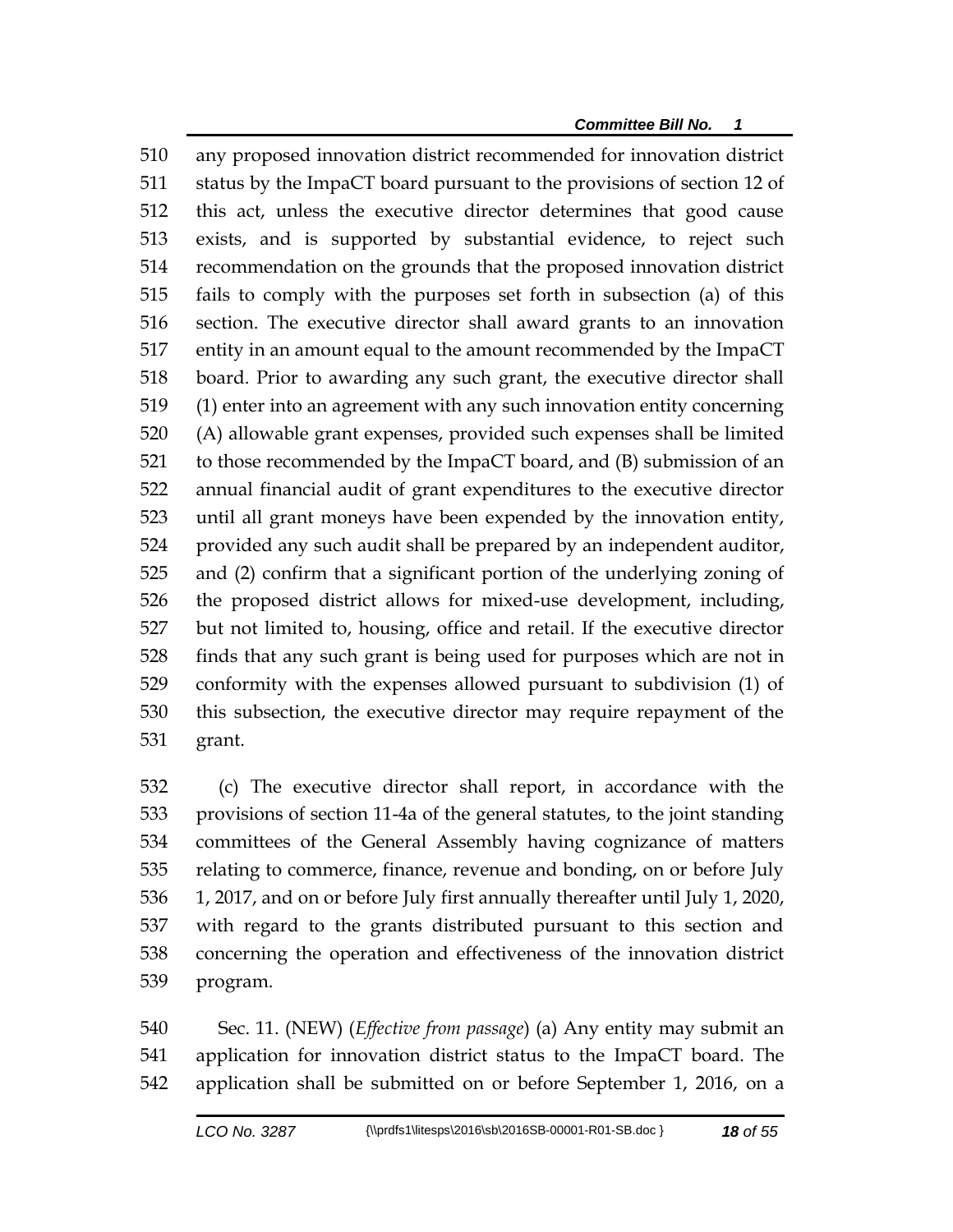any proposed innovation district recommended for innovation district status by the ImpaCT board pursuant to the provisions of section 12 of this act, unless the executive director determines that good cause exists, and is supported by substantial evidence, to reject such recommendation on the grounds that the proposed innovation district fails to comply with the purposes set forth in subsection (a) of this section. The executive director shall award grants to an innovation entity in an amount equal to the amount recommended by the ImpaCT board. Prior to awarding any such grant, the executive director shall (1) enter into an agreement with any such innovation entity concerning (A) allowable grant expenses, provided such expenses shall be limited to those recommended by the ImpaCT board, and (B) submission of an annual financial audit of grant expenditures to the executive director until all grant moneys have been expended by the innovation entity, provided any such audit shall be prepared by an independent auditor, and (2) confirm that a significant portion of the underlying zoning of the proposed district allows for mixed-use development, including, but not limited to, housing, office and retail. If the executive director finds that any such grant is being used for purposes which are not in conformity with the expenses allowed pursuant to subdivision (1) of this subsection, the executive director may require repayment of the grant.

(c) The executive director shall report, in accordance with the provisions of section 11-4a of the general statutes, to the joint standing committees of the General Assembly having cognizance of matters relating to commerce, finance, revenue and bonding, on or before July 1, 2017, and on or before July first annually thereafter until July 1, 2020, with regard to the grants distributed pursuant to this section and concerning the operation and effectiveness of the innovation district program.

Sec. 11. (NEW) (*Effective from passage*) (a) Any entity may submit an application for innovation district status to the ImpaCT board. The application shall be submitted on or before September 1, 2016, on a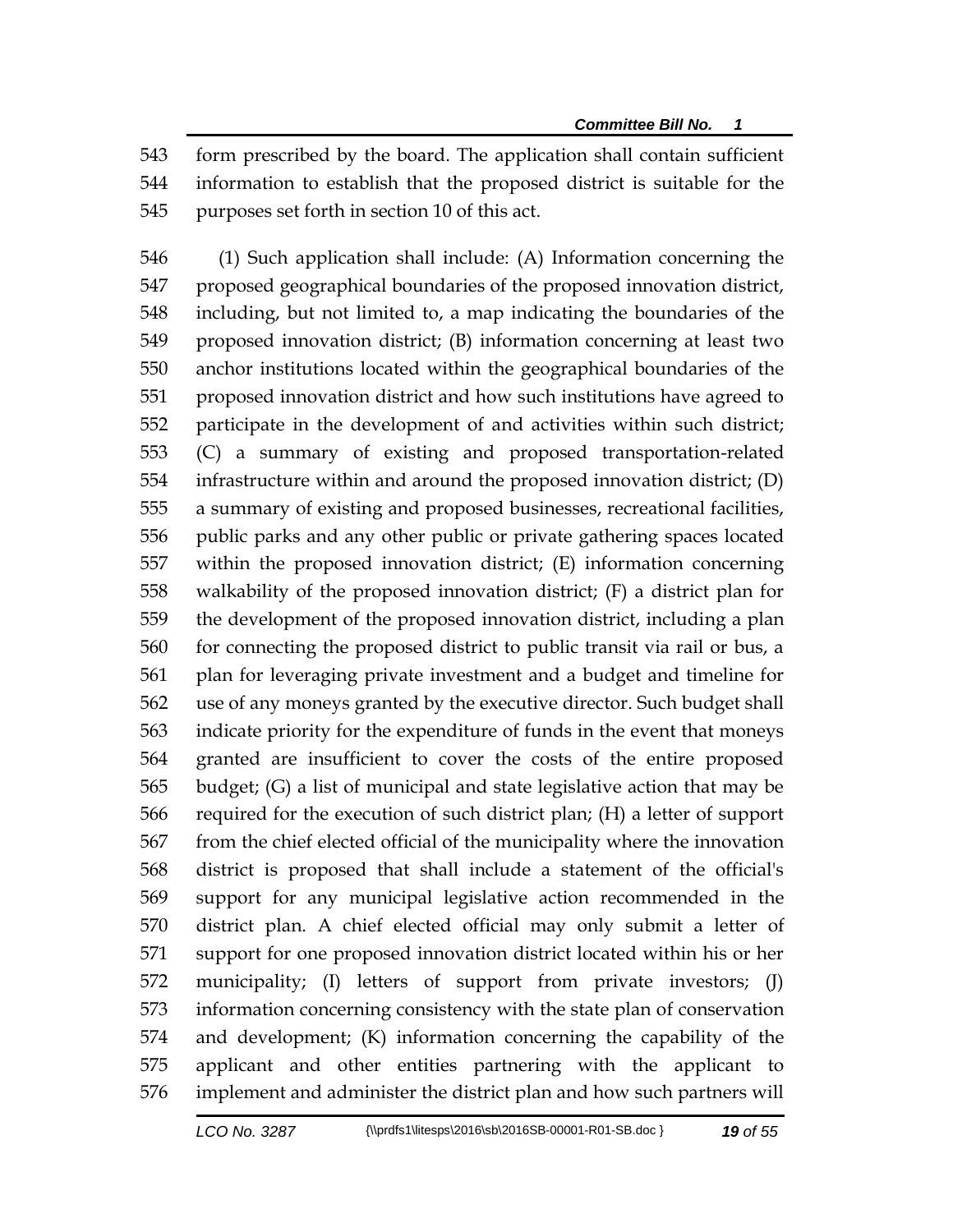form prescribed by the board. The application shall contain sufficient information to establish that the proposed district is suitable for the purposes set forth in section 10 of this act.

(1) Such application shall include: (A) Information concerning the proposed geographical boundaries of the proposed innovation district, including, but not limited to, a map indicating the boundaries of the proposed innovation district; (B) information concerning at least two anchor institutions located within the geographical boundaries of the proposed innovation district and how such institutions have agreed to participate in the development of and activities within such district; (C) a summary of existing and proposed transportation-related infrastructure within and around the proposed innovation district; (D) a summary of existing and proposed businesses, recreational facilities, public parks and any other public or private gathering spaces located within the proposed innovation district; (E) information concerning walkability of the proposed innovation district; (F) a district plan for the development of the proposed innovation district, including a plan for connecting the proposed district to public transit via rail or bus, a plan for leveraging private investment and a budget and timeline for use of any moneys granted by the executive director. Such budget shall indicate priority for the expenditure of funds in the event that moneys granted are insufficient to cover the costs of the entire proposed budget; (G) a list of municipal and state legislative action that may be required for the execution of such district plan; (H) a letter of support from the chief elected official of the municipality where the innovation district is proposed that shall include a statement of the official's support for any municipal legislative action recommended in the district plan. A chief elected official may only submit a letter of support for one proposed innovation district located within his or her municipality; (I) letters of support from private investors; (J) information concerning consistency with the state plan of conservation and development; (K) information concerning the capability of the applicant and other entities partnering with the applicant to implement and administer the district plan and how such partners will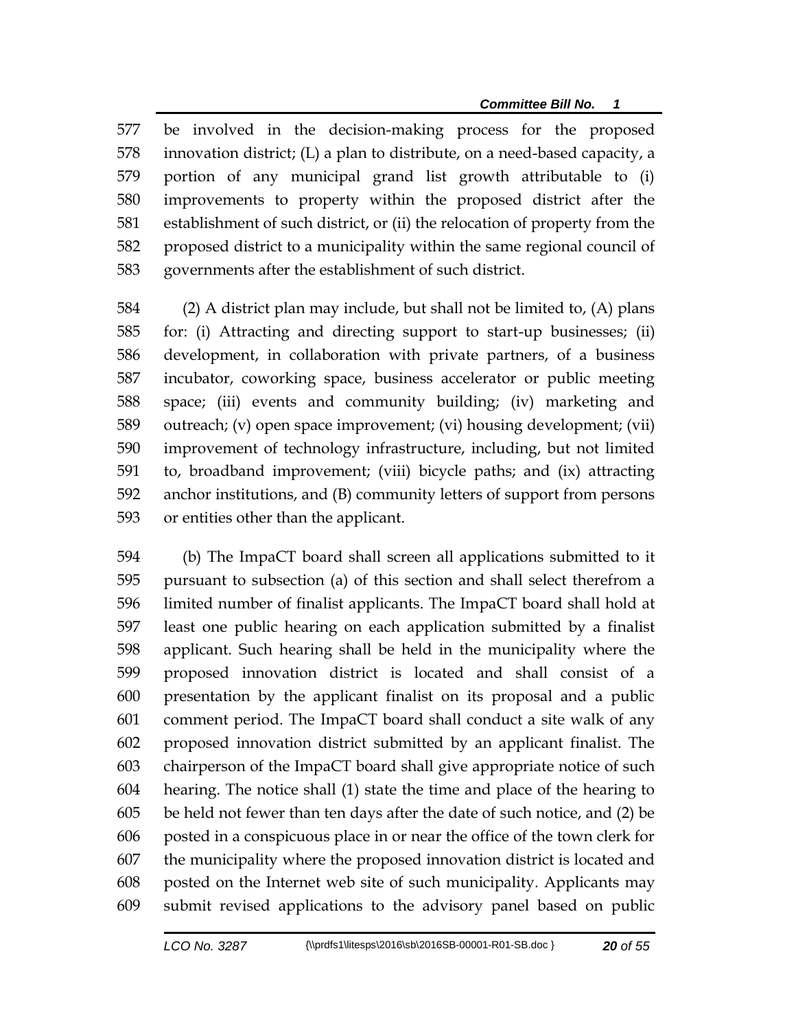be involved in the decision-making process for the proposed innovation district; (L) a plan to distribute, on a need-based capacity, a portion of any municipal grand list growth attributable to (i) improvements to property within the proposed district after the establishment of such district, or (ii) the relocation of property from the proposed district to a municipality within the same regional council of governments after the establishment of such district.

(2) A district plan may include, but shall not be limited to, (A) plans for: (i) Attracting and directing support to start-up businesses; (ii) development, in collaboration with private partners, of a business incubator, coworking space, business accelerator or public meeting space; (iii) events and community building; (iv) marketing and outreach; (v) open space improvement; (vi) housing development; (vii) improvement of technology infrastructure, including, but not limited to, broadband improvement; (viii) bicycle paths; and (ix) attracting anchor institutions, and (B) community letters of support from persons or entities other than the applicant.

(b) The ImpaCT board shall screen all applications submitted to it pursuant to subsection (a) of this section and shall select therefrom a limited number of finalist applicants. The ImpaCT board shall hold at least one public hearing on each application submitted by a finalist applicant. Such hearing shall be held in the municipality where the proposed innovation district is located and shall consist of a presentation by the applicant finalist on its proposal and a public comment period. The ImpaCT board shall conduct a site walk of any proposed innovation district submitted by an applicant finalist. The chairperson of the ImpaCT board shall give appropriate notice of such hearing. The notice shall (1) state the time and place of the hearing to be held not fewer than ten days after the date of such notice, and (2) be posted in a conspicuous place in or near the office of the town clerk for the municipality where the proposed innovation district is located and posted on the Internet web site of such municipality. Applicants may submit revised applications to the advisory panel based on public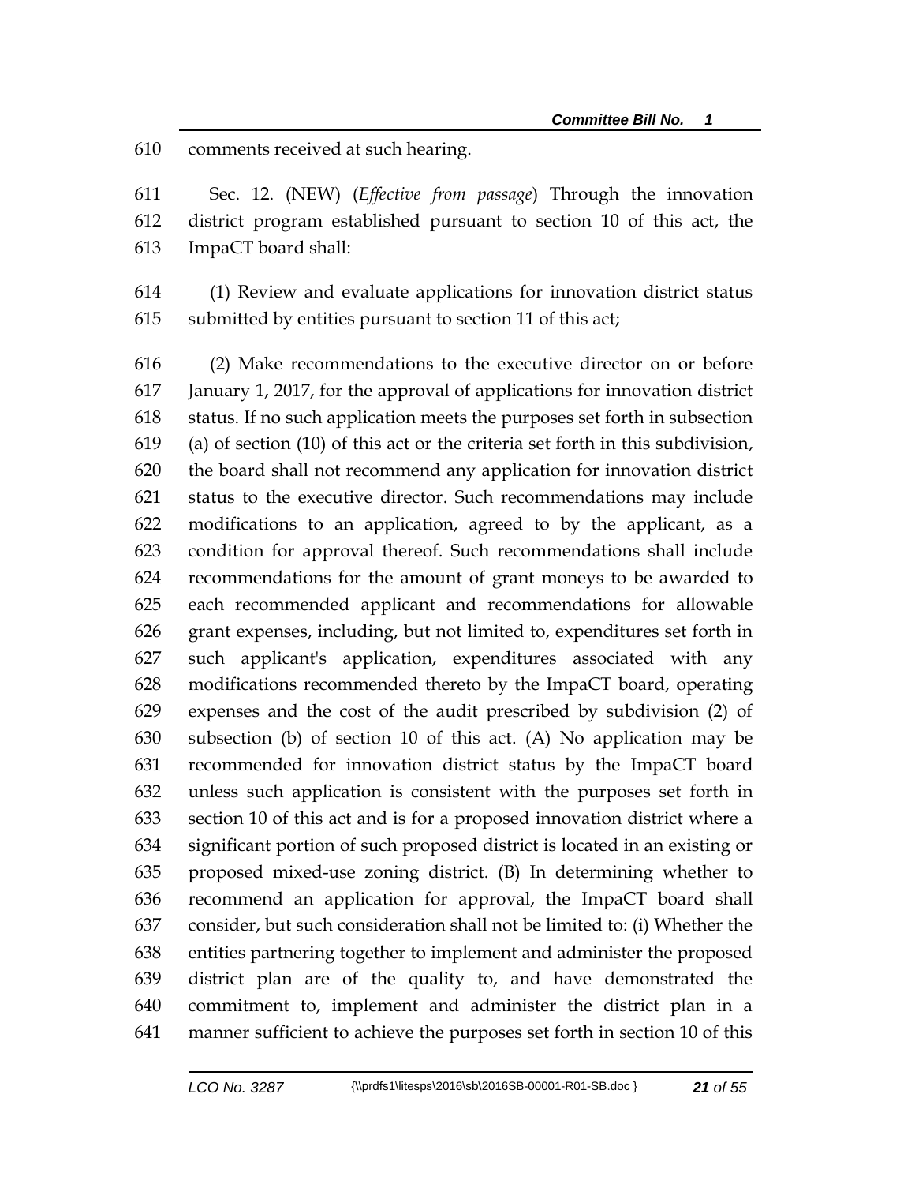comments received at such hearing.

Sec. 12. (NEW) (*Effective from passage*) Through the innovation district program established pursuant to section 10 of this act, the ImpaCT board shall:

(1) Review and evaluate applications for innovation district status submitted by entities pursuant to section 11 of this act;

(2) Make recommendations to the executive director on or before January 1, 2017, for the approval of applications for innovation district status. If no such application meets the purposes set forth in subsection (a) of section (10) of this act or the criteria set forth in this subdivision, the board shall not recommend any application for innovation district status to the executive director. Such recommendations may include modifications to an application, agreed to by the applicant, as a condition for approval thereof. Such recommendations shall include recommendations for the amount of grant moneys to be awarded to each recommended applicant and recommendations for allowable grant expenses, including, but not limited to, expenditures set forth in such applicant's application, expenditures associated with any modifications recommended thereto by the ImpaCT board, operating expenses and the cost of the audit prescribed by subdivision (2) of subsection (b) of section 10 of this act. (A) No application may be recommended for innovation district status by the ImpaCT board unless such application is consistent with the purposes set forth in section 10 of this act and is for a proposed innovation district where a significant portion of such proposed district is located in an existing or proposed mixed-use zoning district. (B) In determining whether to recommend an application for approval, the ImpaCT board shall consider, but such consideration shall not be limited to: (i) Whether the entities partnering together to implement and administer the proposed district plan are of the quality to, and have demonstrated the commitment to, implement and administer the district plan in a manner sufficient to achieve the purposes set forth in section 10 of this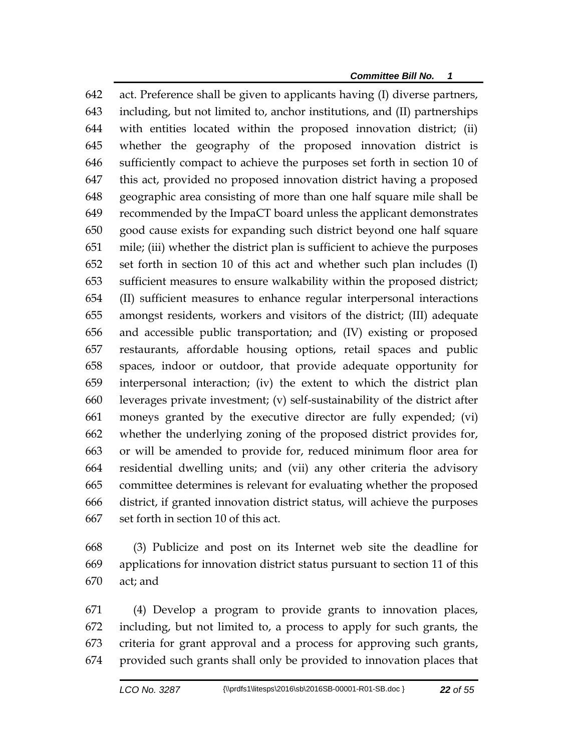act. Preference shall be given to applicants having (I) diverse partners, including, but not limited to, anchor institutions, and (II) partnerships with entities located within the proposed innovation district; (ii) whether the geography of the proposed innovation district is sufficiently compact to achieve the purposes set forth in section 10 of this act, provided no proposed innovation district having a proposed geographic area consisting of more than one half square mile shall be recommended by the ImpaCT board unless the applicant demonstrates good cause exists for expanding such district beyond one half square mile; (iii) whether the district plan is sufficient to achieve the purposes set forth in section 10 of this act and whether such plan includes (I) sufficient measures to ensure walkability within the proposed district; (II) sufficient measures to enhance regular interpersonal interactions amongst residents, workers and visitors of the district; (III) adequate and accessible public transportation; and (IV) existing or proposed restaurants, affordable housing options, retail spaces and public spaces, indoor or outdoor, that provide adequate opportunity for interpersonal interaction; (iv) the extent to which the district plan leverages private investment; (v) self-sustainability of the district after moneys granted by the executive director are fully expended; (vi) whether the underlying zoning of the proposed district provides for, or will be amended to provide for, reduced minimum floor area for residential dwelling units; and (vii) any other criteria the advisory committee determines is relevant for evaluating whether the proposed district, if granted innovation district status, will achieve the purposes set forth in section 10 of this act.

(3) Publicize and post on its Internet web site the deadline for applications for innovation district status pursuant to section 11 of this act; and

(4) Develop a program to provide grants to innovation places, including, but not limited to, a process to apply for such grants, the criteria for grant approval and a process for approving such grants, provided such grants shall only be provided to innovation places that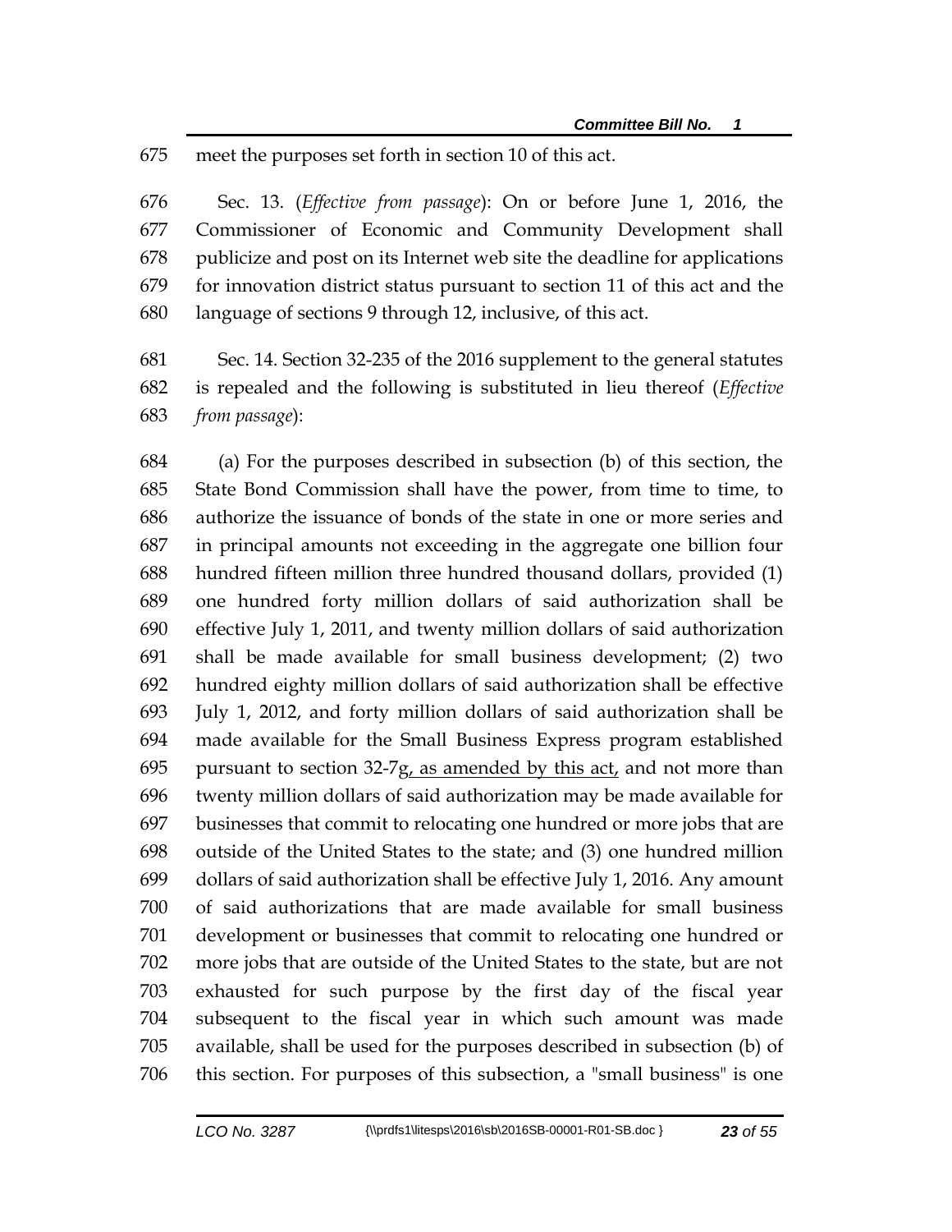meet the purposes set forth in section 10 of this act.

Sec. 13. (*Effective from passage*): On or before June 1, 2016, the Commissioner of Economic and Community Development shall publicize and post on its Internet web site the deadline for applications for innovation district status pursuant to section 11 of this act and the language of sections 9 through 12, inclusive, of this act.

Sec. 14. Section 32-235 of the 2016 supplement to the general statutes is repealed and the following is substituted in lieu thereof (*Effective from passage*):

(a) For the purposes described in subsection (b) of this section, the State Bond Commission shall have the power, from time to time, to authorize the issuance of bonds of the state in one or more series and in principal amounts not exceeding in the aggregate one billion four hundred fifteen million three hundred thousand dollars, provided (1) one hundred forty million dollars of said authorization shall be effective July 1, 2011, and twenty million dollars of said authorization shall be made available for small business development; (2) two hundred eighty million dollars of said authorization shall be effective July 1, 2012, and forty million dollars of said authorization shall be made available for the Small Business Express program established pursuant to section 32-7g<u>, as amended by this act,</u> and not more than twenty million dollars of said authorization may be made available for businesses that commit to relocating one hundred or more jobs that are outside of the United States to the state; and (3) one hundred million dollars of said authorization shall be effective July 1, 2016. Any amount of said authorizations that are made available for small business development or businesses that commit to relocating one hundred or more jobs that are outside of the United States to the state, but are not exhausted for such purpose by the first day of the fiscal year subsequent to the fiscal year in which such amount was made available, shall be used for the purposes described in subsection (b) of this section. For purposes of this subsection, a "small business" is one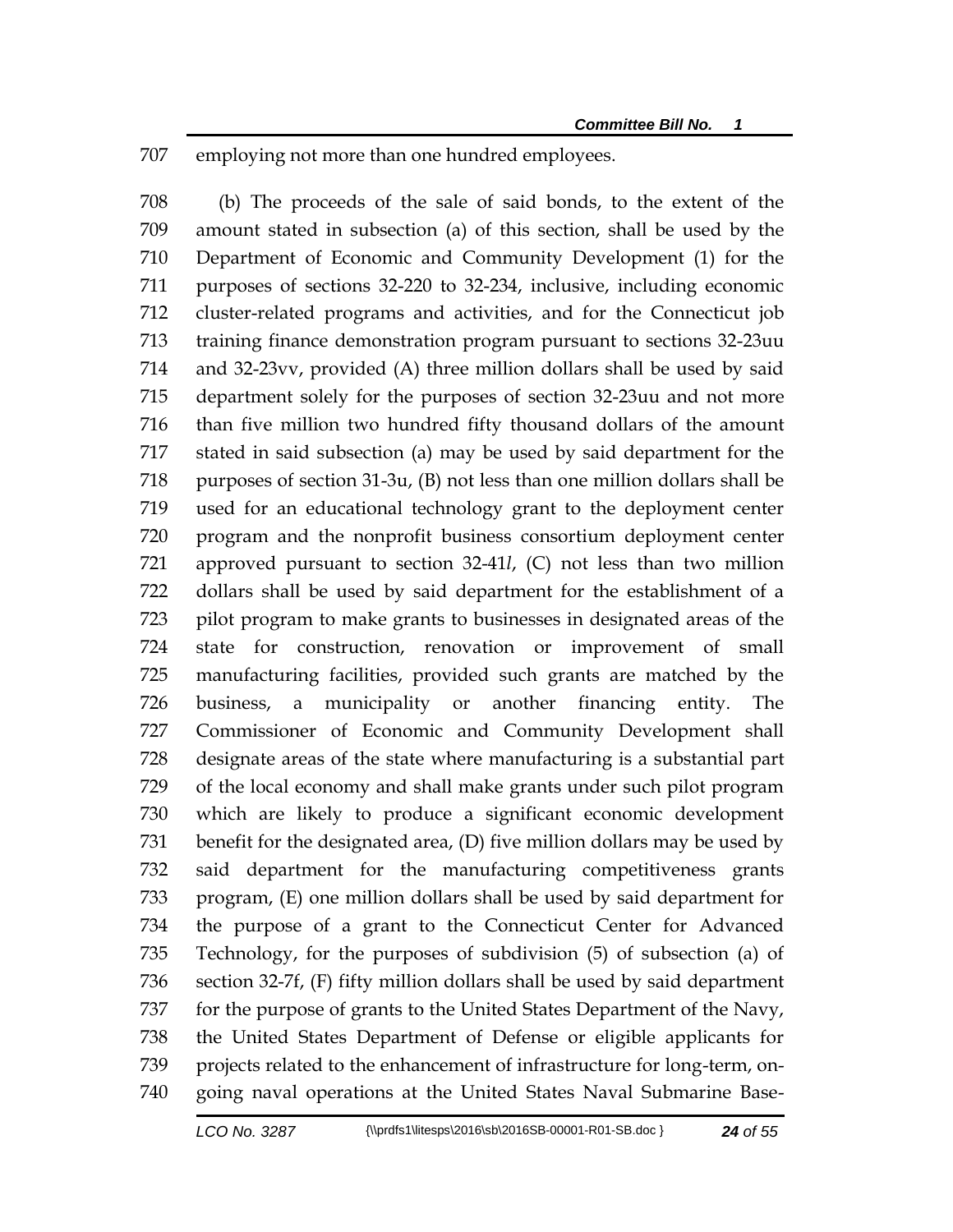employing not more than one hundred employees.

(b) The proceeds of the sale of said bonds, to the extent of the amount stated in subsection (a) of this section, shall be used by the Department of Economic and Community Development (1) for the purposes of sections 32-220 to 32-234, inclusive, including economic cluster-related programs and activities, and for the Connecticut job training finance demonstration program pursuant to sections 32-23uu and 32-23vv, provided (A) three million dollars shall be used by said department solely for the purposes of section 32-23uu and not more than five million two hundred fifty thousand dollars of the amount stated in said subsection (a) may be used by said department for the purposes of section 31-3u, (B) not less than one million dollars shall be used for an educational technology grant to the deployment center program and the nonprofit business consortium deployment center approved pursuant to section 32-41*l*, (C) not less than two million dollars shall be used by said department for the establishment of a pilot program to make grants to businesses in designated areas of the state for construction, renovation or improvement of small manufacturing facilities, provided such grants are matched by the business, a municipality or another financing entity. The Commissioner of Economic and Community Development shall designate areas of the state where manufacturing is a substantial part of the local economy and shall make grants under such pilot program which are likely to produce a significant economic development benefit for the designated area, (D) five million dollars may be used by said department for the manufacturing competitiveness grants program, (E) one million dollars shall be used by said department for the purpose of a grant to the Connecticut Center for Advanced Technology, for the purposes of subdivision (5) of subsection (a) of section 32-7f, (F) fifty million dollars shall be used by said department for the purpose of grants to the United States Department of the Navy, the United States Department of Defense or eligible applicants for projects related to the enhancement of infrastructure for long-term, on-going naval operations at the United States Naval Submarine Base-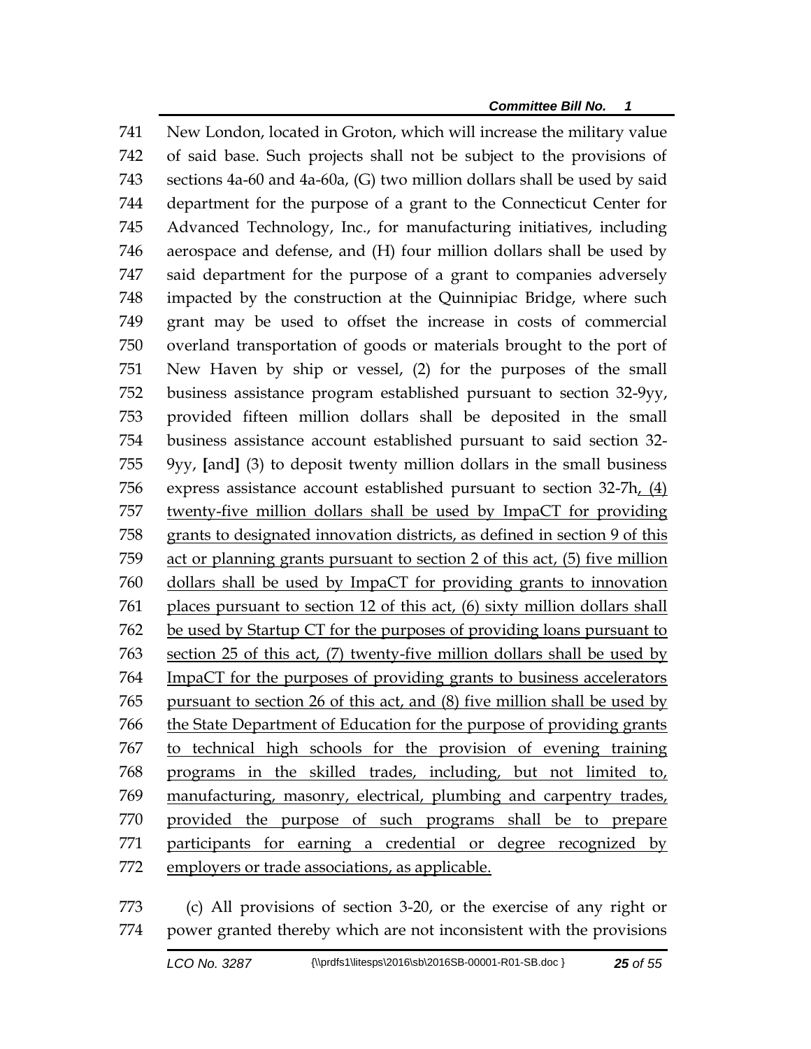New London, located in Groton, which will increase the military value of said base. Such projects shall not be subject to the provisions of sections 4a-60 and 4a-60a, (G) two million dollars shall be used by said department for the purpose of a grant to the Connecticut Center for Advanced Technology, Inc., for manufacturing initiatives, including aerospace and defense, and (H) four million dollars shall be used by said department for the purpose of a grant to companies adversely impacted by the construction at the Quinnipiac Bridge, where such grant may be used to offset the increase in costs of commercial overland transportation of goods or materials brought to the port of New Haven by ship or vessel, (2) for the purposes of the small business assistance program established pursuant to section 32-9yy, provided fifteen million dollars shall be deposited in the small business assistance account established pursuant to said section 32-9yy, [and] (3) to deposit twenty million dollars in the small business express assistance account established pursuant to section 32-7h<u>, (4) twenty-five million dollars shall be used by ImpaCT for providing grants to designated innovation districts, as defined in section 9 of this act or planning grants pursuant to section 2 of this act, (5) five million dollars shall be used by ImpaCT for providing grants to innovation places pursuant to section 12 of this act, (6) sixty million dollars shall be used by Startup CT for the purposes of providing loans pursuant to section 25 of this act, (7) twenty-five million dollars shall be used by ImpaCT for the purposes of providing grants to business accelerators pursuant to section 26 of this act, and (8) five million shall be used by the State Department of Education for the purpose of providing grants to technical high schools for the provision of evening training programs in the skilled trades, including, but not limited to, manufacturing, masonry, electrical, plumbing and carpentry trades, provided the purpose of such programs shall be to prepare participants for earning a credential or degree recognized by employers or trade associations, as applicable.</u>

(c) All provisions of section 3-20, or the exercise of any right or power granted thereby which are not inconsistent with the provisions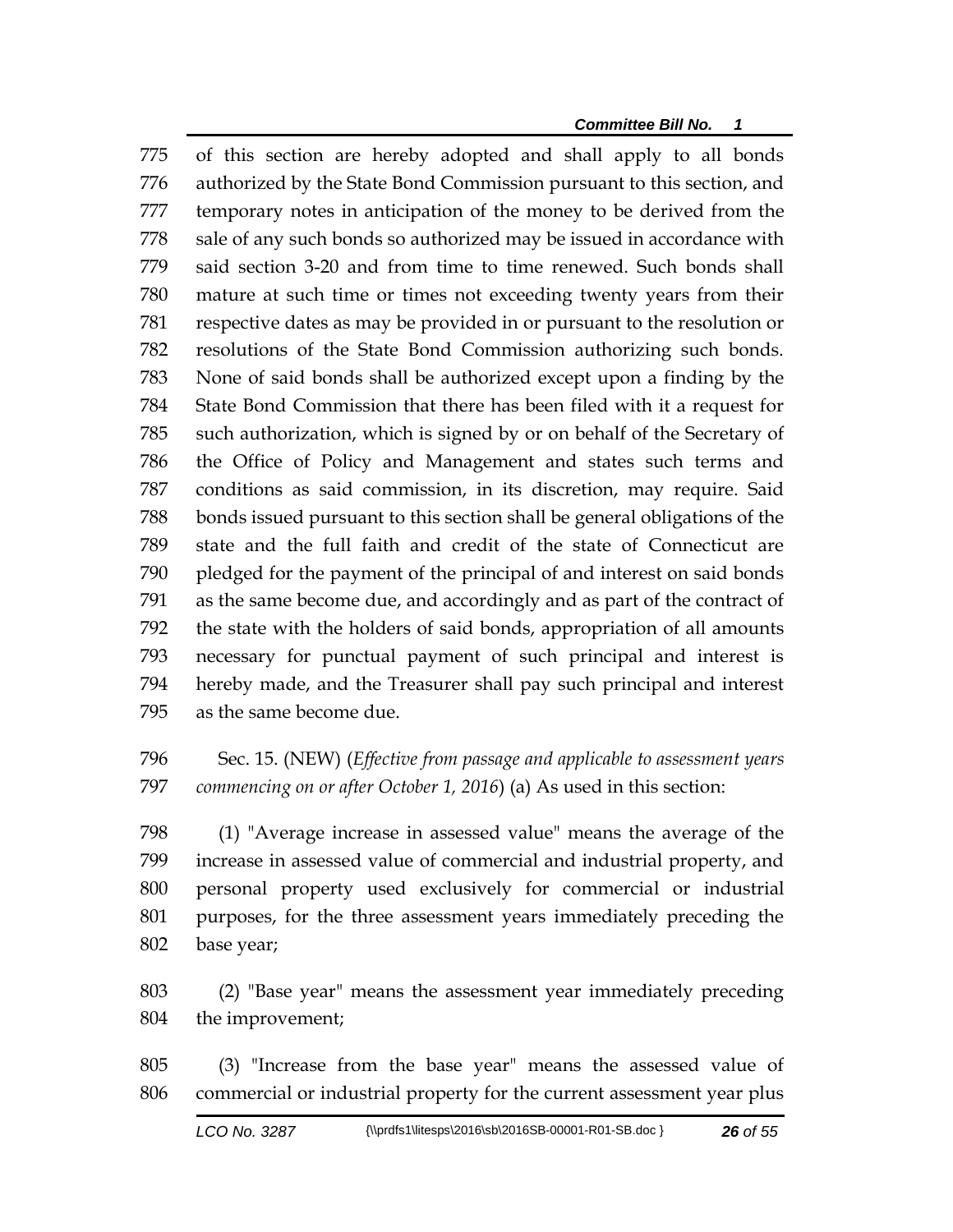of this section are hereby adopted and shall apply to all bonds authorized by the State Bond Commission pursuant to this section, and temporary notes in anticipation of the money to be derived from the sale of any such bonds so authorized may be issued in accordance with said section 3-20 and from time to time renewed. Such bonds shall mature at such time or times not exceeding twenty years from their respective dates as may be provided in or pursuant to the resolution or resolutions of the State Bond Commission authorizing such bonds. None of said bonds shall be authorized except upon a finding by the State Bond Commission that there has been filed with it a request for such authorization, which is signed by or on behalf of the Secretary of the Office of Policy and Management and states such terms and conditions as said commission, in its discretion, may require. Said bonds issued pursuant to this section shall be general obligations of the state and the full faith and credit of the state of Connecticut are pledged for the payment of the principal of and interest on said bonds as the same become due, and accordingly and as part of the contract of the state with the holders of said bonds, appropriation of all amounts necessary for punctual payment of such principal and interest is hereby made, and the Treasurer shall pay such principal and interest as the same become due.

Sec. 15. (NEW) (*Effective from passage and applicable to assessment years commencing on or after October 1, 2016*) (a) As used in this section:

(1) "Average increase in assessed value" means the average of the increase in assessed value of commercial and industrial property, and personal property used exclusively for commercial or industrial purposes, for the three assessment years immediately preceding the base year;

(2) "Base year" means the assessment year immediately preceding the improvement;

(3) "Increase from the base year" means the assessed value of commercial or industrial property for the current assessment year plus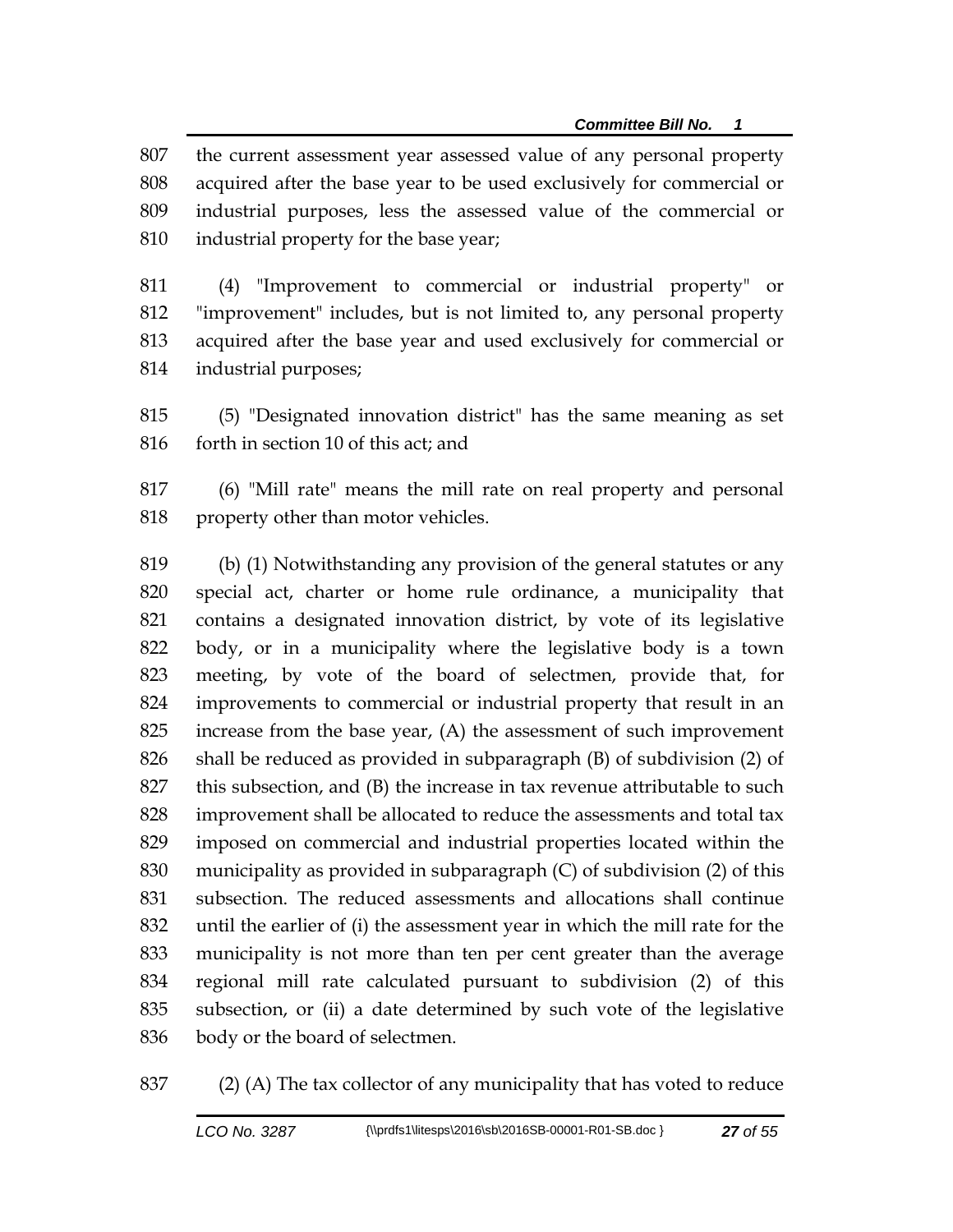the current assessment year assessed value of any personal property acquired after the base year to be used exclusively for commercial or industrial purposes, less the assessed value of the commercial or industrial property for the base year;

(4) "Improvement to commercial or industrial property" or "improvement" includes, but is not limited to, any personal property acquired after the base year and used exclusively for commercial or industrial purposes;

(5) "Designated innovation district" has the same meaning as set forth in section 10 of this act; and

(6) "Mill rate" means the mill rate on real property and personal property other than motor vehicles.

(b) (1) Notwithstanding any provision of the general statutes or any special act, charter or home rule ordinance, a municipality that contains a designated innovation district, by vote of its legislative body, or in a municipality where the legislative body is a town meeting, by vote of the board of selectmen, provide that, for improvements to commercial or industrial property that result in an increase from the base year, (A) the assessment of such improvement shall be reduced as provided in subparagraph (B) of subdivision (2) of this subsection, and (B) the increase in tax revenue attributable to such improvement shall be allocated to reduce the assessments and total tax imposed on commercial and industrial properties located within the municipality as provided in subparagraph (C) of subdivision (2) of this subsection. The reduced assessments and allocations shall continue until the earlier of (i) the assessment year in which the mill rate for the municipality is not more than ten per cent greater than the average regional mill rate calculated pursuant to subdivision (2) of this subsection, or (ii) a date determined by such vote of the legislative body or the board of selectmen.

(2) (A) The tax collector of any municipality that has voted to reduce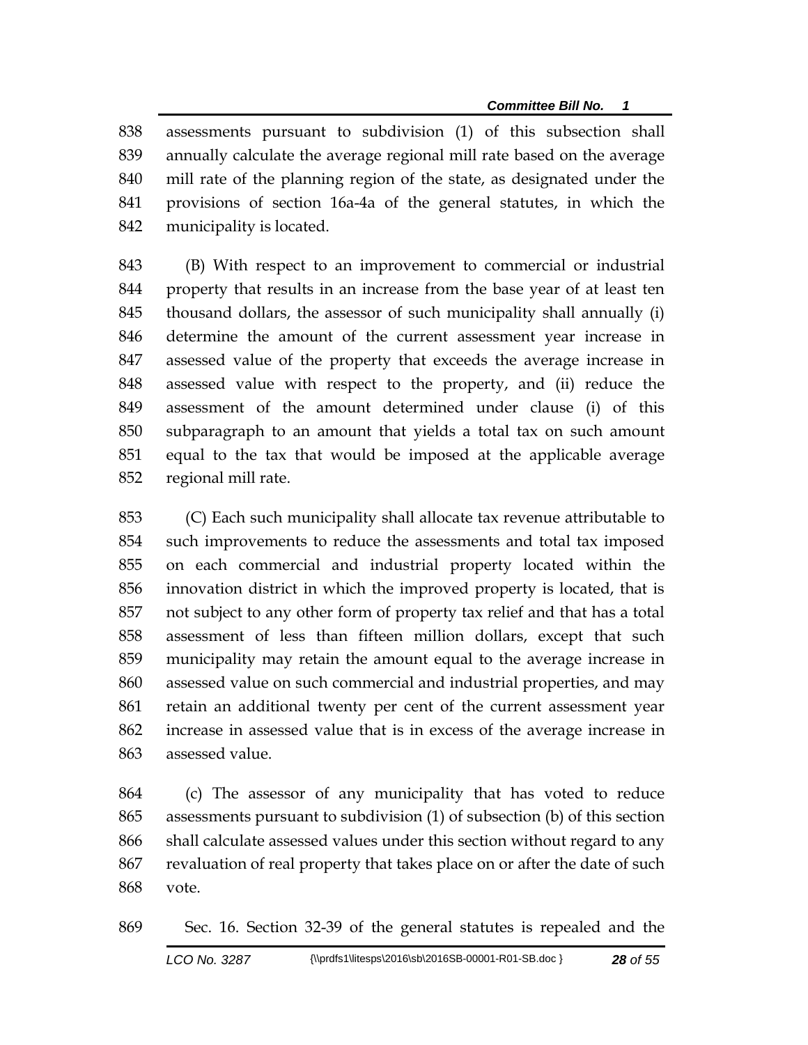assessments pursuant to subdivision (1) of this subsection shall annually calculate the average regional mill rate based on the average mill rate of the planning region of the state, as designated under the provisions of section 16a-4a of the general statutes, in which the municipality is located.

(B) With respect to an improvement to commercial or industrial property that results in an increase from the base year of at least ten thousand dollars, the assessor of such municipality shall annually (i) determine the amount of the current assessment year increase in assessed value of the property that exceeds the average increase in assessed value with respect to the property, and (ii) reduce the assessment of the amount determined under clause (i) of this subparagraph to an amount that yields a total tax on such amount equal to the tax that would be imposed at the applicable average regional mill rate.

(C) Each such municipality shall allocate tax revenue attributable to such improvements to reduce the assessments and total tax imposed on each commercial and industrial property located within the innovation district in which the improved property is located, that is not subject to any other form of property tax relief and that has a total assessment of less than fifteen million dollars, except that such municipality may retain the amount equal to the average increase in assessed value on such commercial and industrial properties, and may retain an additional twenty per cent of the current assessment year increase in assessed value that is in excess of the average increase in assessed value.

(c) The assessor of any municipality that has voted to reduce assessments pursuant to subdivision (1) of subsection (b) of this section shall calculate assessed values under this section without regard to any revaluation of real property that takes place on or after the date of such vote.

Sec. 16. Section 32-39 of the general statutes is repealed and the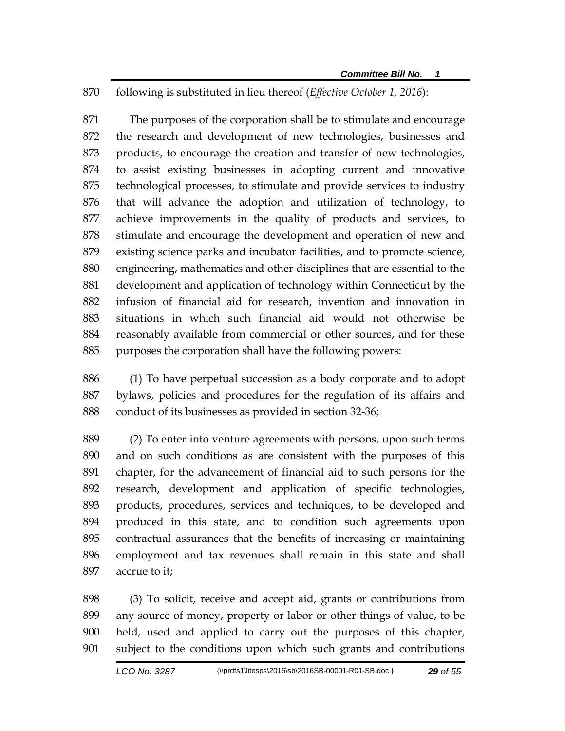870 following is substituted in lieu thereof (*Effective October 1, 2016*):

871 The purposes of the corporation shall be to stimulate and encourage 872 the research and development of new technologies, businesses and 873 products, to encourage the creation and transfer of new technologies, 874 to assist existing businesses in adopting current and innovative 875 technological processes, to stimulate and provide services to industry 876 that will advance the adoption and utilization of technology, to 877 achieve improvements in the quality of products and services, to 878 stimulate and encourage the development and operation of new and 879 existing science parks and incubator facilities, and to promote science, 880 engineering, mathematics and other disciplines that are essential to the 881 development and application of technology within Connecticut by the 882 infusion of financial aid for research, invention and innovation in 883 situations in which such financial aid would not otherwise be 884 reasonably available from commercial or other sources, and for these 885 purposes the corporation shall have the following powers:

886 (1) To have perpetual succession as a body corporate and to adopt 887 bylaws, policies and procedures for the regulation of its affairs and 888 conduct of its businesses as provided in section 32-36;

889 (2) To enter into venture agreements with persons, upon such terms 890 and on such conditions as are consistent with the purposes of this 891 chapter, for the advancement of financial aid to such persons for the 892 research, development and application of specific technologies, 893 products, procedures, services and techniques, to be developed and 894 produced in this state, and to condition such agreements upon 895 contractual assurances that the benefits of increasing or maintaining 896 employment and tax revenues shall remain in this state and shall 897 accrue to it;

898 (3) To solicit, receive and accept aid, grants or contributions from 899 any source of money, property or labor or other things of value, to be 900 held, used and applied to carry out the purposes of this chapter, 901 subject to the conditions upon which such grants and contributions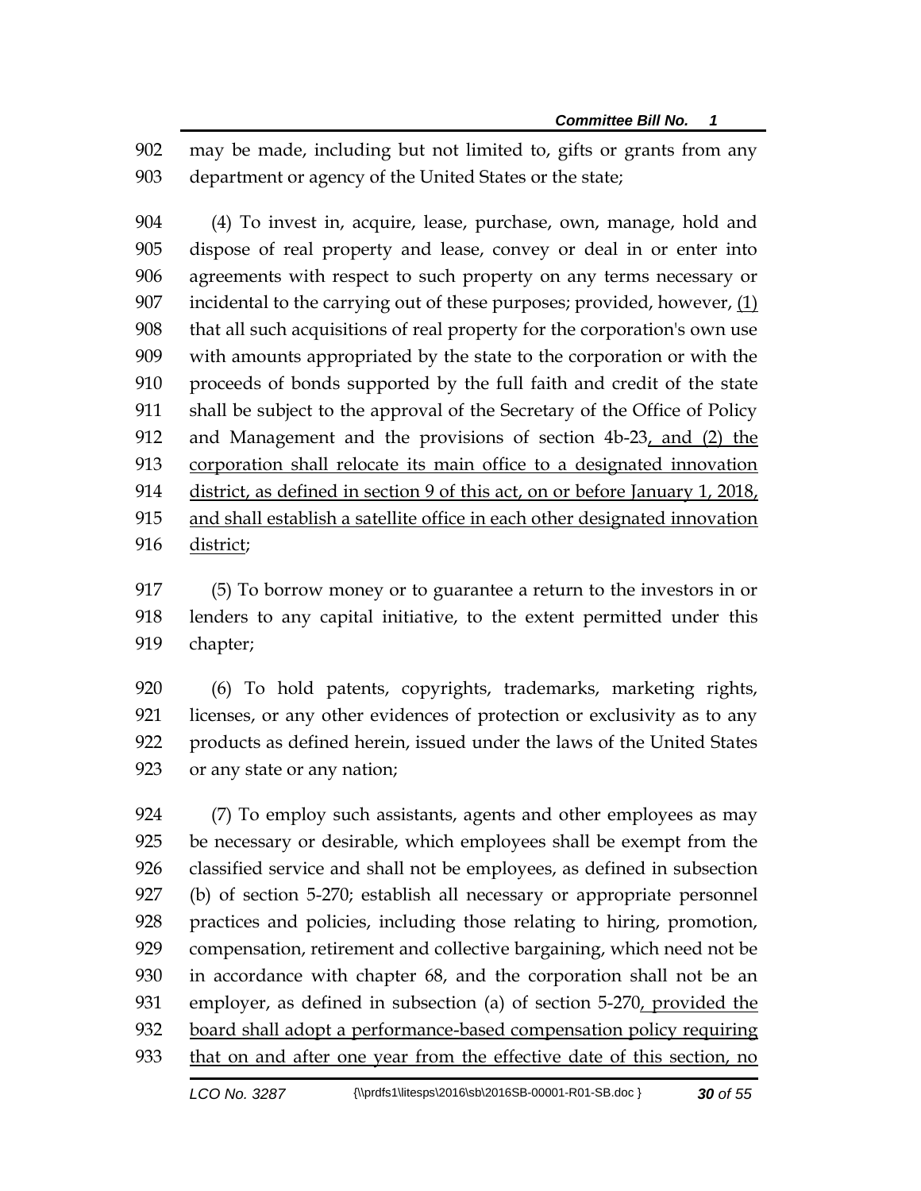may be made, including but not limited to, gifts or grants from any department or agency of the United States or the state;

(4) To invest in, acquire, lease, purchase, own, manage, hold and dispose of real property and lease, convey or deal in or enter into agreements with respect to such property on any terms necessary or incidental to the carrying out of these purposes; provided, however, (1) that all such acquisitions of real property for the corporation's own use with amounts appropriated by the state to the corporation or with the proceeds of bonds supported by the full faith and credit of the state shall be subject to the approval of the Secretary of the Office of Policy and Management and the provisions of section 4b-23, and (2) the corporation shall relocate its main office to a designated innovation district, as defined in section 9 of this act, on or before January 1, 2018, and shall establish a satellite office in each other designated innovation district;

(5) To borrow money or to guarantee a return to the investors in or lenders to any capital initiative, to the extent permitted under this chapter;

(6) To hold patents, copyrights, trademarks, marketing rights, licenses, or any other evidences of protection or exclusivity as to any products as defined herein, issued under the laws of the United States or any state or any nation;

(7) To employ such assistants, agents and other employees as may be necessary or desirable, which employees shall be exempt from the classified service and shall not be employees, as defined in subsection (b) of section 5-270; establish all necessary or appropriate personnel practices and policies, including those relating to hiring, promotion, compensation, retirement and collective bargaining, which need not be in accordance with chapter 68, and the corporation shall not be an employer, as defined in subsection (a) of section 5-270, provided the board shall adopt a performance-based compensation policy requiring that on and after one year from the effective date of this section, no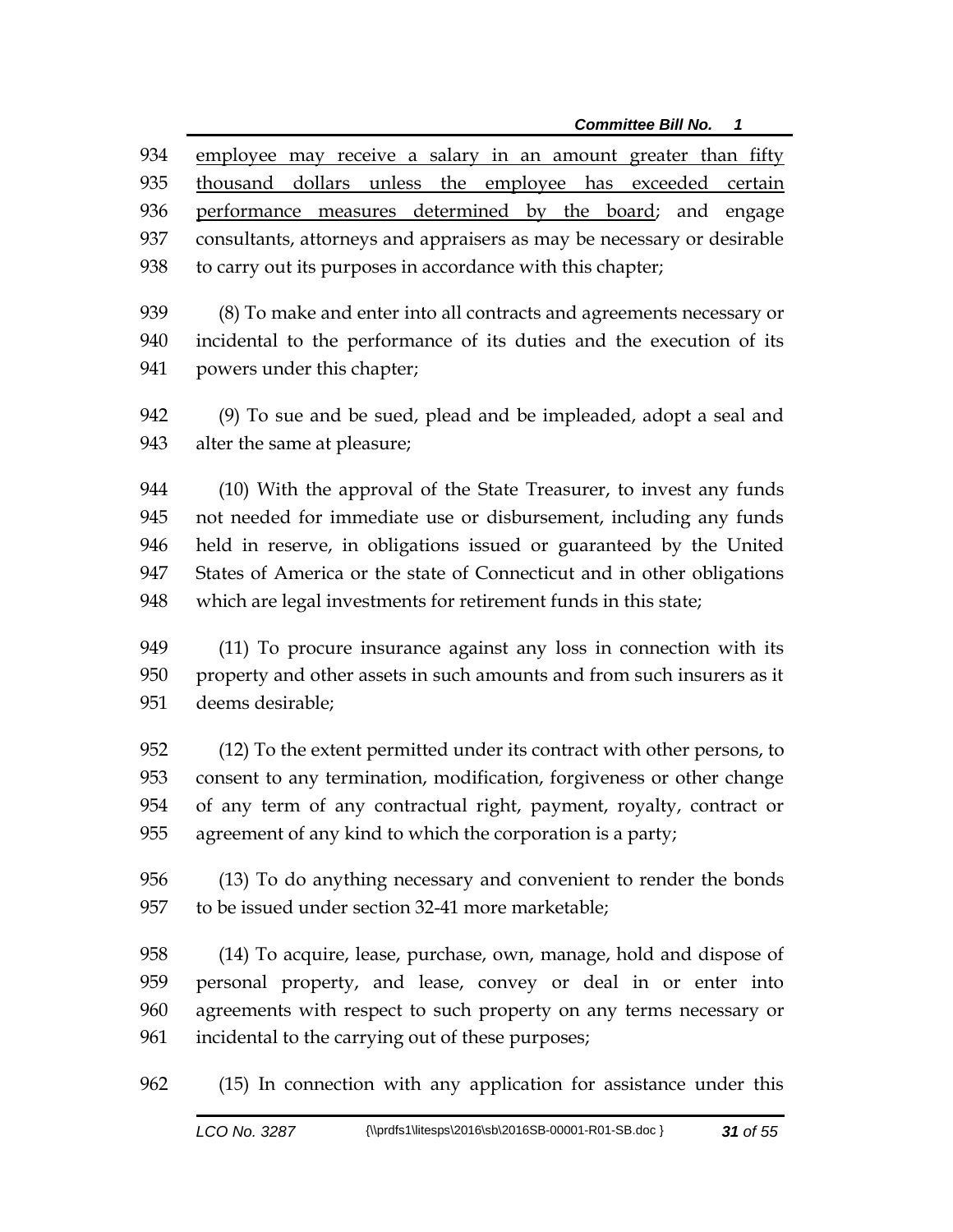934 employee may receive a salary in an amount greater than fifty
935 thousand dollars unless the employee has exceeded certain
936 performance measures determined by the board; and engage
937 consultants, attorneys and appraisers as may be necessary or desirable
938 to carry out its purposes in accordance with this chapter;

939 (8) To make and enter into all contracts and agreements necessary or
940 incidental to the performance of its duties and the execution of its
941 powers under this chapter;

942 (9) To sue and be sued, plead and be impleaded, adopt a seal and
943 alter the same at pleasure;

944 (10) With the approval of the State Treasurer, to invest any funds
945 not needed for immediate use or disbursement, including any funds
946 held in reserve, in obligations issued or guaranteed by the United
947 States of America or the state of Connecticut and in other obligations
948 which are legal investments for retirement funds in this state;

949 (11) To procure insurance against any loss in connection with its
950 property and other assets in such amounts and from such insurers as it
951 deems desirable;

952 (12) To the extent permitted under its contract with other persons, to
953 consent to any termination, modification, forgiveness or other change
954 of any term of any contractual right, payment, royalty, contract or
955 agreement of any kind to which the corporation is a party;

956 (13) To do anything necessary and convenient to render the bonds
957 to be issued under section 32-41 more marketable;

958 (14) To acquire, lease, purchase, own, manage, hold and dispose of
959 personal property, and lease, convey or deal in or enter into
960 agreements with respect to such property on any terms necessary or
961 incidental to the carrying out of these purposes;

962 (15) In connection with any application for assistance under this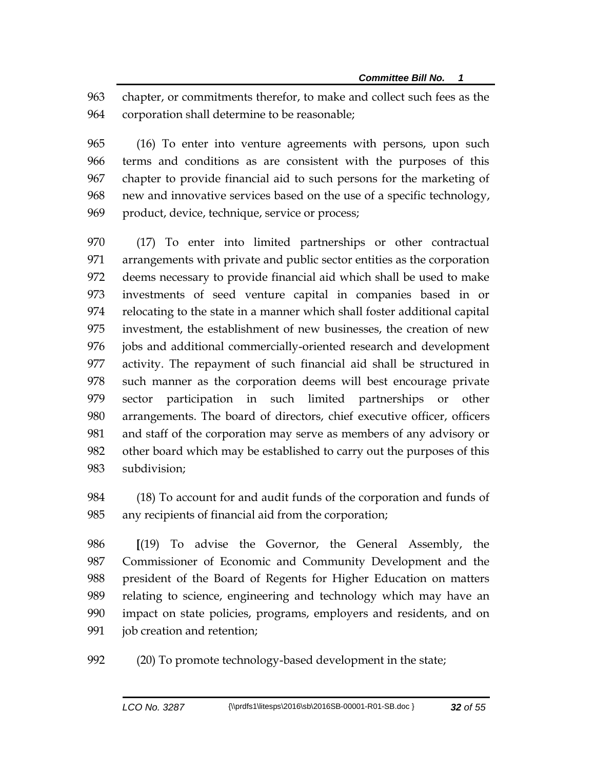chapter, or commitments therefor, to make and collect such fees as the corporation shall determine to be reasonable;

(16) To enter into venture agreements with persons, upon such terms and conditions as are consistent with the purposes of this chapter to provide financial aid to such persons for the marketing of new and innovative services based on the use of a specific technology, product, device, technique, service or process;

(17) To enter into limited partnerships or other contractual arrangements with private and public sector entities as the corporation deems necessary to provide financial aid which shall be used to make investments of seed venture capital in companies based in or relocating to the state in a manner which shall foster additional capital investment, the establishment of new businesses, the creation of new jobs and additional commercially-oriented research and development activity. The repayment of such financial aid shall be structured in such manner as the corporation deems will best encourage private sector participation in such limited partnerships or other arrangements. The board of directors, chief executive officer, officers and staff of the corporation may serve as members of any advisory or other board which may be established to carry out the purposes of this subdivision;

(18) To account for and audit funds of the corporation and funds of any recipients of financial aid from the corporation;

**[**(19) To advise the Governor, the General Assembly, the Commissioner of Economic and Community Development and the president of the Board of Regents for Higher Education on matters relating to science, engineering and technology which may have an impact on state policies, programs, employers and residents, and on job creation and retention;

(20) To promote technology-based development in the state;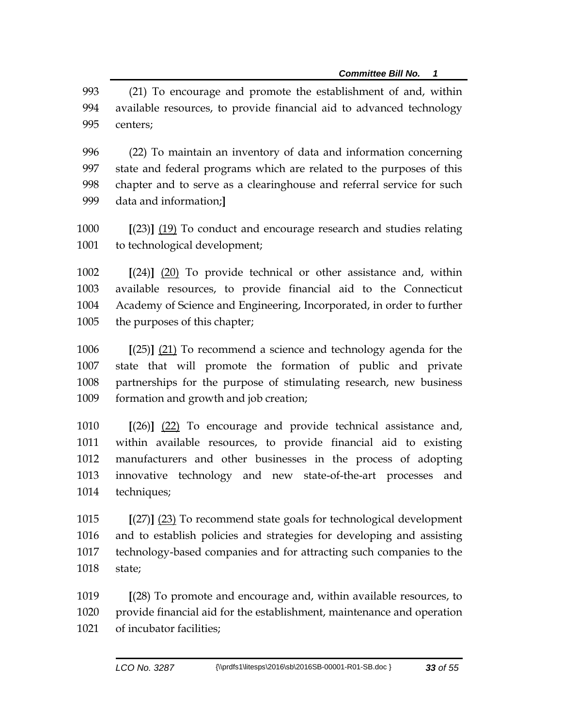993 (21) To encourage and promote the establishment of and, within
994 available resources, to provide financial aid to advanced technology
995 centers;

996 (22) To maintain an inventory of data and information concerning
997 state and federal programs which are related to the purposes of this
998 chapter and to serve as a clearinghouse and referral service for such
999 data and information;**]**

1000 **[**(23)**]** (19) To conduct and encourage research and studies relating
1001 to technological development;

1002 **[**(24)**]** (20) To provide technical or other assistance and, within
1003 available resources, to provide financial aid to the Connecticut
1004 Academy of Science and Engineering, Incorporated, in order to further
1005 the purposes of this chapter;

1006 **[**(25)**]** (21) To recommend a science and technology agenda for the
1007 state that will promote the formation of public and private
1008 partnerships for the purpose of stimulating research, new business
1009 formation and growth and job creation;

1010 **[**(26)**]** (22) To encourage and provide technical assistance and,
1011 within available resources, to provide financial aid to existing
1012 manufacturers and other businesses in the process of adopting
1013 innovative technology and new state-of-the-art processes and
1014 techniques;

1015 **[**(27)**]** (23) To recommend state goals for technological development
1016 and to establish policies and strategies for developing and assisting
1017 technology-based companies and for attracting such companies to the
1018 state;

1019 **[**(28) To promote and encourage and, within available resources, to
1020 provide financial aid for the establishment, maintenance and operation
1021 of incubator facilities;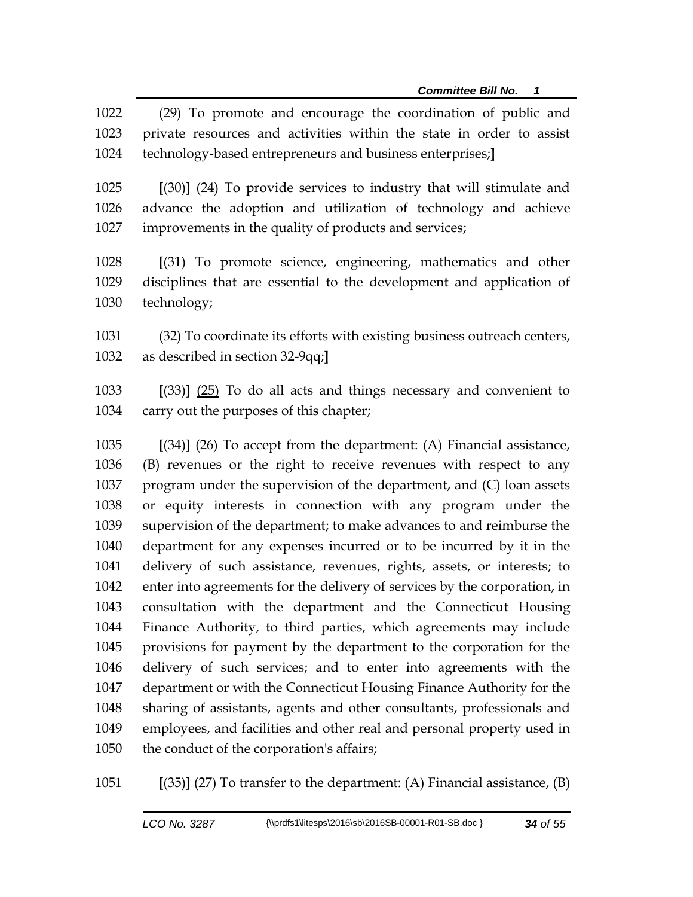1022 (29) To promote and encourage the coordination of public and
1023 private resources and activities within the state in order to assist
1024 technology-based entrepreneurs and business enterprises;]

1025 [(30)] (24) To provide services to industry that will stimulate and
1026 advance the adoption and utilization of technology and achieve
1027 improvements in the quality of products and services;

1028 [(31) To promote science, engineering, mathematics and other
1029 disciplines that are essential to the development and application of
1030 technology;

1031 (32) To coordinate its efforts with existing business outreach centers,
1032 as described in section 32-9qq;]

1033 [(33)] (25) To do all acts and things necessary and convenient to
1034 carry out the purposes of this chapter;

1035 [(34)] (26) To accept from the department: (A) Financial assistance,
1036 (B) revenues or the right to receive revenues with respect to any
1037 program under the supervision of the department, and (C) loan assets
1038 or equity interests in connection with any program under the
1039 supervision of the department; to make advances to and reimburse the
1040 department for any expenses incurred or to be incurred by it in the
1041 delivery of such assistance, revenues, rights, assets, or interests; to
1042 enter into agreements for the delivery of services by the corporation, in
1043 consultation with the department and the Connecticut Housing
1044 Finance Authority, to third parties, which agreements may include
1045 provisions for payment by the department to the corporation for the
1046 delivery of such services; and to enter into agreements with the
1047 department or with the Connecticut Housing Finance Authority for the
1048 sharing of assistants, agents and other consultants, professionals and
1049 employees, and facilities and other real and personal property used in
1050 the conduct of the corporation's affairs;

1051 [(35)] (27) To transfer to the department: (A) Financial assistance, (B)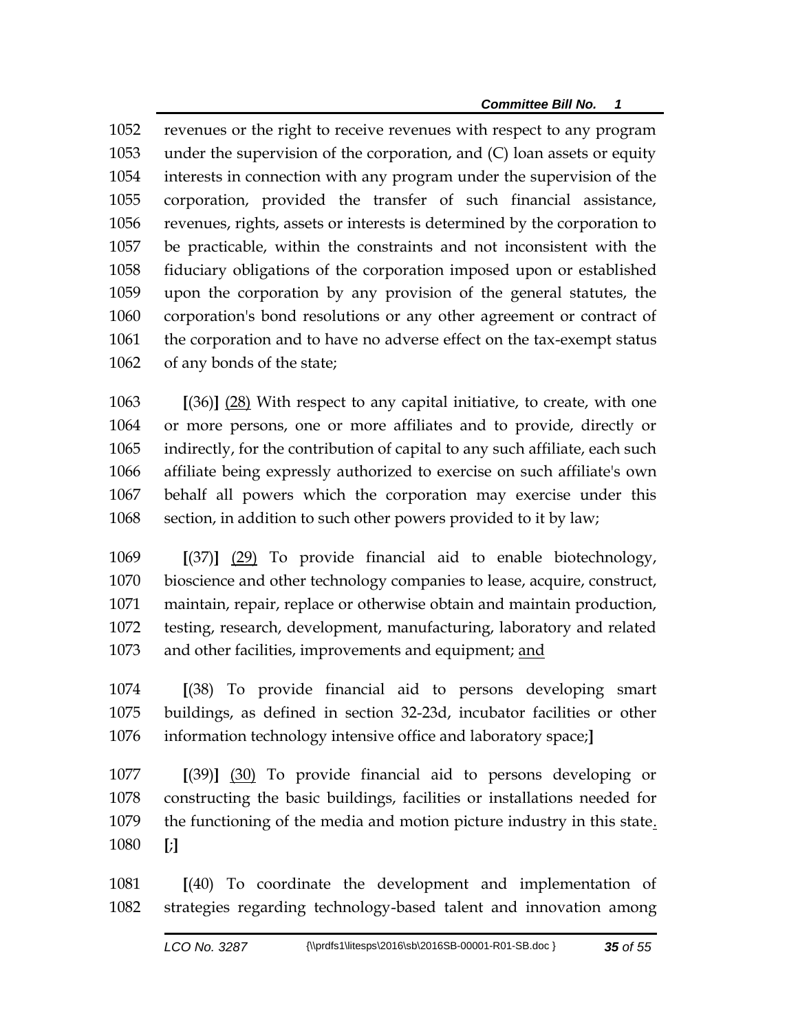1052 revenues or the right to receive revenues with respect to any program
1053 under the supervision of the corporation, and (C) loan assets or equity
1054 interests in connection with any program under the supervision of the
1055 corporation, provided the transfer of such financial assistance,
1056 revenues, rights, assets or interests is determined by the corporation to
1057 be practicable, within the constraints and not inconsistent with the
1058 fiduciary obligations of the corporation imposed upon or established
1059 upon the corporation by any provision of the general statutes, the
1060 corporation's bond resolutions or any other agreement or contract of
1061 the corporation and to have no adverse effect on the tax-exempt status
1062 of any bonds of the state;

1063 **[**(36)**]** <u>(28)</u> With respect to any capital initiative, to create, with one
1064 or more persons, one or more affiliates and to provide, directly or
1065 indirectly, for the contribution of capital to any such affiliate, each such
1066 affiliate being expressly authorized to exercise on such affiliate's own
1067 behalf all powers which the corporation may exercise under this
1068 section, in addition to such other powers provided to it by law;

1069 **[**(37)**]** <u>(29)</u> To provide financial aid to enable biotechnology,
1070 bioscience and other technology companies to lease, acquire, construct,
1071 maintain, repair, replace or otherwise obtain and maintain production,
1072 testing, research, development, manufacturing, laboratory and related
1073 and other facilities, improvements and equipment; <u>and</u>

1074 **[**(38) To provide financial aid to persons developing smart
1075 buildings, as defined in section 32-23d, incubator facilities or other
1076 information technology intensive office and laboratory space;**]**

1077 **[**(39)**]** <u>(30)</u> To provide financial aid to persons developing or
1078 constructing the basic buildings, facilities or installations needed for
1079 the functioning of the media and motion picture industry in this state<u>.</u>
1080 **[**;**]**

1081 **[**(40) To coordinate the development and implementation of
1082 strategies regarding technology-based talent and innovation among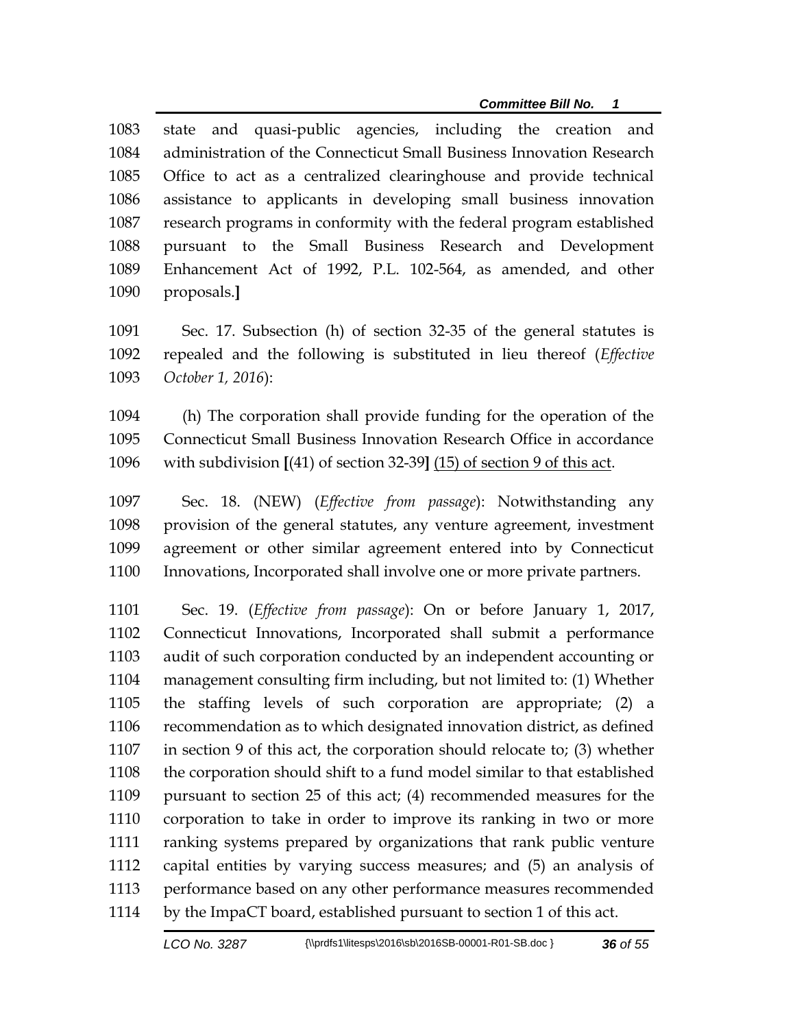1083 state and quasi-public agencies, including the creation and
1084 administration of the Connecticut Small Business Innovation Research
1085 Office to act as a centralized clearinghouse and provide technical
1086 assistance to applicants in developing small business innovation
1087 research programs in conformity with the federal program established
1088 pursuant to the Small Business Research and Development
1089 Enhancement Act of 1992, P.L. 102-564, as amended, and other
1090 proposals.**]**

1091 Sec. 17. Subsection (h) of section 32-35 of the general statutes is
1092 repealed and the following is substituted in lieu thereof (*Effective*
1093 *October 1, 2016*):

1094 (h) The corporation shall provide funding for the operation of the
1095 Connecticut Small Business Innovation Research Office in accordance
1096 with subdivision **[**(41) of section 32-39**]** <u>(15) of section 9 of this act</u>.

1097 Sec. 18. (NEW) (*Effective from passage*): Notwithstanding any
1098 provision of the general statutes, any venture agreement, investment
1099 agreement or other similar agreement entered into by Connecticut
1100 Innovations, Incorporated shall involve one or more private partners.

1101 Sec. 19. (*Effective from passage*): On or before January 1, 2017,
1102 Connecticut Innovations, Incorporated shall submit a performance
1103 audit of such corporation conducted by an independent accounting or
1104 management consulting firm including, but not limited to: (1) Whether
1105 the staffing levels of such corporation are appropriate; (2) a
1106 recommendation as to which designated innovation district, as defined
1107 in section 9 of this act, the corporation should relocate to; (3) whether
1108 the corporation should shift to a fund model similar to that established
1109 pursuant to section 25 of this act; (4) recommended measures for the
1110 corporation to take in order to improve its ranking in two or more
1111 ranking systems prepared by organizations that rank public venture
1112 capital entities by varying success measures; and (5) an analysis of
1113 performance based on any other performance measures recommended
1114 by the ImpaCT board, established pursuant to section 1 of this act.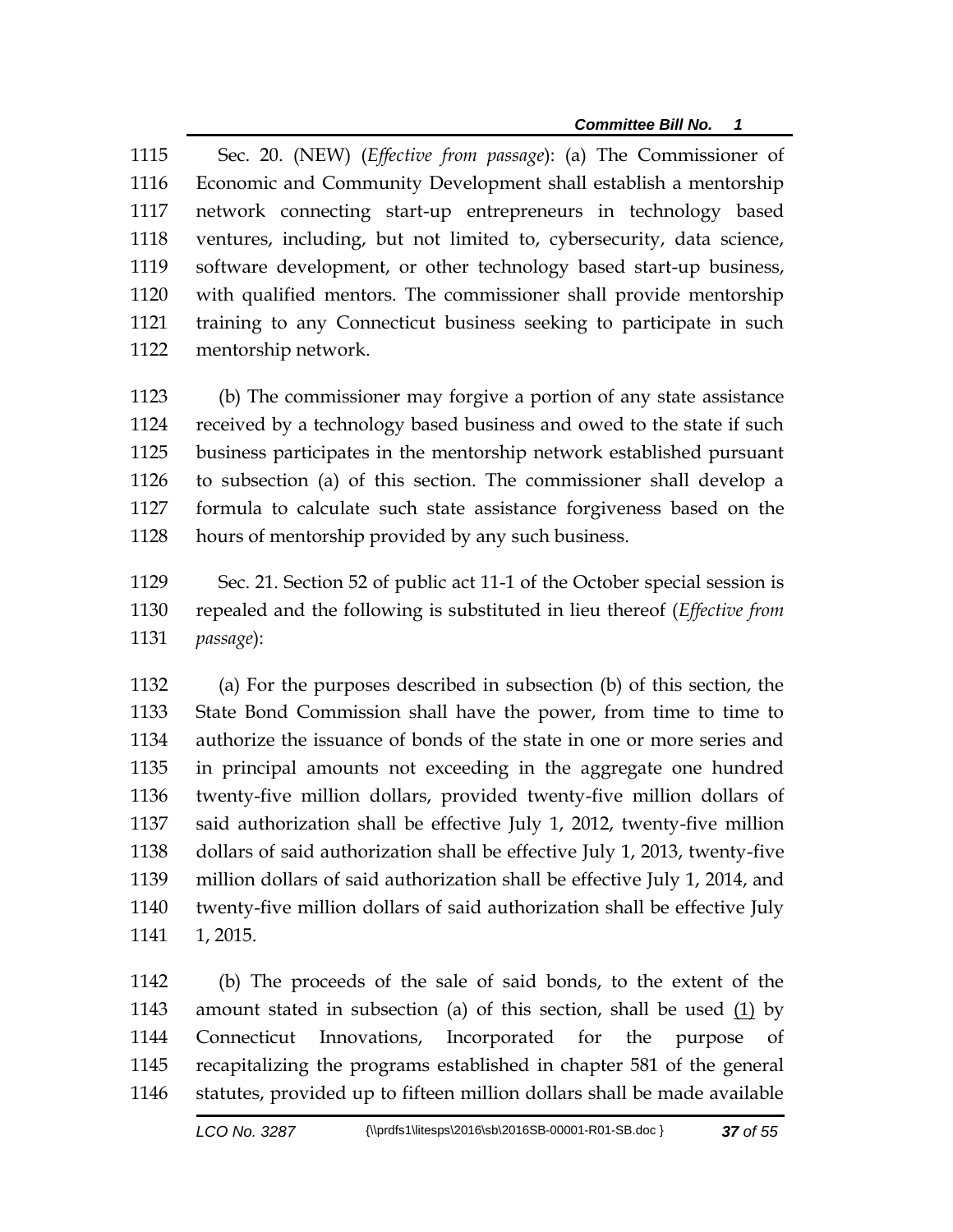Sec. 20. (NEW) (*Effective from passage*): (a) The Commissioner of Economic and Community Development shall establish a mentorship network connecting start-up entrepreneurs in technology based ventures, including, but not limited to, cybersecurity, data science, software development, or other technology based start-up business, with qualified mentors. The commissioner shall provide mentorship training to any Connecticut business seeking to participate in such mentorship network.

(b) The commissioner may forgive a portion of any state assistance received by a technology based business and owed to the state if such business participates in the mentorship network established pursuant to subsection (a) of this section. The commissioner shall develop a formula to calculate such state assistance forgiveness based on the hours of mentorship provided by any such business.

Sec. 21. Section 52 of public act 11-1 of the October special session is repealed and the following is substituted in lieu thereof (*Effective from passage*):

(a) For the purposes described in subsection (b) of this section, the State Bond Commission shall have the power, from time to time to authorize the issuance of bonds of the state in one or more series and in principal amounts not exceeding in the aggregate one hundred twenty-five million dollars, provided twenty-five million dollars of said authorization shall be effective July 1, 2012, twenty-five million dollars of said authorization shall be effective July 1, 2013, twenty-five million dollars of said authorization shall be effective July 1, 2014, and twenty-five million dollars of said authorization shall be effective July 1, 2015.

(b) The proceeds of the sale of said bonds, to the extent of the amount stated in subsection (a) of this section, shall be used (1) by Connecticut Innovations, Incorporated for the purpose of recapitalizing the programs established in chapter 581 of the general statutes, provided up to fifteen million dollars shall be made available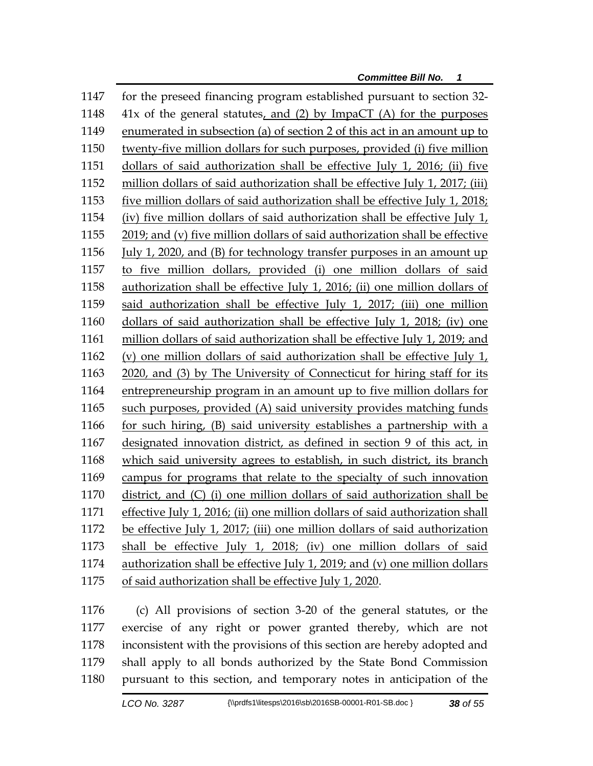for the preseed financing program established pursuant to section 32-41x of the general statutes, and (2) by ImpaCT (A) for the purposes enumerated in subsection (a) of section 2 of this act in an amount up to twenty-five million dollars for such purposes, provided (i) five million dollars of said authorization shall be effective July 1, 2016; (ii) five million dollars of said authorization shall be effective July 1, 2017; (iii) five million dollars of said authorization shall be effective July 1, 2018; (iv) five million dollars of said authorization shall be effective July 1, 2019; and (v) five million dollars of said authorization shall be effective July 1, 2020, and (B) for technology transfer purposes in an amount up to five million dollars, provided (i) one million dollars of said authorization shall be effective July 1, 2016; (ii) one million dollars of said authorization shall be effective July 1, 2017; (iii) one million dollars of said authorization shall be effective July 1, 2018; (iv) one million dollars of said authorization shall be effective July 1, 2019; and (v) one million dollars of said authorization shall be effective July 1, 2020, and (3) by The University of Connecticut for hiring staff for its entrepreneurship program in an amount up to five million dollars for such purposes, provided (A) said university provides matching funds for such hiring, (B) said university establishes a partnership with a designated innovation district, as defined in section 9 of this act, in which said university agrees to establish, in such district, its branch campus for programs that relate to the specialty of such innovation district, and (C) (i) one million dollars of said authorization shall be effective July 1, 2016; (ii) one million dollars of said authorization shall be effective July 1, 2017; (iii) one million dollars of said authorization shall be effective July 1, 2018; (iv) one million dollars of said authorization shall be effective July 1, 2019; and (v) one million dollars of said authorization shall be effective July 1, 2020.

(c) All provisions of section 3-20 of the general statutes, or the exercise of any right or power granted thereby, which are not inconsistent with the provisions of this section are hereby adopted and shall apply to all bonds authorized by the State Bond Commission pursuant to this section, and temporary notes in anticipation of the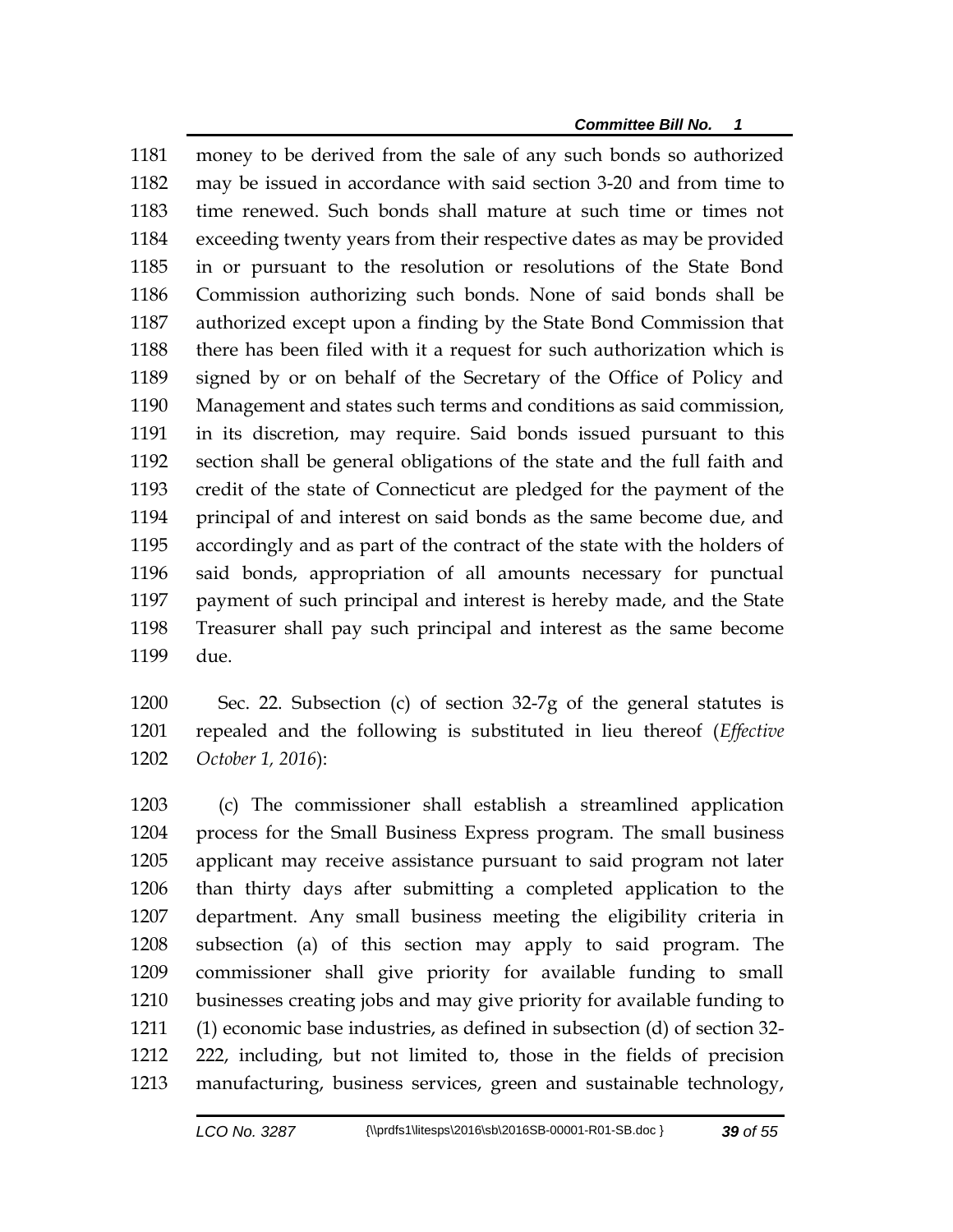money to be derived from the sale of any such bonds so authorized may be issued in accordance with said section 3-20 and from time to time renewed. Such bonds shall mature at such time or times not exceeding twenty years from their respective dates as may be provided in or pursuant to the resolution or resolutions of the State Bond Commission authorizing such bonds. None of said bonds shall be authorized except upon a finding by the State Bond Commission that there has been filed with it a request for such authorization which is signed by or on behalf of the Secretary of the Office of Policy and Management and states such terms and conditions as said commission, in its discretion, may require. Said bonds issued pursuant to this section shall be general obligations of the state and the full faith and credit of the state of Connecticut are pledged for the payment of the principal of and interest on said bonds as the same become due, and accordingly and as part of the contract of the state with the holders of said bonds, appropriation of all amounts necessary for punctual payment of such principal and interest is hereby made, and the State Treasurer shall pay such principal and interest as the same become due.

Sec. 22. Subsection (c) of section 32-7g of the general statutes is repealed and the following is substituted in lieu thereof (*Effective October 1, 2016*):

(c) The commissioner shall establish a streamlined application process for the Small Business Express program. The small business applicant may receive assistance pursuant to said program not later than thirty days after submitting a completed application to the department. Any small business meeting the eligibility criteria in subsection (a) of this section may apply to said program. The commissioner shall give priority for available funding to small businesses creating jobs and may give priority for available funding to (1) economic base industries, as defined in subsection (d) of section 32-222, including, but not limited to, those in the fields of precision manufacturing, business services, green and sustainable technology,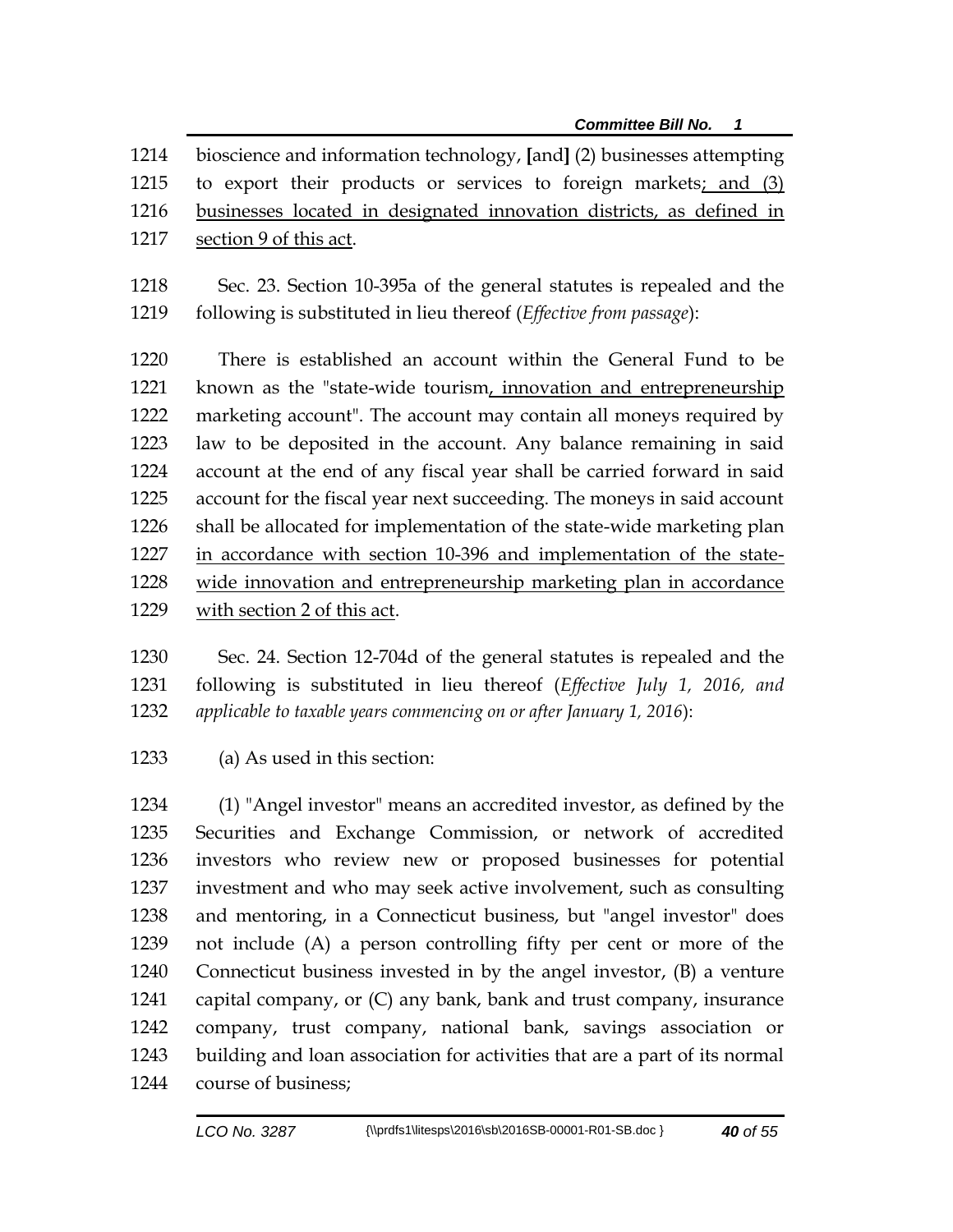bioscience and information technology, [and] (2) businesses attempting to export their products or services to foreign markets; and (3) businesses located in designated innovation districts, as defined in section 9 of this act.

Sec. 23. Section 10-395a of the general statutes is repealed and the following is substituted in lieu thereof (*Effective from passage*):

There is established an account within the General Fund to be known as the "state-wide tourism, innovation and entrepreneurship marketing account". The account may contain all moneys required by law to be deposited in the account. Any balance remaining in said account at the end of any fiscal year shall be carried forward in said account for the fiscal year next succeeding. The moneys in said account shall be allocated for implementation of the state-wide marketing plan in accordance with section 10-396 and implementation of the state-wide innovation and entrepreneurship marketing plan in accordance with section 2 of this act.

Sec. 24. Section 12-704d of the general statutes is repealed and the following is substituted in lieu thereof (*Effective July 1, 2016, and applicable to taxable years commencing on or after January 1, 2016*):

(a) As used in this section:

(1) "Angel investor" means an accredited investor, as defined by the Securities and Exchange Commission, or network of accredited investors who review new or proposed businesses for potential investment and who may seek active involvement, such as consulting and mentoring, in a Connecticut business, but "angel investor" does not include (A) a person controlling fifty per cent or more of the Connecticut business invested in by the angel investor, (B) a venture capital company, or (C) any bank, bank and trust company, insurance company, trust company, national bank, savings association or building and loan association for activities that are a part of its normal course of business;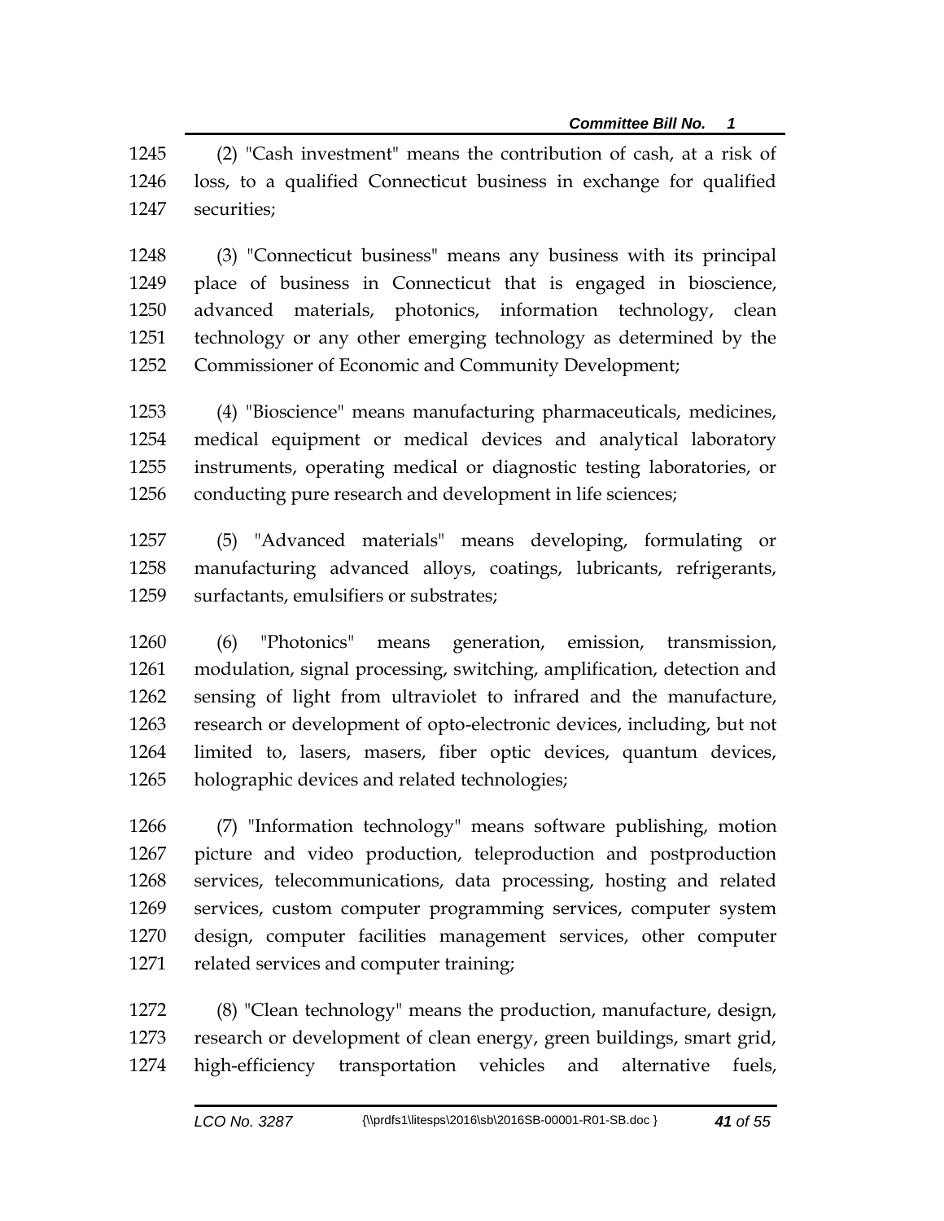(2) "Cash investment" means the contribution of cash, at a risk of loss, to a qualified Connecticut business in exchange for qualified securities;

(3) "Connecticut business" means any business with its principal place of business in Connecticut that is engaged in bioscience, advanced materials, photonics, information technology, clean technology or any other emerging technology as determined by the Commissioner of Economic and Community Development;

(4) "Bioscience" means manufacturing pharmaceuticals, medicines, medical equipment or medical devices and analytical laboratory instruments, operating medical or diagnostic testing laboratories, or conducting pure research and development in life sciences;

(5) "Advanced materials" means developing, formulating or manufacturing advanced alloys, coatings, lubricants, refrigerants, surfactants, emulsifiers or substrates;

(6) "Photonics" means generation, emission, transmission, modulation, signal processing, switching, amplification, detection and sensing of light from ultraviolet to infrared and the manufacture, research or development of opto-electronic devices, including, but not limited to, lasers, masers, fiber optic devices, quantum devices, holographic devices and related technologies;

(7) "Information technology" means software publishing, motion picture and video production, teleproduction and postproduction services, telecommunications, data processing, hosting and related services, custom computer programming services, computer system design, computer facilities management services, other computer related services and computer training;

(8) "Clean technology" means the production, manufacture, design, research or development of clean energy, green buildings, smart grid, high-efficiency transportation vehicles and alternative fuels,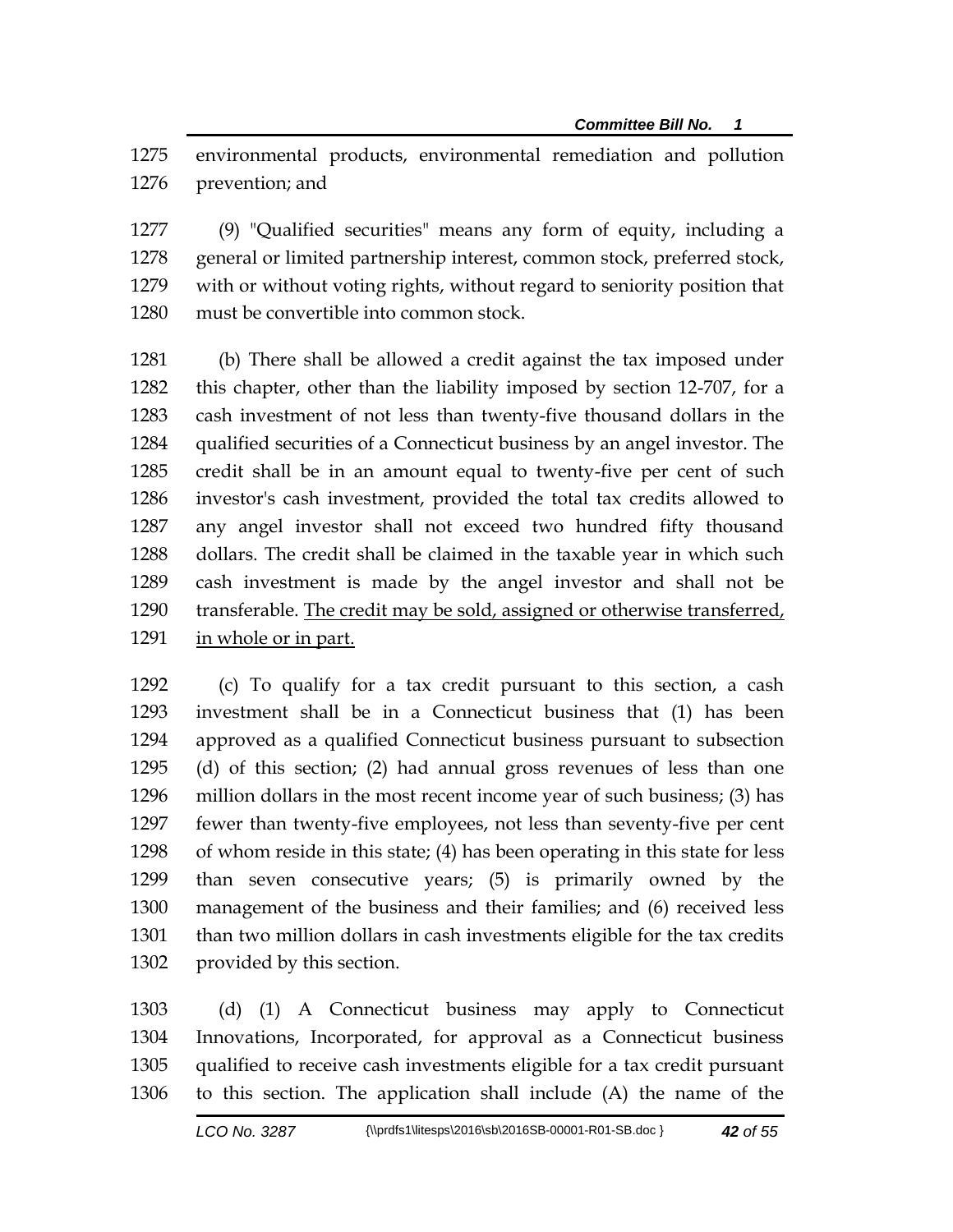1275 environmental products, environmental remediation and pollution
1276 prevention; and

1277 (9) "Qualified securities" means any form of equity, including a
1278 general or limited partnership interest, common stock, preferred stock,
1279 with or without voting rights, without regard to seniority position that
1280 must be convertible into common stock.

1281 (b) There shall be allowed a credit against the tax imposed under
1282 this chapter, other than the liability imposed by section 12-707, for a
1283 cash investment of not less than twenty-five thousand dollars in the
1284 qualified securities of a Connecticut business by an angel investor. The
1285 credit shall be in an amount equal to twenty-five per cent of such
1286 investor's cash investment, provided the total tax credits allowed to
1287 any angel investor shall not exceed two hundred fifty thousand
1288 dollars. The credit shall be claimed in the taxable year in which such
1289 cash investment is made by the angel investor and shall not be
1290 transferable. <u>The credit may be sold, assigned or otherwise transferred,</u>
1291 <u>in whole or in part.</u>

1292 (c) To qualify for a tax credit pursuant to this section, a cash
1293 investment shall be in a Connecticut business that (1) has been
1294 approved as a qualified Connecticut business pursuant to subsection
1295 (d) of this section; (2) had annual gross revenues of less than one
1296 million dollars in the most recent income year of such business; (3) has
1297 fewer than twenty-five employees, not less than seventy-five per cent
1298 of whom reside in this state; (4) has been operating in this state for less
1299 than seven consecutive years; (5) is primarily owned by the
1300 management of the business and their families; and (6) received less
1301 than two million dollars in cash investments eligible for the tax credits
1302 provided by this section.

1303 (d) (1) A Connecticut business may apply to Connecticut
1304 Innovations, Incorporated, for approval as a Connecticut business
1305 qualified to receive cash investments eligible for a tax credit pursuant
1306 to this section. The application shall include (A) the name of the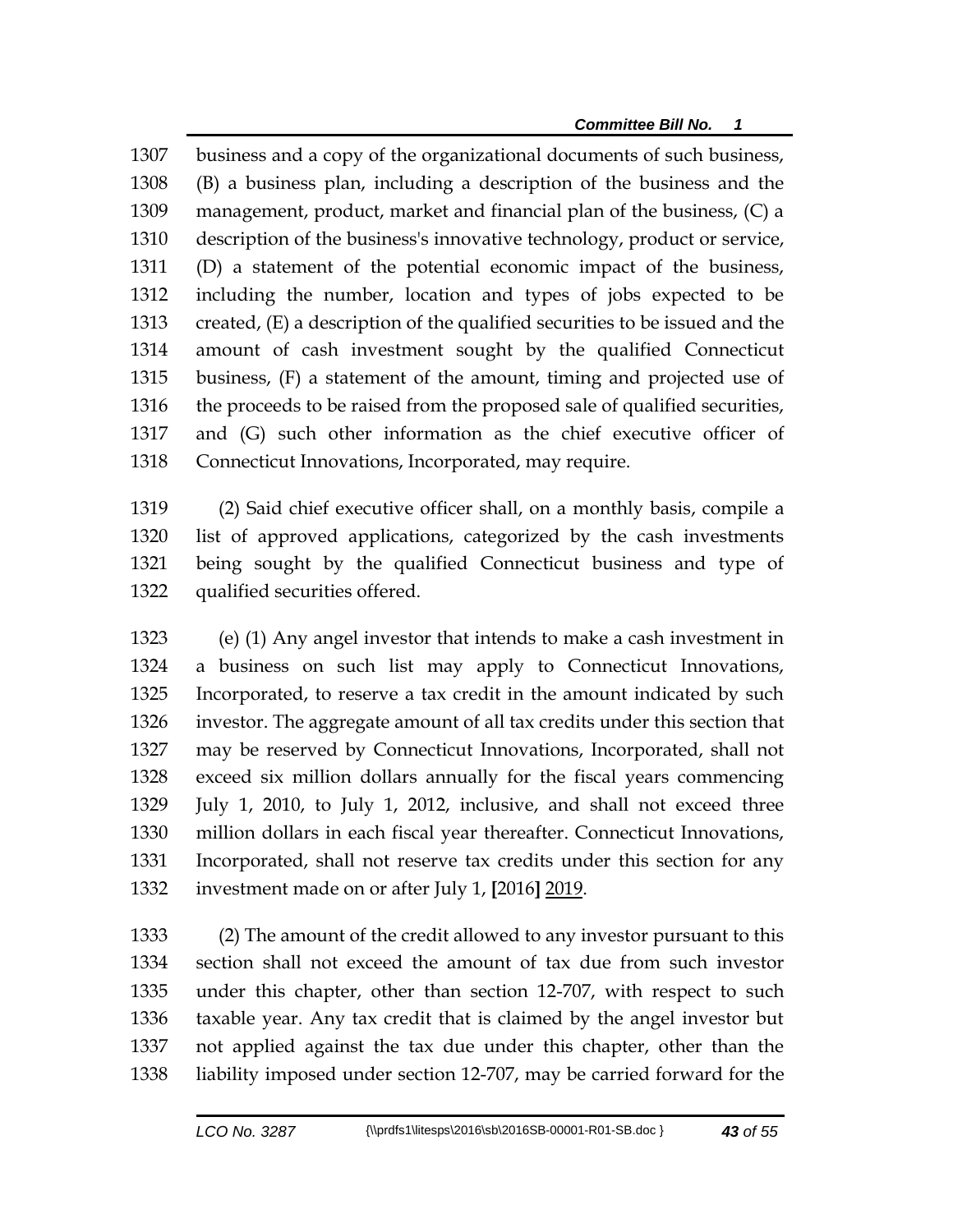business and a copy of the organizational documents of such business, (B) a business plan, including a description of the business and the management, product, market and financial plan of the business, (C) a description of the business's innovative technology, product or service, (D) a statement of the potential economic impact of the business, including the number, location and types of jobs expected to be created, (E) a description of the qualified securities to be issued and the amount of cash investment sought by the qualified Connecticut business, (F) a statement of the amount, timing and projected use of the proceeds to be raised from the proposed sale of qualified securities, and (G) such other information as the chief executive officer of Connecticut Innovations, Incorporated, may require.

(2) Said chief executive officer shall, on a monthly basis, compile a list of approved applications, categorized by the cash investments being sought by the qualified Connecticut business and type of qualified securities offered.

(e) (1) Any angel investor that intends to make a cash investment in a business on such list may apply to Connecticut Innovations, Incorporated, to reserve a tax credit in the amount indicated by such investor. The aggregate amount of all tax credits under this section that may be reserved by Connecticut Innovations, Incorporated, shall not exceed six million dollars annually for the fiscal years commencing July 1, 2010, to July 1, 2012, inclusive, and shall not exceed three million dollars in each fiscal year thereafter. Connecticut Innovations, Incorporated, shall not reserve tax credits under this section for any investment made on or after July 1, **[**2016**]** <u>2019</u>.

(2) The amount of the credit allowed to any investor pursuant to this section shall not exceed the amount of tax due from such investor under this chapter, other than section 12-707, with respect to such taxable year. Any tax credit that is claimed by the angel investor but not applied against the tax due under this chapter, other than the liability imposed under section 12-707, may be carried forward for the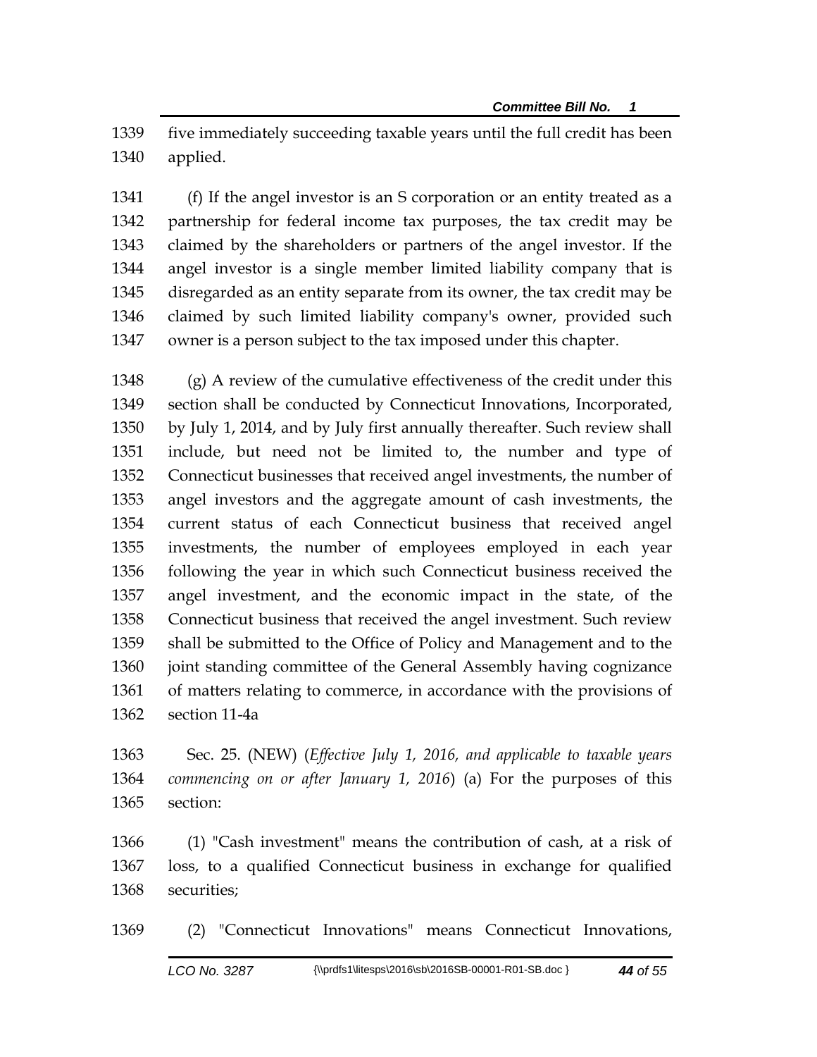five immediately succeeding taxable years until the full credit has been applied.

(f) If the angel investor is an S corporation or an entity treated as a partnership for federal income tax purposes, the tax credit may be claimed by the shareholders or partners of the angel investor. If the angel investor is a single member limited liability company that is disregarded as an entity separate from its owner, the tax credit may be claimed by such limited liability company's owner, provided such owner is a person subject to the tax imposed under this chapter.

(g) A review of the cumulative effectiveness of the credit under this section shall be conducted by Connecticut Innovations, Incorporated, by July 1, 2014, and by July first annually thereafter. Such review shall include, but need not be limited to, the number and type of Connecticut businesses that received angel investments, the number of angel investors and the aggregate amount of cash investments, the current status of each Connecticut business that received angel investments, the number of employees employed in each year following the year in which such Connecticut business received the angel investment, and the economic impact in the state, of the Connecticut business that received the angel investment. Such review shall be submitted to the Office of Policy and Management and to the joint standing committee of the General Assembly having cognizance of matters relating to commerce, in accordance with the provisions of section 11-4a

Sec. 25. (NEW) (*Effective July 1, 2016, and applicable to taxable years commencing on or after January 1, 2016*) (a) For the purposes of this section:

(1) "Cash investment" means the contribution of cash, at a risk of loss, to a qualified Connecticut business in exchange for qualified securities;

(2) "Connecticut Innovations" means Connecticut Innovations,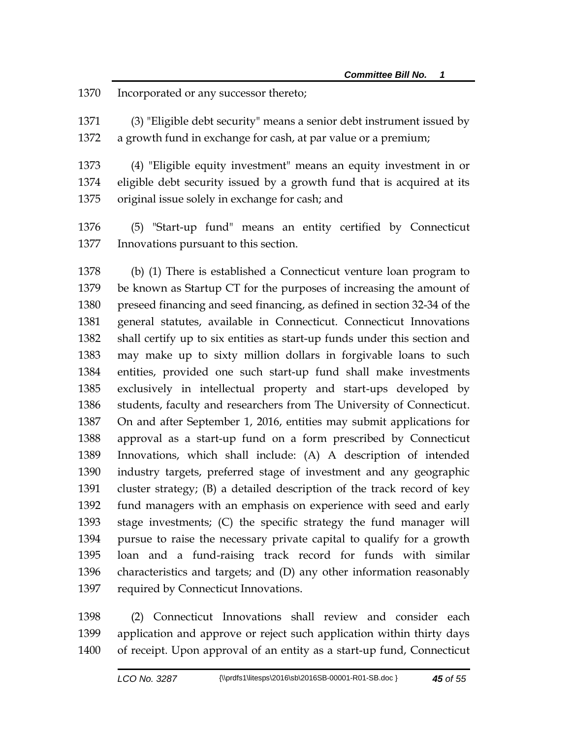Incorporated or any successor thereto;

(3) "Eligible debt security" means a senior debt instrument issued by a growth fund in exchange for cash, at par value or a premium;

(4) "Eligible equity investment" means an equity investment in or eligible debt security issued by a growth fund that is acquired at its original issue solely in exchange for cash; and

(5) "Start-up fund" means an entity certified by Connecticut Innovations pursuant to this section.

(b) (1) There is established a Connecticut venture loan program to be known as Startup CT for the purposes of increasing the amount of preseed financing and seed financing, as defined in section 32-34 of the general statutes, available in Connecticut. Connecticut Innovations shall certify up to six entities as start-up funds under this section and may make up to sixty million dollars in forgivable loans to such entities, provided one such start-up fund shall make investments exclusively in intellectual property and start-ups developed by students, faculty and researchers from The University of Connecticut. On and after September 1, 2016, entities may submit applications for approval as a start-up fund on a form prescribed by Connecticut Innovations, which shall include: (A) A description of intended industry targets, preferred stage of investment and any geographic cluster strategy; (B) a detailed description of the track record of key fund managers with an emphasis on experience with seed and early stage investments; (C) the specific strategy the fund manager will pursue to raise the necessary private capital to qualify for a growth loan and a fund-raising track record for funds with similar characteristics and targets; and (D) any other information reasonably required by Connecticut Innovations.

(2) Connecticut Innovations shall review and consider each application and approve or reject such application within thirty days of receipt. Upon approval of an entity as a start-up fund, Connecticut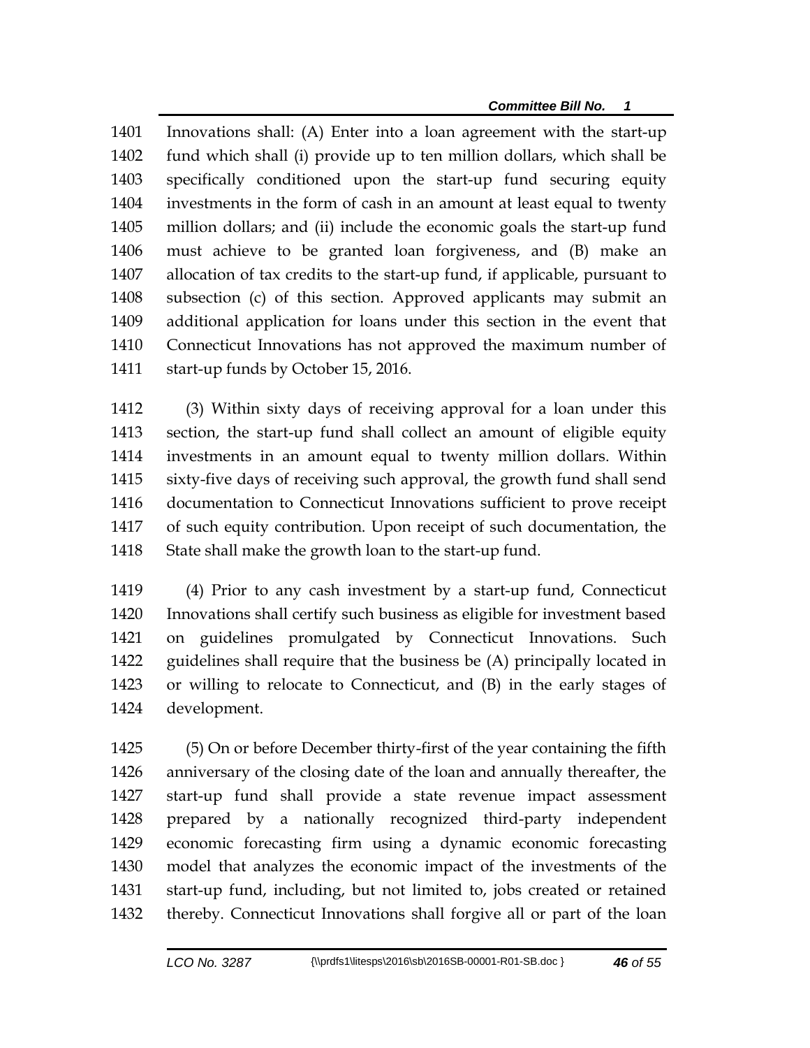Innovations shall: (A) Enter into a loan agreement with the start-up fund which shall (i) provide up to ten million dollars, which shall be specifically conditioned upon the start-up fund securing equity investments in the form of cash in an amount at least equal to twenty million dollars; and (ii) include the economic goals the start-up fund must achieve to be granted loan forgiveness, and (B) make an allocation of tax credits to the start-up fund, if applicable, pursuant to subsection (c) of this section. Approved applicants may submit an additional application for loans under this section in the event that Connecticut Innovations has not approved the maximum number of start-up funds by October 15, 2016.

(3) Within sixty days of receiving approval for a loan under this section, the start-up fund shall collect an amount of eligible equity investments in an amount equal to twenty million dollars. Within sixty-five days of receiving such approval, the growth fund shall send documentation to Connecticut Innovations sufficient to prove receipt of such equity contribution. Upon receipt of such documentation, the State shall make the growth loan to the start-up fund.

(4) Prior to any cash investment by a start-up fund, Connecticut Innovations shall certify such business as eligible for investment based on guidelines promulgated by Connecticut Innovations. Such guidelines shall require that the business be (A) principally located in or willing to relocate to Connecticut, and (B) in the early stages of development.

(5) On or before December thirty-first of the year containing the fifth anniversary of the closing date of the loan and annually thereafter, the start-up fund shall provide a state revenue impact assessment prepared by a nationally recognized third-party independent economic forecasting firm using a dynamic economic forecasting model that analyzes the economic impact of the investments of the start-up fund, including, but not limited to, jobs created or retained thereby. Connecticut Innovations shall forgive all or part of the loan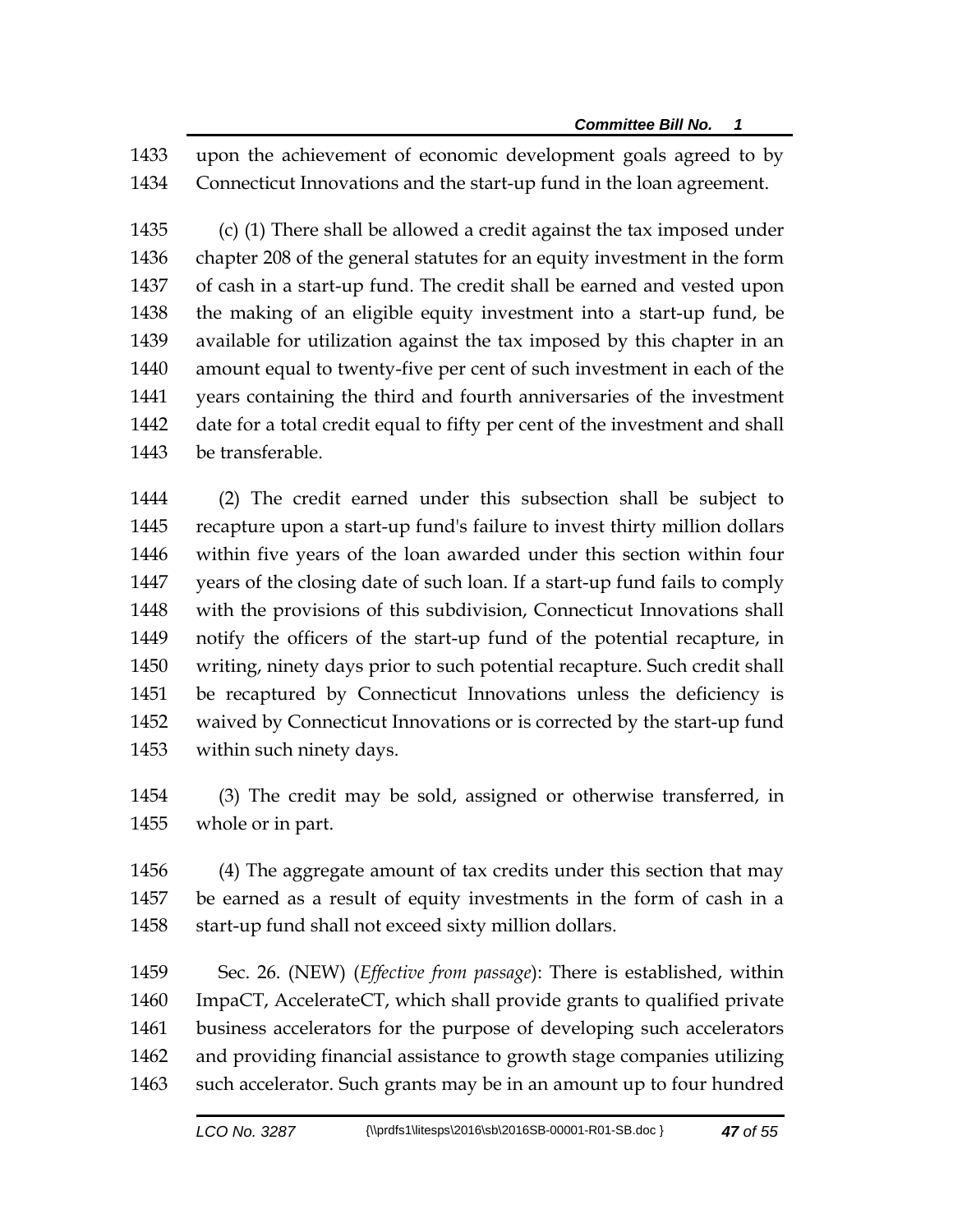upon the achievement of economic development goals agreed to by Connecticut Innovations and the start-up fund in the loan agreement.

(c) (1) There shall be allowed a credit against the tax imposed under chapter 208 of the general statutes for an equity investment in the form of cash in a start-up fund. The credit shall be earned and vested upon the making of an eligible equity investment into a start-up fund, be available for utilization against the tax imposed by this chapter in an amount equal to twenty-five per cent of such investment in each of the years containing the third and fourth anniversaries of the investment date for a total credit equal to fifty per cent of the investment and shall be transferable.

(2) The credit earned under this subsection shall be subject to recapture upon a start-up fund's failure to invest thirty million dollars within five years of the loan awarded under this section within four years of the closing date of such loan. If a start-up fund fails to comply with the provisions of this subdivision, Connecticut Innovations shall notify the officers of the start-up fund of the potential recapture, in writing, ninety days prior to such potential recapture. Such credit shall be recaptured by Connecticut Innovations unless the deficiency is waived by Connecticut Innovations or is corrected by the start-up fund within such ninety days.

(3) The credit may be sold, assigned or otherwise transferred, in whole or in part.

(4) The aggregate amount of tax credits under this section that may be earned as a result of equity investments in the form of cash in a start-up fund shall not exceed sixty million dollars.

Sec. 26. (NEW) (*Effective from passage*): There is established, within ImpaCT, AccelerateCT, which shall provide grants to qualified private business accelerators for the purpose of developing such accelerators and providing financial assistance to growth stage companies utilizing such accelerator. Such grants may be in an amount up to four hundred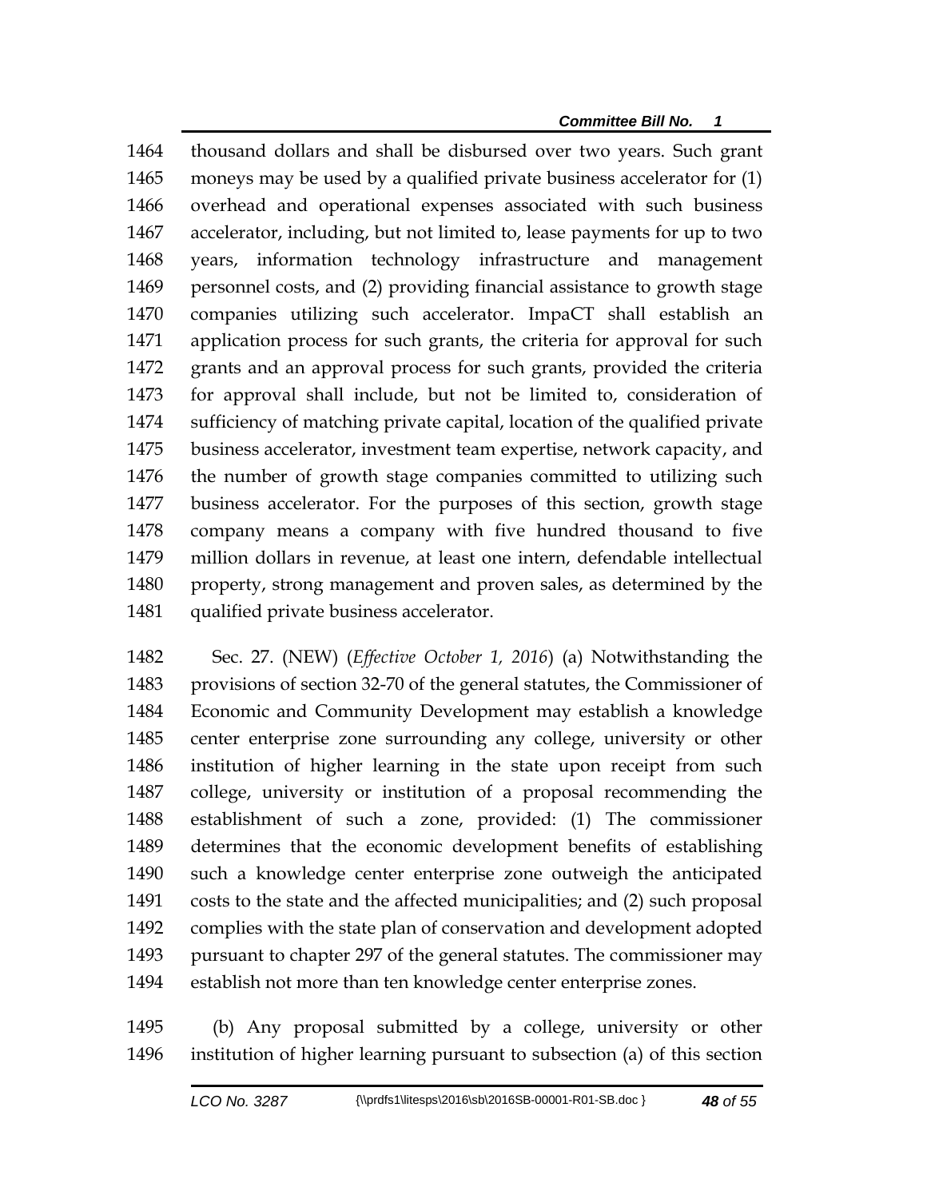thousand dollars and shall be disbursed over two years. Such grant moneys may be used by a qualified private business accelerator for (1) overhead and operational expenses associated with such business accelerator, including, but not limited to, lease payments for up to two years, information technology infrastructure and management personnel costs, and (2) providing financial assistance to growth stage companies utilizing such accelerator. ImpaCT shall establish an application process for such grants, the criteria for approval for such grants and an approval process for such grants, provided the criteria for approval shall include, but not be limited to, consideration of sufficiency of matching private capital, location of the qualified private business accelerator, investment team expertise, network capacity, and the number of growth stage companies committed to utilizing such business accelerator. For the purposes of this section, growth stage company means a company with five hundred thousand to five million dollars in revenue, at least one intern, defendable intellectual property, strong management and proven sales, as determined by the qualified private business accelerator.

Sec. 27. (NEW) (*Effective October 1, 2016*) (a) Notwithstanding the provisions of section 32-70 of the general statutes, the Commissioner of Economic and Community Development may establish a knowledge center enterprise zone surrounding any college, university or other institution of higher learning in the state upon receipt from such college, university or institution of a proposal recommending the establishment of such a zone, provided: (1) The commissioner determines that the economic development benefits of establishing such a knowledge center enterprise zone outweigh the anticipated costs to the state and the affected municipalities; and (2) such proposal complies with the state plan of conservation and development adopted pursuant to chapter 297 of the general statutes. The commissioner may establish not more than ten knowledge center enterprise zones.

(b) Any proposal submitted by a college, university or other institution of higher learning pursuant to subsection (a) of this section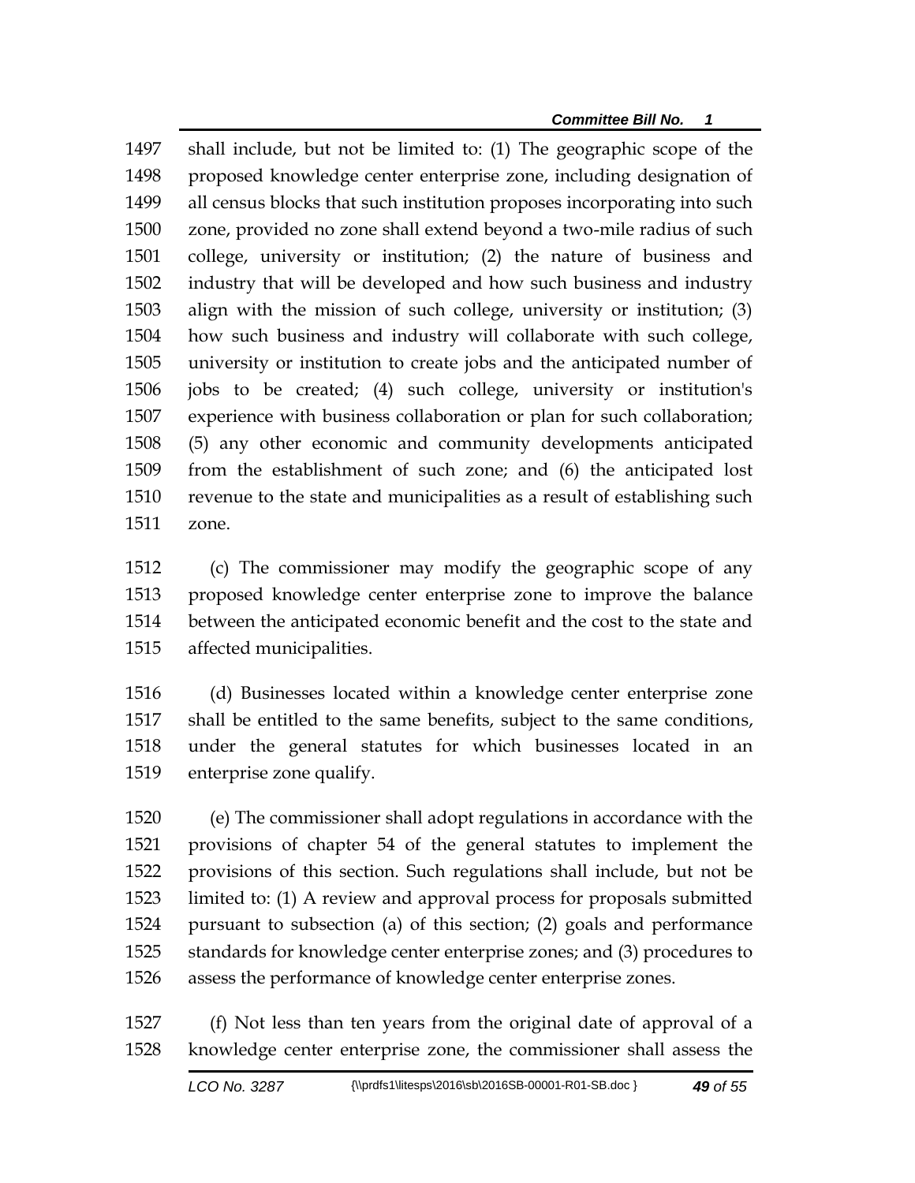shall include, but not be limited to: (1) The geographic scope of the proposed knowledge center enterprise zone, including designation of all census blocks that such institution proposes incorporating into such zone, provided no zone shall extend beyond a two-mile radius of such college, university or institution; (2) the nature of business and industry that will be developed and how such business and industry align with the mission of such college, university or institution; (3) how such business and industry will collaborate with such college, university or institution to create jobs and the anticipated number of jobs to be created; (4) such college, university or institution's experience with business collaboration or plan for such collaboration; (5) any other economic and community developments anticipated from the establishment of such zone; and (6) the anticipated lost revenue to the state and municipalities as a result of establishing such zone.

(c) The commissioner may modify the geographic scope of any proposed knowledge center enterprise zone to improve the balance between the anticipated economic benefit and the cost to the state and affected municipalities.

(d) Businesses located within a knowledge center enterprise zone shall be entitled to the same benefits, subject to the same conditions, under the general statutes for which businesses located in an enterprise zone qualify.

(e) The commissioner shall adopt regulations in accordance with the provisions of chapter 54 of the general statutes to implement the provisions of this section. Such regulations shall include, but not be limited to: (1) A review and approval process for proposals submitted pursuant to subsection (a) of this section; (2) goals and performance standards for knowledge center enterprise zones; and (3) procedures to assess the performance of knowledge center enterprise zones.

(f) Not less than ten years from the original date of approval of a knowledge center enterprise zone, the commissioner shall assess the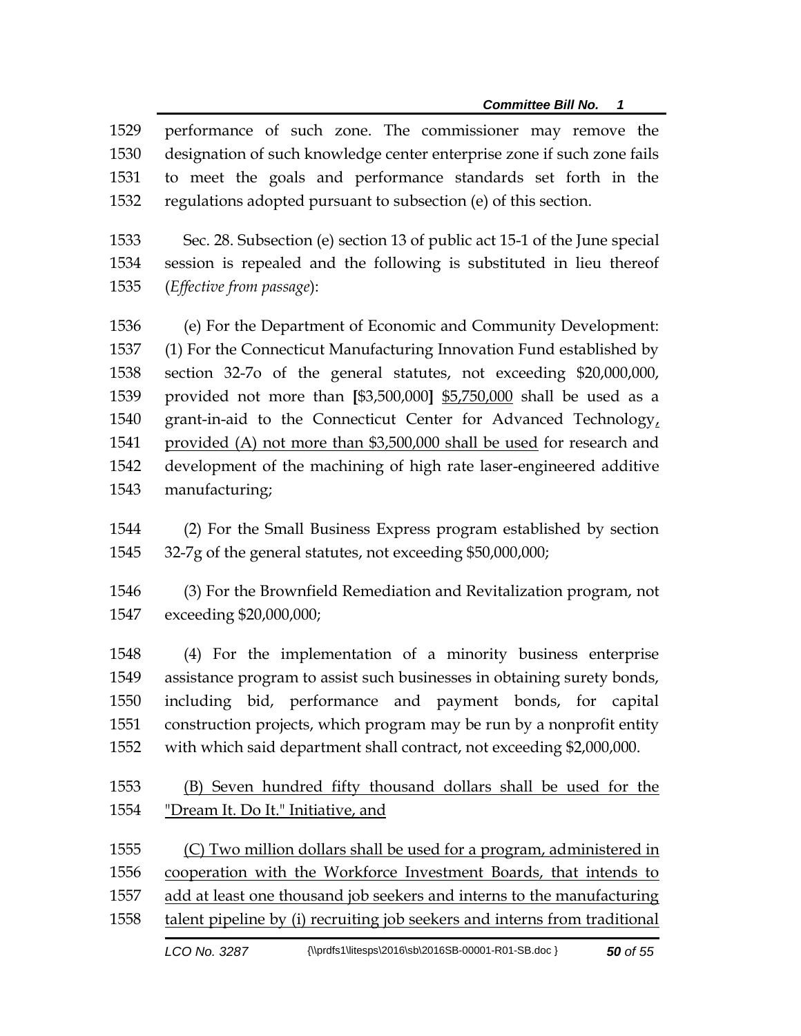performance of such zone. The commissioner may remove the designation of such knowledge center enterprise zone if such zone fails to meet the goals and performance standards set forth in the regulations adopted pursuant to subsection (e) of this section.

Sec. 28. Subsection (e) section 13 of public act 15-1 of the June special session is repealed and the following is substituted in lieu thereof (*Effective from passage*):

(e) For the Department of Economic and Community Development: (1) For the Connecticut Manufacturing Innovation Fund established by section 32-7o of the general statutes, not exceeding $20,000,000, provided not more than **[**$3,500,000**]** <u>$5,750,000</u> shall be used as a grant-in-aid to the Connecticut Center for Advanced Technology<u>, provided (A) not more than $3,500,000 shall be used</u> for research and development of the machining of high rate laser-engineered additive manufacturing;

(2) For the Small Business Express program established by section 32-7g of the general statutes, not exceeding $50,000,000;

(3) For the Brownfield Remediation and Revitalization program, not exceeding $20,000,000;

(4) For the implementation of a minority business enterprise assistance program to assist such businesses in obtaining surety bonds, including bid, performance and payment bonds, for capital construction projects, which program may be run by a nonprofit entity with which said department shall contract, not exceeding $2,000,000.

<u>(B) Seven hundred fifty thousand dollars shall be used for the "Dream It. Do It." Initiative, and</u>

<u>(C) Two million dollars shall be used for a program, administered in cooperation with the Workforce Investment Boards, that intends to add at least one thousand job seekers and interns to the manufacturing talent pipeline by (i) recruiting job seekers and interns from traditional</u>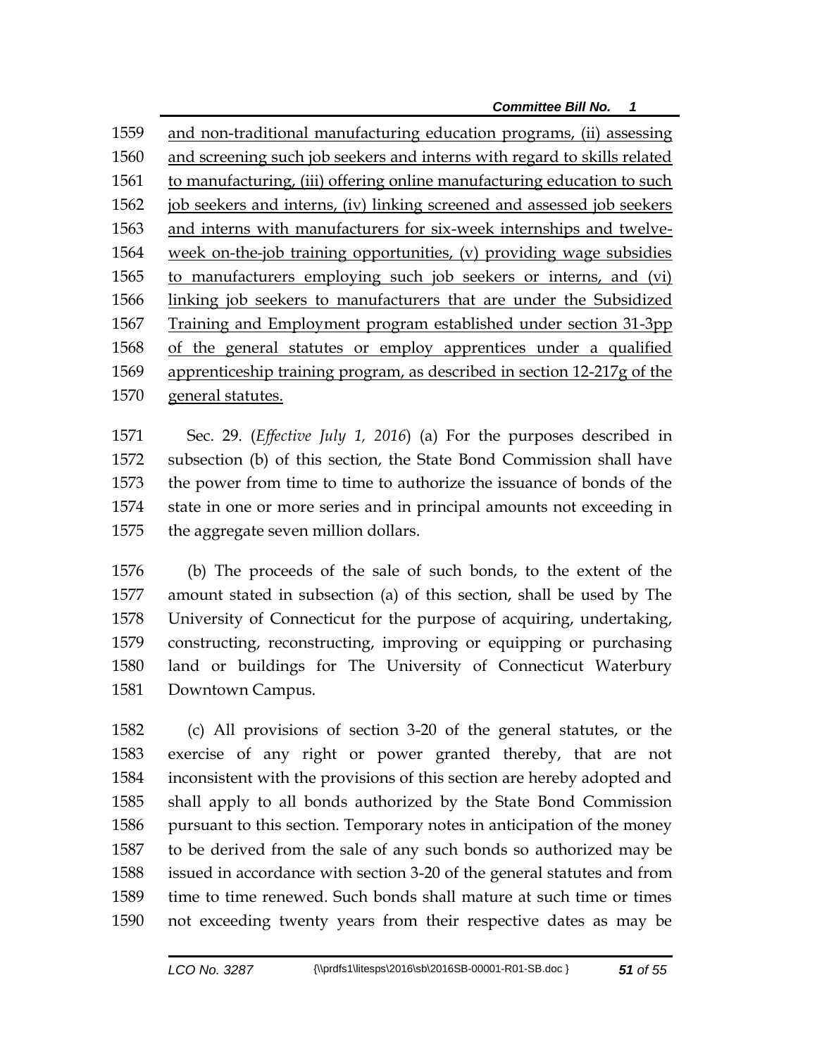and non-traditional manufacturing education programs, (ii) assessing and screening such job seekers and interns with regard to skills related to manufacturing, (iii) offering online manufacturing education to such job seekers and interns, (iv) linking screened and assessed job seekers and interns with manufacturers for six-week internships and twelve-week on-the-job training opportunities, (v) providing wage subsidies to manufacturers employing such job seekers or interns, and (vi) linking job seekers to manufacturers that are under the Subsidized Training and Employment program established under section 31-3pp of the general statutes or employ apprentices under a qualified apprenticeship training program, as described in section 12-217g of the general statutes.

Sec. 29. (*Effective July 1, 2016*) (a) For the purposes described in subsection (b) of this section, the State Bond Commission shall have the power from time to time to authorize the issuance of bonds of the state in one or more series and in principal amounts not exceeding in the aggregate seven million dollars.

(b) The proceeds of the sale of such bonds, to the extent of the amount stated in subsection (a) of this section, shall be used by The University of Connecticut for the purpose of acquiring, undertaking, constructing, reconstructing, improving or equipping or purchasing land or buildings for The University of Connecticut Waterbury Downtown Campus.

(c) All provisions of section 3-20 of the general statutes, or the exercise of any right or power granted thereby, that are not inconsistent with the provisions of this section are hereby adopted and shall apply to all bonds authorized by the State Bond Commission pursuant to this section. Temporary notes in anticipation of the money to be derived from the sale of any such bonds so authorized may be issued in accordance with section 3-20 of the general statutes and from time to time renewed. Such bonds shall mature at such time or times not exceeding twenty years from their respective dates as may be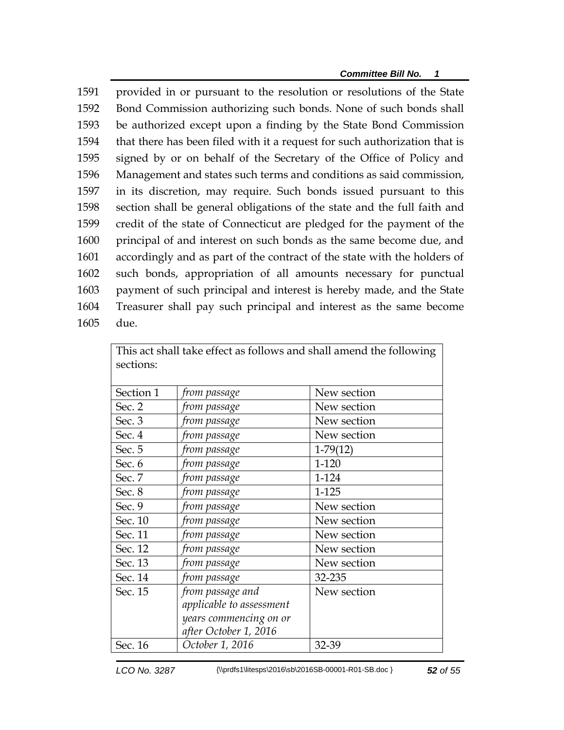provided in or pursuant to the resolution or resolutions of the State Bond Commission authorizing such bonds. None of such bonds shall be authorized except upon a finding by the State Bond Commission that there has been filed with it a request for such authorization that is signed by or on behalf of the Secretary of the Office of Policy and Management and states such terms and conditions as said commission, in its discretion, may require. Such bonds issued pursuant to this section shall be general obligations of the state and the full faith and credit of the state of Connecticut are pledged for the payment of the principal of and interest on such bonds as the same become due, and accordingly and as part of the contract of the state with the holders of such bonds, appropriation of all amounts necessary for punctual payment of such principal and interest is hereby made, and the State Treasurer shall pay such principal and interest as the same become due.

| This act shall take effect as follows and shall amend the following sections: | | |
|---|---|---|
| Section 1 | *from passage* | New section |
| Sec. 2 | *from passage* | New section |
| Sec. 3 | *from passage* | New section |
| Sec. 4 | *from passage* | New section |
| Sec. 5 | *from passage* | 1-79(12) |
| Sec. 6 | *from passage* | 1-120 |
| Sec. 7 | *from passage* | 1-124 |
| Sec. 8 | *from passage* | 1-125 |
| Sec. 9 | *from passage* | New section |
| Sec. 10 | *from passage* | New section |
| Sec. 11 | *from passage* | New section |
| Sec. 12 | *from passage* | New section |
| Sec. 13 | *from passage* | New section |
| Sec. 14 | *from passage* | 32-235 |
| Sec. 15 | *from passage and applicable to assessment years commencing on or after October 1, 2016* | New section |
| Sec. 16 | *October 1, 2016* | 32-39 |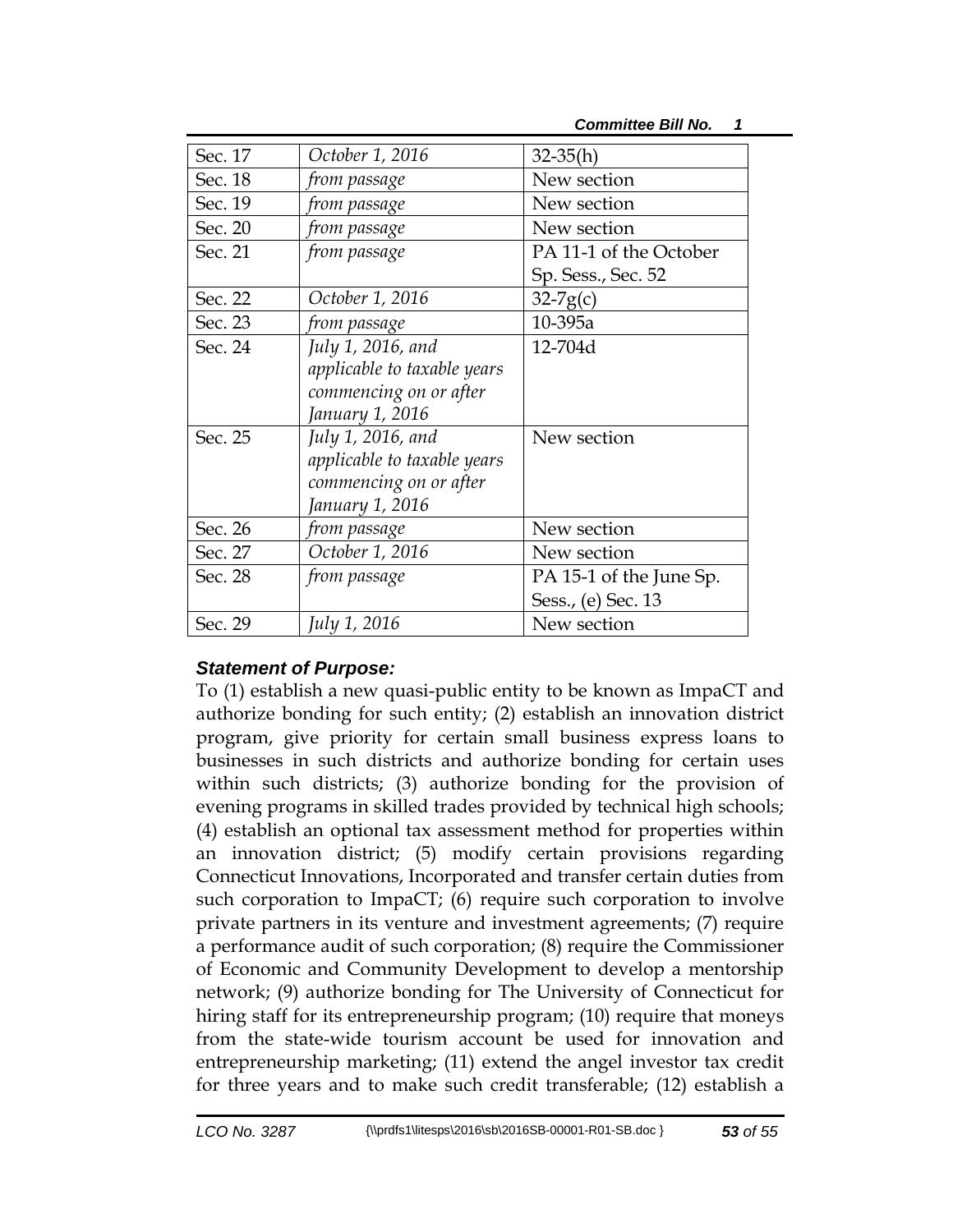| Sec. 17 | *October 1, 2016* | 32-35(h) |
|---|---|---|
| Sec. 18 | *from passage* | New section |
| Sec. 19 | *from passage* | New section |
| Sec. 20 | *from passage* | New section |
| Sec. 21 | *from passage* | PA 11-1 of the October Sp. Sess., Sec. 52 |
| Sec. 22 | *October 1, 2016* | 32-7g(c) |
| Sec. 23 | *from passage* | 10-395a |
| Sec. 24 | *July 1, 2016, and applicable to taxable years commencing on or after January 1, 2016* | 12-704d |
| Sec. 25 | *July 1, 2016, and applicable to taxable years commencing on or after January 1, 2016* | New section |
| Sec. 26 | *from passage* | New section |
| Sec. 27 | *October 1, 2016* | New section |
| Sec. 28 | *from passage* | PA 15-1 of the June Sp. Sess., (e) Sec. 13 |
| Sec. 29 | *July 1, 2016* | New section |

***Statement of Purpose:***

To (1) establish a new quasi-public entity to be known as ImpaCT and authorize bonding for such entity; (2) establish an innovation district program, give priority for certain small business express loans to businesses in such districts and authorize bonding for certain uses within such districts; (3) authorize bonding for the provision of evening programs in skilled trades provided by technical high schools; (4) establish an optional tax assessment method for properties within an innovation district; (5) modify certain provisions regarding Connecticut Innovations, Incorporated and transfer certain duties from such corporation to ImpaCT; (6) require such corporation to involve private partners in its venture and investment agreements; (7) require a performance audit of such corporation; (8) require the Commissioner of Economic and Community Development to develop a mentorship network; (9) authorize bonding for The University of Connecticut for hiring staff for its entrepreneurship program; (10) require that moneys from the state-wide tourism account be used for innovation and entrepreneurship marketing; (11) extend the angel investor tax credit for three years and to make such credit transferable; (12) establish a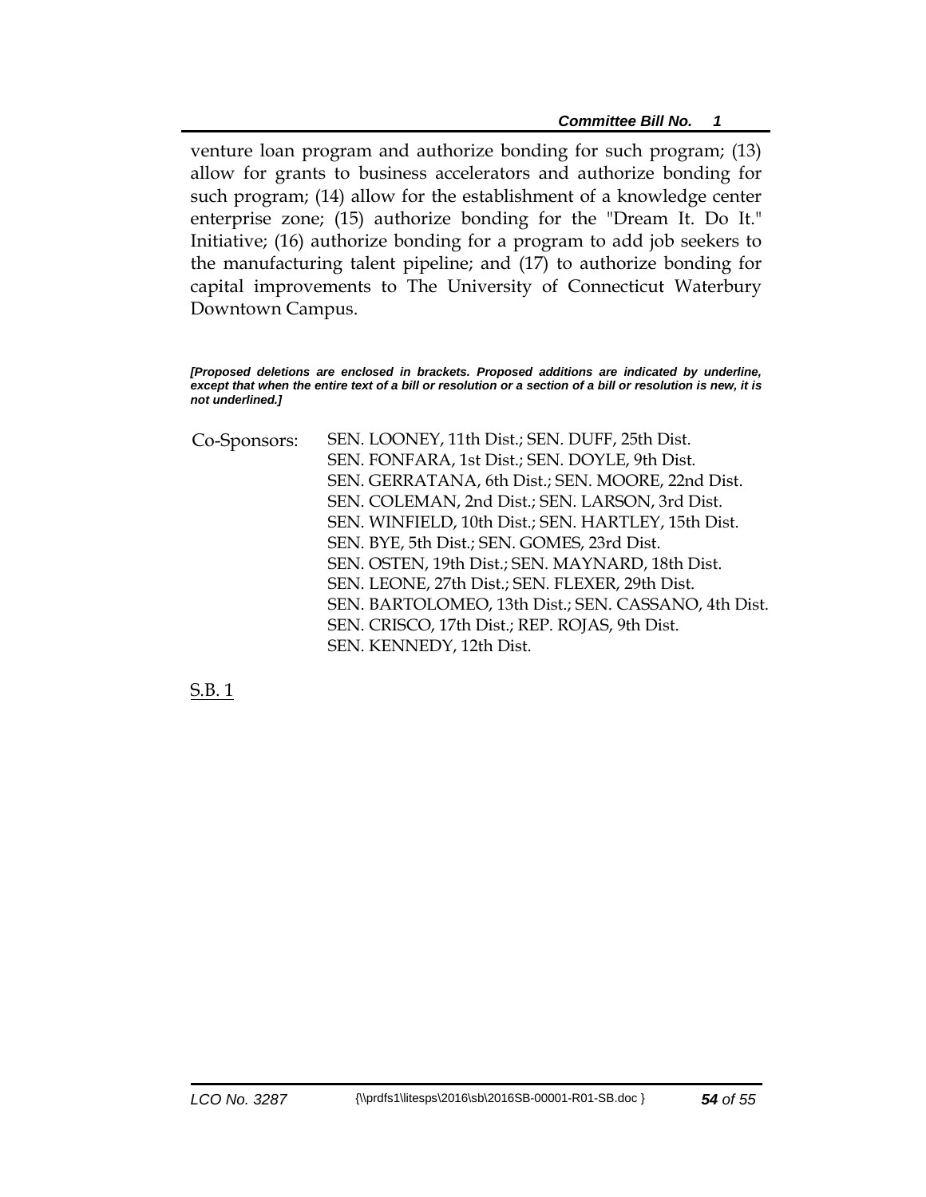venture loan program and authorize bonding for such program; (13) allow for grants to business accelerators and authorize bonding for such program; (14) allow for the establishment of a knowledge center enterprise zone; (15) authorize bonding for the "Dream It. Do It." Initiative; (16) authorize bonding for a program to add job seekers to the manufacturing talent pipeline; and (17) to authorize bonding for capital improvements to The University of Connecticut Waterbury Downtown Campus.

***[Proposed deletions are enclosed in brackets. Proposed additions are indicated by underline, except that when the entire text of a bill or resolution or a section of a bill or resolution is new, it is not underlined.]***

Co-Sponsors: SEN. LOONEY, 11th Dist.; SEN. DUFF, 25th Dist.
SEN. FONFARA, 1st Dist.; SEN. DOYLE, 9th Dist.
SEN. GERRATANA, 6th Dist.; SEN. MOORE, 22nd Dist.
SEN. COLEMAN, 2nd Dist.; SEN. LARSON, 3rd Dist.
SEN. WINFIELD, 10th Dist.; SEN. HARTLEY, 15th Dist.
SEN. BYE, 5th Dist.; SEN. GOMES, 23rd Dist.
SEN. OSTEN, 19th Dist.; SEN. MAYNARD, 18th Dist.
SEN. LEONE, 27th Dist.; SEN. FLEXER, 29th Dist.
SEN. BARTOLOMEO, 13th Dist.; SEN. CASSANO, 4th Dist.
SEN. CRISCO, 17th Dist.; REP. ROJAS, 9th Dist.
SEN. KENNEDY, 12th Dist.

<u>S.B. 1</u>